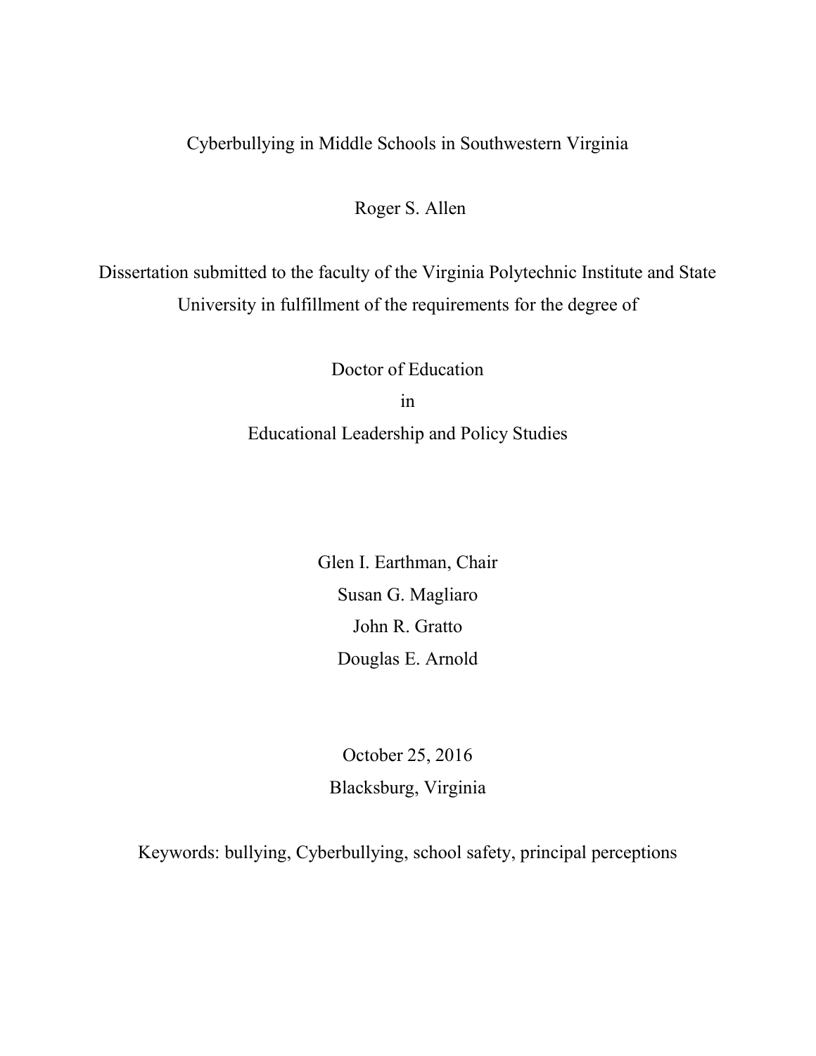# Cyberbullying in Middle Schools in Southwestern Virginia

Roger S. Allen

Dissertation submitted to the faculty of the Virginia Polytechnic Institute and State University in fulfillment of the requirements for the degree of

Doctor of Education
in
Educational Leadership and Policy Studies

Glen I. Earthman, Chair
Susan G. Magliaro
John R. Gratto
Douglas E. Arnold

October 25, 2016
Blacksburg, Virginia

Keywords: bullying, Cyberbullying, school safety, principal perceptions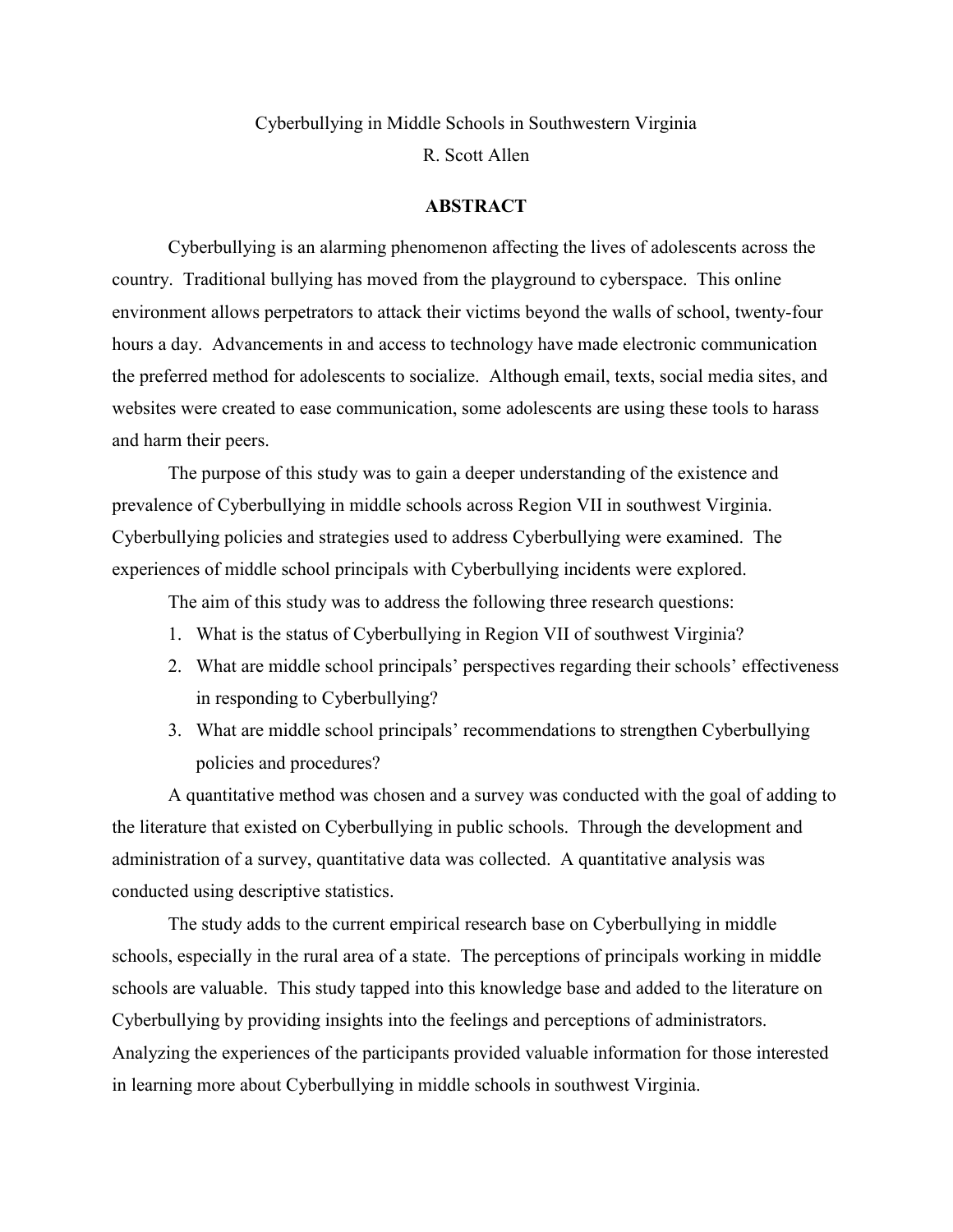Cyberbullying in Middle Schools in Southwestern Virginia

R. Scott Allen

## ABSTRACT

Cyberbullying is an alarming phenomenon affecting the lives of adolescents across the country. Traditional bullying has moved from the playground to cyberspace. This online environment allows perpetrators to attack their victims beyond the walls of school, twenty-four hours a day. Advancements in and access to technology have made electronic communication the preferred method for adolescents to socialize. Although email, texts, social media sites, and websites were created to ease communication, some adolescents are using these tools to harass and harm their peers.

The purpose of this study was to gain a deeper understanding of the existence and prevalence of Cyberbullying in middle schools across Region VII in southwest Virginia. Cyberbullying policies and strategies used to address Cyberbullying were examined. The experiences of middle school principals with Cyberbullying incidents were explored.

The aim of this study was to address the following three research questions:

1. What is the status of Cyberbullying in Region VII of southwest Virginia?
2. What are middle school principals' perspectives regarding their schools' effectiveness in responding to Cyberbullying?
3. What are middle school principals' recommendations to strengthen Cyberbullying policies and procedures?

A quantitative method was chosen and a survey was conducted with the goal of adding to the literature that existed on Cyberbullying in public schools. Through the development and administration of a survey, quantitative data was collected. A quantitative analysis was conducted using descriptive statistics.

The study adds to the current empirical research base on Cyberbullying in middle schools, especially in the rural area of a state. The perceptions of principals working in middle schools are valuable. This study tapped into this knowledge base and added to the literature on Cyberbullying by providing insights into the feelings and perceptions of administrators. Analyzing the experiences of the participants provided valuable information for those interested in learning more about Cyberbullying in middle schools in southwest Virginia.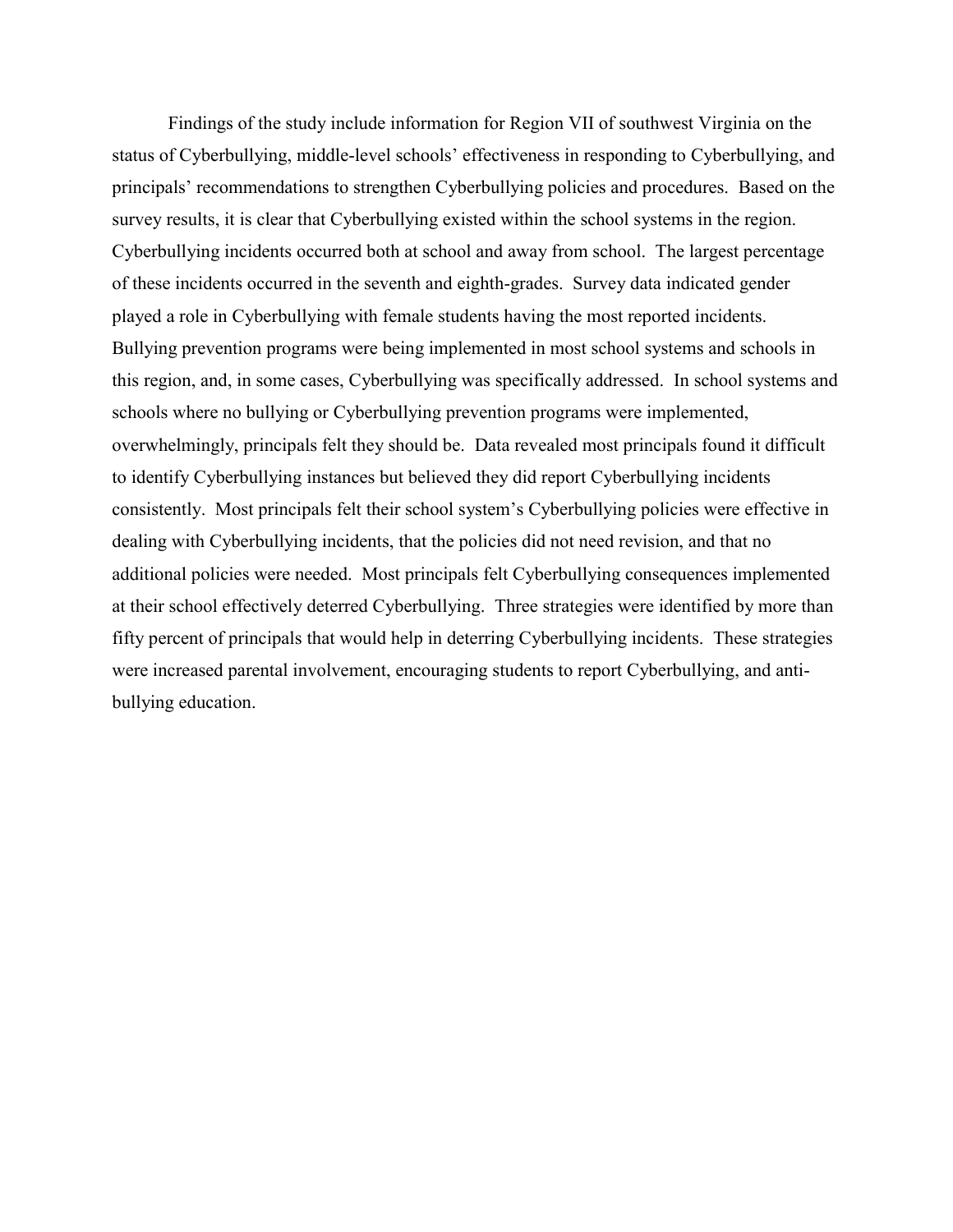Findings of the study include information for Region VII of southwest Virginia on the status of Cyberbullying, middle-level schools' effectiveness in responding to Cyberbullying, and principals' recommendations to strengthen Cyberbullying policies and procedures. Based on the survey results, it is clear that Cyberbullying existed within the school systems in the region. Cyberbullying incidents occurred both at school and away from school. The largest percentage of these incidents occurred in the seventh and eighth-grades. Survey data indicated gender played a role in Cyberbullying with female students having the most reported incidents. Bullying prevention programs were being implemented in most school systems and schools in this region, and, in some cases, Cyberbullying was specifically addressed. In school systems and schools where no bullying or Cyberbullying prevention programs were implemented, overwhelmingly, principals felt they should be. Data revealed most principals found it difficult to identify Cyberbullying instances but believed they did report Cyberbullying incidents consistently. Most principals felt their school system's Cyberbullying policies were effective in dealing with Cyberbullying incidents, that the policies did not need revision, and that no additional policies were needed. Most principals felt Cyberbullying consequences implemented at their school effectively deterred Cyberbullying. Three strategies were identified by more than fifty percent of principals that would help in deterring Cyberbullying incidents. These strategies were increased parental involvement, encouraging students to report Cyberbullying, and anti-bullying education.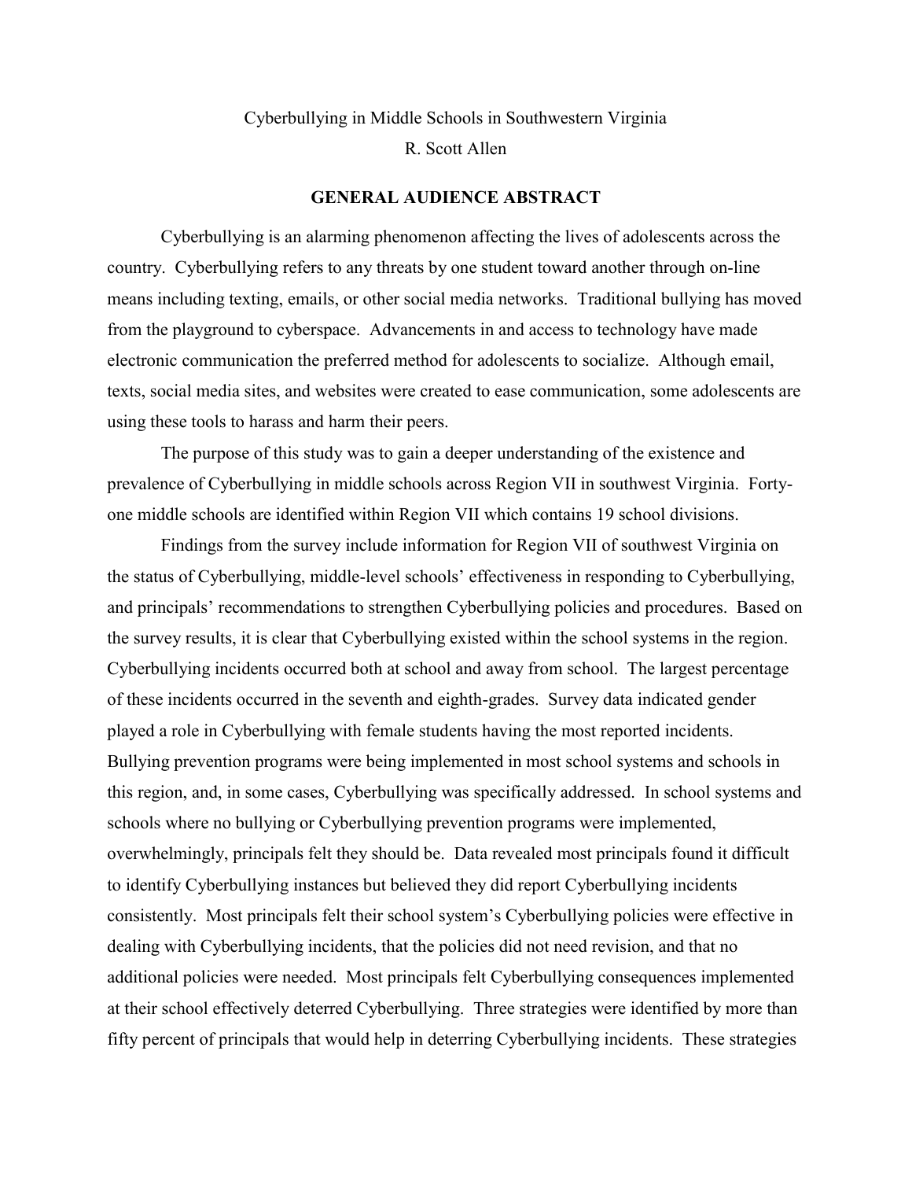Cyberbullying in Middle Schools in Southwestern Virginia

R. Scott Allen

## GENERAL AUDIENCE ABSTRACT

Cyberbullying is an alarming phenomenon affecting the lives of adolescents across the country. Cyberbullying refers to any threats by one student toward another through on-line means including texting, emails, or other social media networks. Traditional bullying has moved from the playground to cyberspace. Advancements in and access to technology have made electronic communication the preferred method for adolescents to socialize. Although email, texts, social media sites, and websites were created to ease communication, some adolescents are using these tools to harass and harm their peers.

The purpose of this study was to gain a deeper understanding of the existence and prevalence of Cyberbullying in middle schools across Region VII in southwest Virginia. Forty-one middle schools are identified within Region VII which contains 19 school divisions.

Findings from the survey include information for Region VII of southwest Virginia on the status of Cyberbullying, middle-level schools' effectiveness in responding to Cyberbullying, and principals' recommendations to strengthen Cyberbullying policies and procedures. Based on the survey results, it is clear that Cyberbullying existed within the school systems in the region. Cyberbullying incidents occurred both at school and away from school. The largest percentage of these incidents occurred in the seventh and eighth-grades. Survey data indicated gender played a role in Cyberbullying with female students having the most reported incidents. Bullying prevention programs were being implemented in most school systems and schools in this region, and, in some cases, Cyberbullying was specifically addressed. In school systems and schools where no bullying or Cyberbullying prevention programs were implemented, overwhelmingly, principals felt they should be. Data revealed most principals found it difficult to identify Cyberbullying instances but believed they did report Cyberbullying incidents consistently. Most principals felt their school system's Cyberbullying policies were effective in dealing with Cyberbullying incidents, that the policies did not need revision, and that no additional policies were needed. Most principals felt Cyberbullying consequences implemented at their school effectively deterred Cyberbullying. Three strategies were identified by more than fifty percent of principals that would help in deterring Cyberbullying incidents. These strategies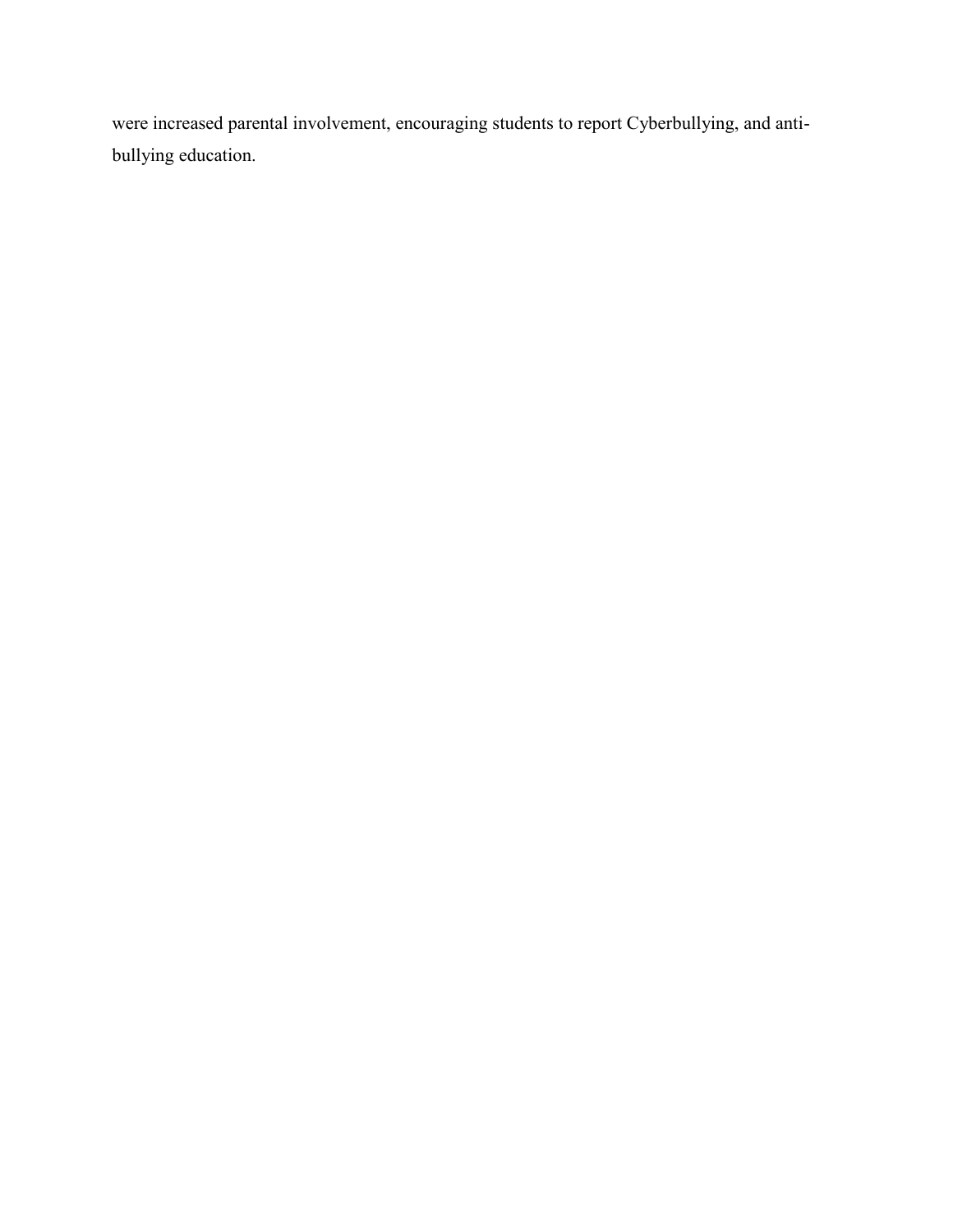were increased parental involvement, encouraging students to report Cyberbullying, and anti-bullying education.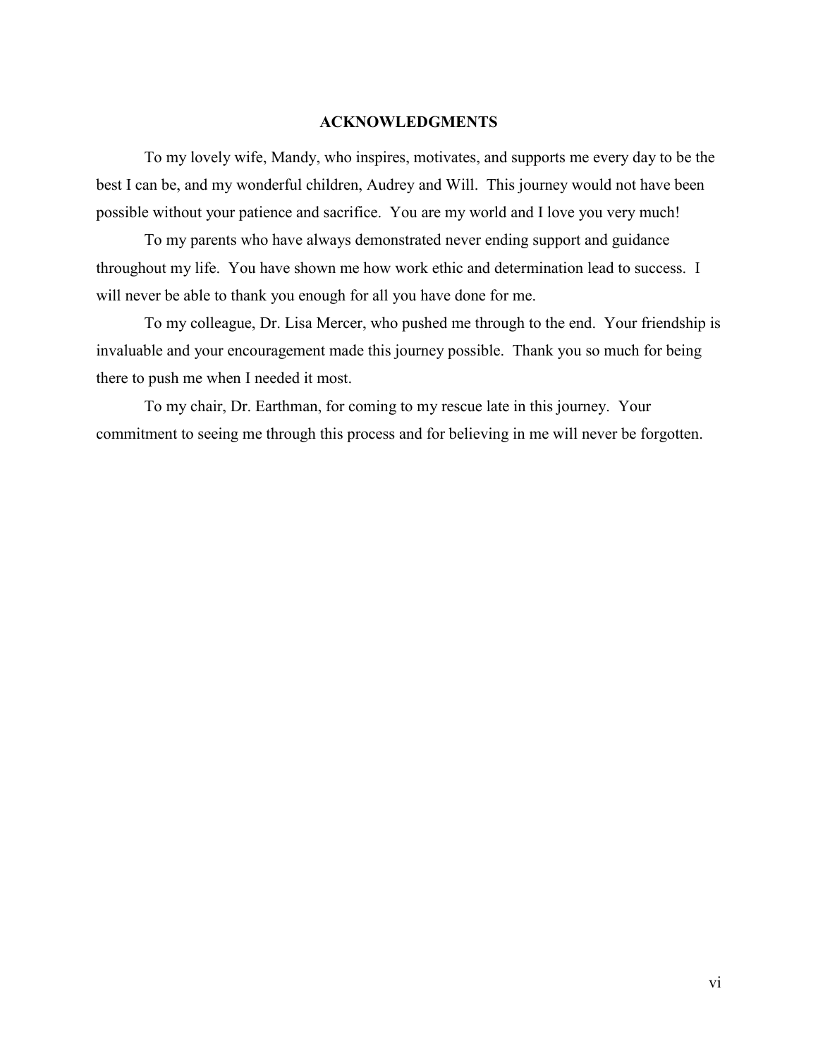## ACKNOWLEDGMENTS

To my lovely wife, Mandy, who inspires, motivates, and supports me every day to be the best I can be, and my wonderful children, Audrey and Will. This journey would not have been possible without your patience and sacrifice. You are my world and I love you very much!

To my parents who have always demonstrated never ending support and guidance throughout my life. You have shown me how work ethic and determination lead to success. I will never be able to thank you enough for all you have done for me.

To my colleague, Dr. Lisa Mercer, who pushed me through to the end. Your friendship is invaluable and your encouragement made this journey possible. Thank you so much for being there to push me when I needed it most.

To my chair, Dr. Earthman, for coming to my rescue late in this journey. Your commitment to seeing me through this process and for believing in me will never be forgotten.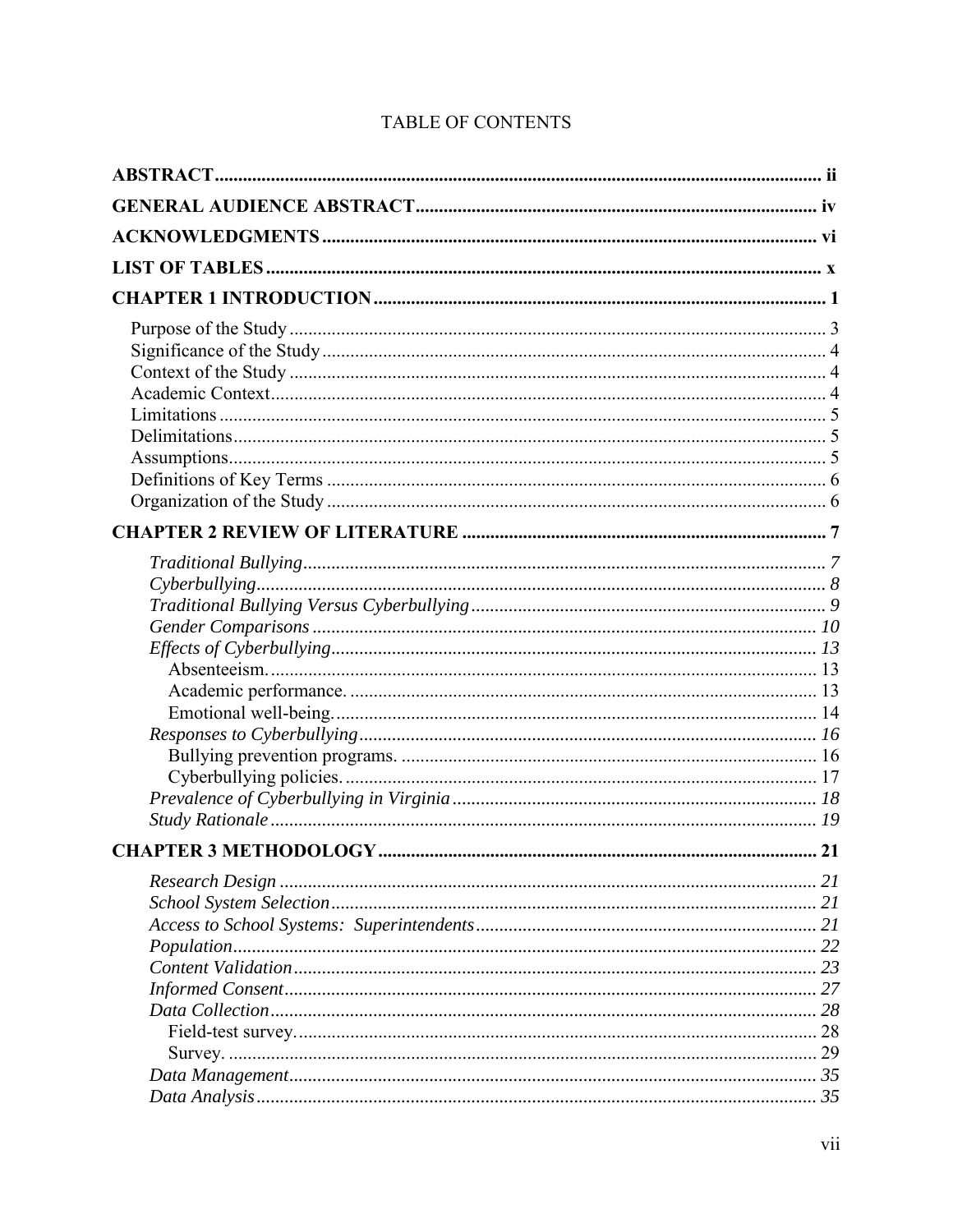# TABLE OF CONTENTS

**ABSTRACT** ii

**GENERAL AUDIENCE ABSTRACT** iv

**ACKNOWLEDGMENTS** vi

**LIST OF TABLES** x

**CHAPTER 1 INTRODUCTION** 1

- Purpose of the Study 3
- Significance of the Study 4
- Context of the Study 4
- Academic Context 4
- Limitations 5
- Delimitations 5
- Assumptions 5
- Definitions of Key Terms 6
- Organization of the Study 6

**CHAPTER 2 REVIEW OF LITERATURE** 7

- *Traditional Bullying* 7
- *Cyberbullying* 8
- *Traditional Bullying Versus Cyberbullying* 9
- *Gender Comparisons* 10
- *Effects of Cyberbullying* 13
  - Absenteeism. 13
  - Academic performance. 13
  - Emotional well-being. 14
- *Responses to Cyberbullying* 16
  - Bullying prevention programs. 16
  - Cyberbullying policies. 17
- *Prevalence of Cyberbullying in Virginia* 18
- *Study Rationale* 19

**CHAPTER 3 METHODOLOGY** 21

- *Research Design* 21
- *School System Selection* 21
- *Access to School Systems: Superintendents* 21
- *Population* 22
- *Content Validation* 23
- *Informed Consent* 27
- *Data Collection* 28
  - Field-test survey. 28
  - Survey. 29
- *Data Management* 35
- *Data Analysis* 35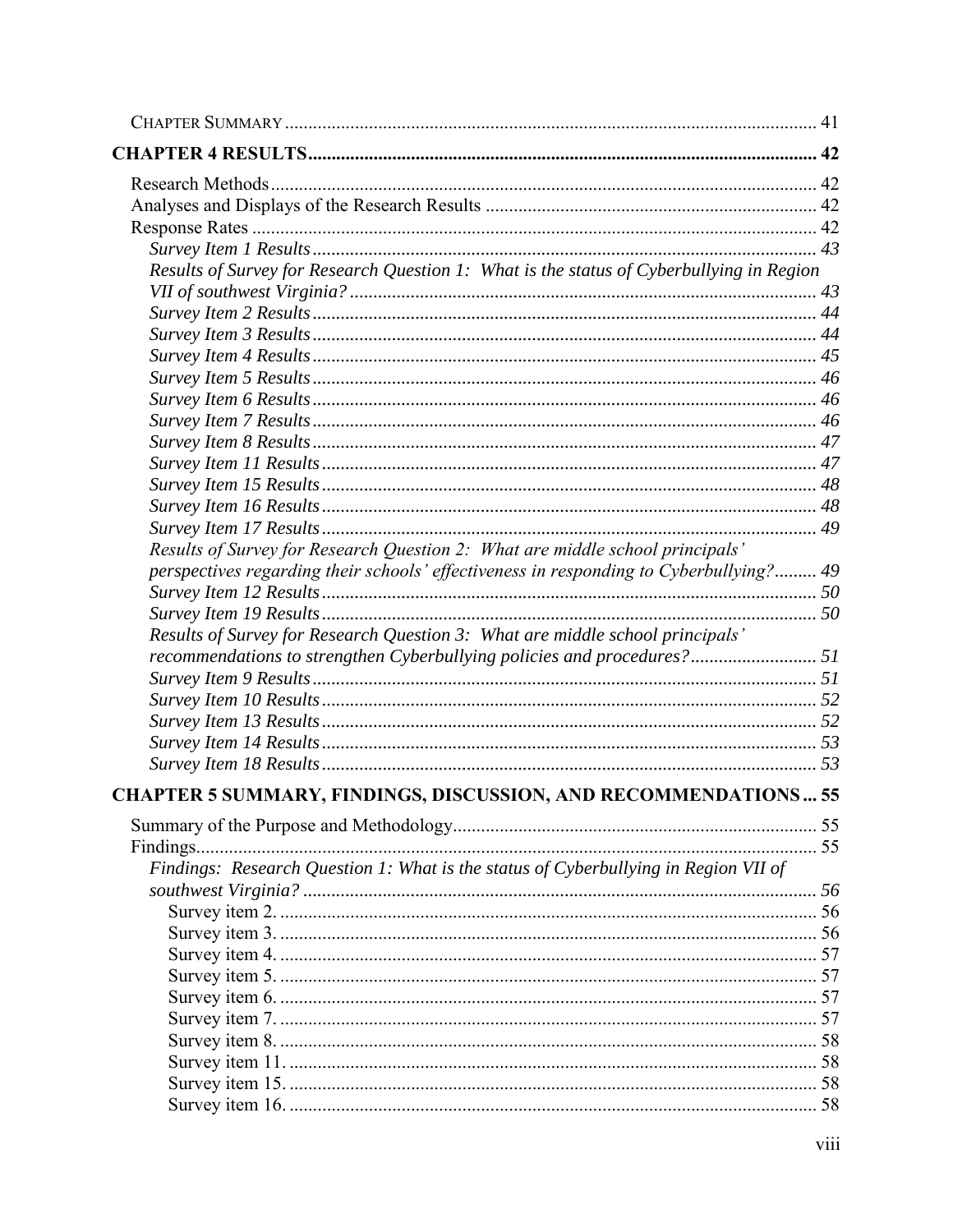CHAPTER SUMMARY ........................................................................................................ 41

**CHAPTER 4 RESULTS** ........................................................................................................ **42**

Research Methods ........................................................................................................ 42
Analyses and Displays of the Research Results ........................................................................ 42
Response Rates ........................................................................................................ 42
*Survey Item 1 Results* ........................................................................................................ *43*
*Results of Survey for Research Question 1: What is the status of Cyberbullying in Region VII of southwest Virginia?* ........................................................................................................ *43*
*Survey Item 2 Results* ........................................................................................................ *44*
*Survey Item 3 Results* ........................................................................................................ *44*
*Survey Item 4 Results* ........................................................................................................ *45*
*Survey Item 5 Results* ........................................................................................................ *46*
*Survey Item 6 Results* ........................................................................................................ *46*
*Survey Item 7 Results* ........................................................................................................ *46*
*Survey Item 8 Results* ........................................................................................................ *47*
*Survey Item 11 Results* ........................................................................................................ *47*
*Survey Item 15 Results* ........................................................................................................ *48*
*Survey Item 16 Results* ........................................................................................................ *48*
*Survey Item 17 Results* ........................................................................................................ *49*
*Results of Survey for Research Question 2: What are middle school principals' perspectives regarding their schools' effectiveness in responding to Cyberbullying?* ......... *49*
*Survey Item 12 Results* ........................................................................................................ *50*
*Survey Item 19 Results* ........................................................................................................ *50*
*Results of Survey for Research Question 3: What are middle school principals' recommendations to strengthen Cyberbullying policies and procedures?* ........................... *51*
*Survey Item 9 Results* ........................................................................................................ *51*
*Survey Item 10 Results* ........................................................................................................ *52*
*Survey Item 13 Results* ........................................................................................................ *52*
*Survey Item 14 Results* ........................................................................................................ *53*
*Survey Item 18 Results* ........................................................................................................ *53*

**CHAPTER 5 SUMMARY, FINDINGS, DISCUSSION, AND RECOMMENDATIONS** ... **55**

Summary of the Purpose and Methodology ........................................................................ 55
Findings ........................................................................................................ 55
*Findings: Research Question 1: What is the status of Cyberbullying in Region VII of southwest Virginia?* ........................................................................................................ *56*
Survey item 2. ........................................................................................................ 56
Survey item 3. ........................................................................................................ 56
Survey item 4. ........................................................................................................ 57
Survey item 5. ........................................................................................................ 57
Survey item 6. ........................................................................................................ 57
Survey item 7. ........................................................................................................ 57
Survey item 8. ........................................................................................................ 58
Survey item 11. ........................................................................................................ 58
Survey item 15. ........................................................................................................ 58
Survey item 16. ........................................................................................................ 58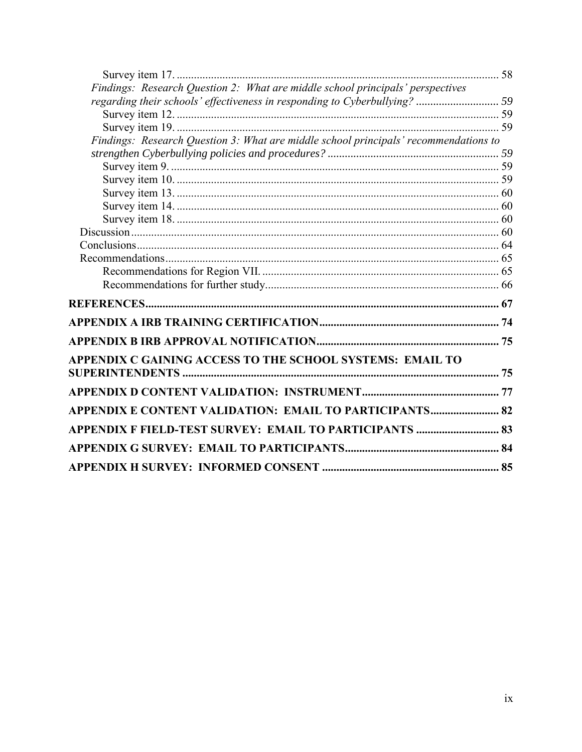Survey item 17. ................................................................................................. 58

*Findings: Research Question 2: What are middle school principals' perspectives regarding their schools' effectiveness in responding to Cyberbullying?* ............................ 59

Survey item 12. ................................................................................................. 59

Survey item 19. ................................................................................................. 59

*Findings: Research Question 3: What are middle school principals' recommendations to strengthen Cyberbullying policies and procedures?* ........................................................... 59

Survey item 9. ................................................................................................... 59

Survey item 10. ................................................................................................. 59

Survey item 13. ................................................................................................. 60

Survey item 14. ................................................................................................. 60

Survey item 18. ................................................................................................. 60

Discussion ................................................................................................................. 60

Conclusions ............................................................................................................... 64

Recommendations ..................................................................................................... 65

Recommendations for Region VII. ................................................................... 65

Recommendations for further study. ................................................................. 66

**REFERENCES** ............................................................................................................ 67

**APPENDIX A IRB TRAINING CERTIFICATION** ............................................................ 74

**APPENDIX B IRB APPROVAL NOTIFICATION** .............................................................. 75

**APPENDIX C GAINING ACCESS TO THE SCHOOL SYSTEMS: EMAIL TO SUPERINTENDENTS** ............................................................................................................ 75

**APPENDIX D CONTENT VALIDATION: INSTRUMENT** ............................................... 77

**APPENDIX E CONTENT VALIDATION: EMAIL TO PARTICIPANTS** ........................ 82

**APPENDIX F FIELD-TEST SURVEY: EMAIL TO PARTICIPANTS** ............................. 83

**APPENDIX G SURVEY: EMAIL TO PARTICIPANTS** ..................................................... 84

**APPENDIX H SURVEY: INFORMED CONSENT** ............................................................ 85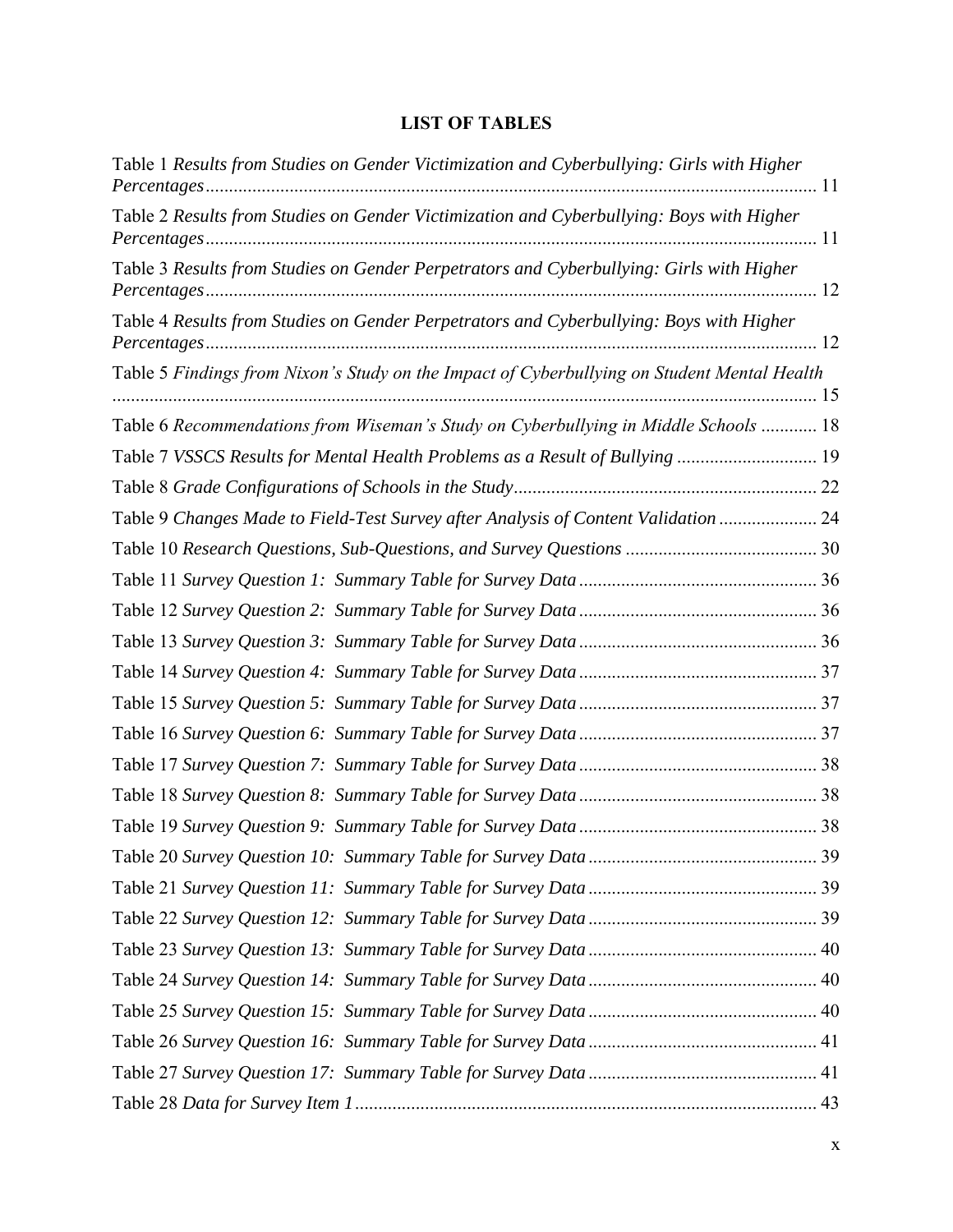# LIST OF TABLES

Table 1 *Results from Studies on Gender Victimization and Cyberbullying: Girls with Higher Percentages* ........ 11

Table 2 *Results from Studies on Gender Victimization and Cyberbullying: Boys with Higher Percentages* ........ 11

Table 3 *Results from Studies on Gender Perpetrators and Cyberbullying: Girls with Higher Percentages* ........ 12

Table 4 *Results from Studies on Gender Perpetrators and Cyberbullying: Boys with Higher Percentages* ........ 12

Table 5 *Findings from Nixon's Study on the Impact of Cyberbullying on Student Mental Health* ........ 15

Table 6 *Recommendations from Wiseman's Study on Cyberbullying in Middle Schools* ........ 18

Table 7 *VSSCS Results for Mental Health Problems as a Result of Bullying* ........ 19

Table 8 *Grade Configurations of Schools in the Study* ........ 22

Table 9 *Changes Made to Field-Test Survey after Analysis of Content Validation* ........ 24

Table 10 *Research Questions, Sub-Questions, and Survey Questions* ........ 30

Table 11 *Survey Question 1: Summary Table for Survey Data* ........ 36

Table 12 *Survey Question 2: Summary Table for Survey Data* ........ 36

Table 13 *Survey Question 3: Summary Table for Survey Data* ........ 36

Table 14 *Survey Question 4: Summary Table for Survey Data* ........ 37

Table 15 *Survey Question 5: Summary Table for Survey Data* ........ 37

Table 16 *Survey Question 6: Summary Table for Survey Data* ........ 37

Table 17 *Survey Question 7: Summary Table for Survey Data* ........ 38

Table 18 *Survey Question 8: Summary Table for Survey Data* ........ 38

Table 19 *Survey Question 9: Summary Table for Survey Data* ........ 38

Table 20 *Survey Question 10: Summary Table for Survey Data* ........ 39

Table 21 *Survey Question 11: Summary Table for Survey Data* ........ 39

Table 22 *Survey Question 12: Summary Table for Survey Data* ........ 39

Table 23 *Survey Question 13: Summary Table for Survey Data* ........ 40

Table 24 *Survey Question 14: Summary Table for Survey Data* ........ 40

Table 25 *Survey Question 15: Summary Table for Survey Data* ........ 40

Table 26 *Survey Question 16: Summary Table for Survey Data* ........ 41

Table 27 *Survey Question 17: Summary Table for Survey Data* ........ 41

Table 28 *Data for Survey Item 1* ........ 43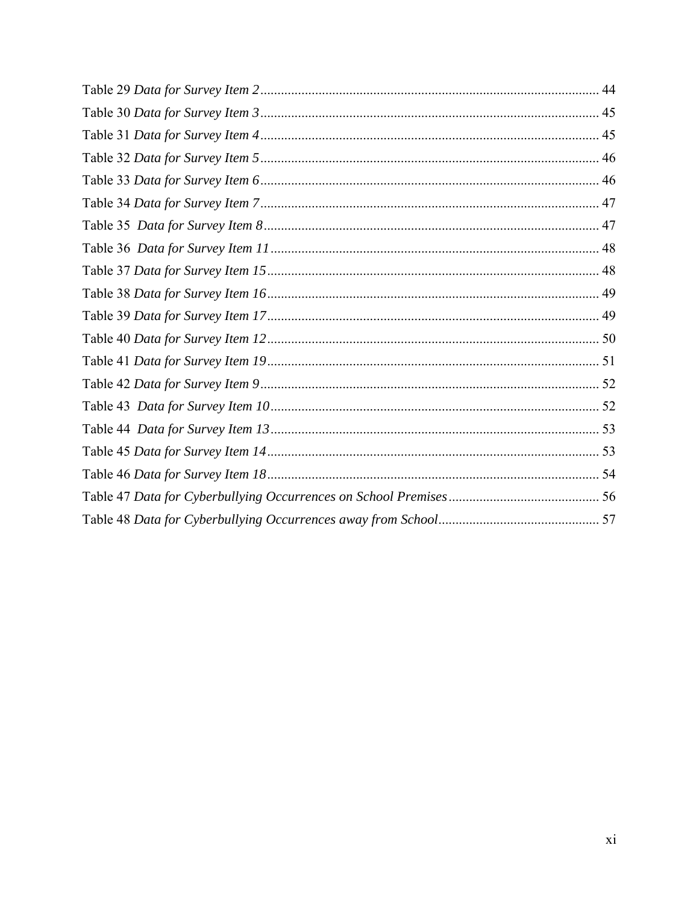Table 29 *Data for Survey Item 2* .................................................................................................. 44
Table 30 *Data for Survey Item 3* .................................................................................................. 45
Table 31 *Data for Survey Item 4* .................................................................................................. 45
Table 32 *Data for Survey Item 5* .................................................................................................. 46
Table 33 *Data for Survey Item 6* .................................................................................................. 46
Table 34 *Data for Survey Item 7* .................................................................................................. 47
Table 35 *Data for Survey Item 8* ................................................................................................. 47
Table 36 *Data for Survey Item 11* ............................................................................................... 48
Table 37 *Data for Survey Item 15* ................................................................................................ 48
Table 38 *Data for Survey Item 16* ................................................................................................ 49
Table 39 *Data for Survey Item 17* ................................................................................................ 49
Table 40 *Data for Survey Item 12* ................................................................................................ 50
Table 41 *Data for Survey Item 19* ................................................................................................ 51
Table 42 *Data for Survey Item 9* .................................................................................................. 52
Table 43 *Data for Survey Item 10* ............................................................................................... 52
Table 44 *Data for Survey Item 13* ............................................................................................... 53
Table 45 *Data for Survey Item 14* ................................................................................................ 53
Table 46 *Data for Survey Item 18* ................................................................................................ 54
Table 47 *Data for Cyberbullying Occurrences on School Premises* ............................................ 56
Table 48 *Data for Cyberbullying Occurrences away from School* ............................................... 57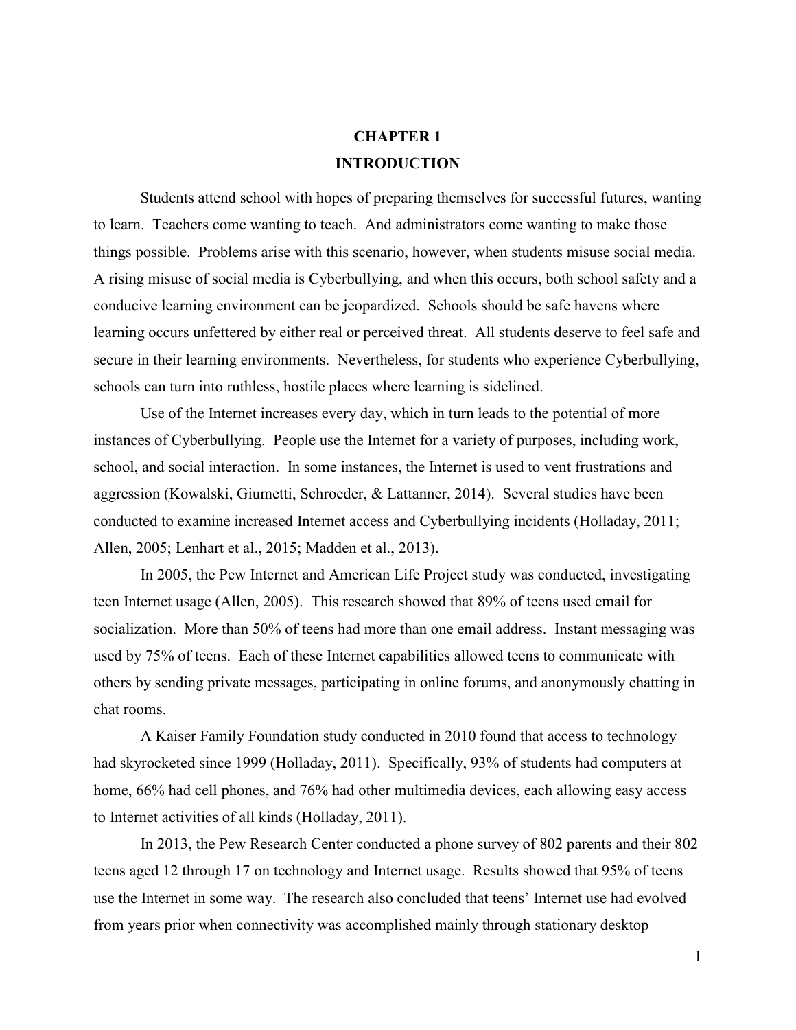# CHAPTER 1

# INTRODUCTION

Students attend school with hopes of preparing themselves for successful futures, wanting to learn. Teachers come wanting to teach. And administrators come wanting to make those things possible. Problems arise with this scenario, however, when students misuse social media. A rising misuse of social media is Cyberbullying, and when this occurs, both school safety and a conducive learning environment can be jeopardized. Schools should be safe havens where learning occurs unfettered by either real or perceived threat. All students deserve to feel safe and secure in their learning environments. Nevertheless, for students who experience Cyberbullying, schools can turn into ruthless, hostile places where learning is sidelined.

Use of the Internet increases every day, which in turn leads to the potential of more instances of Cyberbullying. People use the Internet for a variety of purposes, including work, school, and social interaction. In some instances, the Internet is used to vent frustrations and aggression (Kowalski, Giumetti, Schroeder, & Lattanner, 2014). Several studies have been conducted to examine increased Internet access and Cyberbullying incidents (Holladay, 2011; Allen, 2005; Lenhart et al., 2015; Madden et al., 2013).

In 2005, the Pew Internet and American Life Project study was conducted, investigating teen Internet usage (Allen, 2005). This research showed that 89% of teens used email for socialization. More than 50% of teens had more than one email address. Instant messaging was used by 75% of teens. Each of these Internet capabilities allowed teens to communicate with others by sending private messages, participating in online forums, and anonymously chatting in chat rooms.

A Kaiser Family Foundation study conducted in 2010 found that access to technology had skyrocketed since 1999 (Holladay, 2011). Specifically, 93% of students had computers at home, 66% had cell phones, and 76% had other multimedia devices, each allowing easy access to Internet activities of all kinds (Holladay, 2011).

In 2013, the Pew Research Center conducted a phone survey of 802 parents and their 802 teens aged 12 through 17 on technology and Internet usage. Results showed that 95% of teens use the Internet in some way. The research also concluded that teens' Internet use had evolved from years prior when connectivity was accomplished mainly through stationary desktop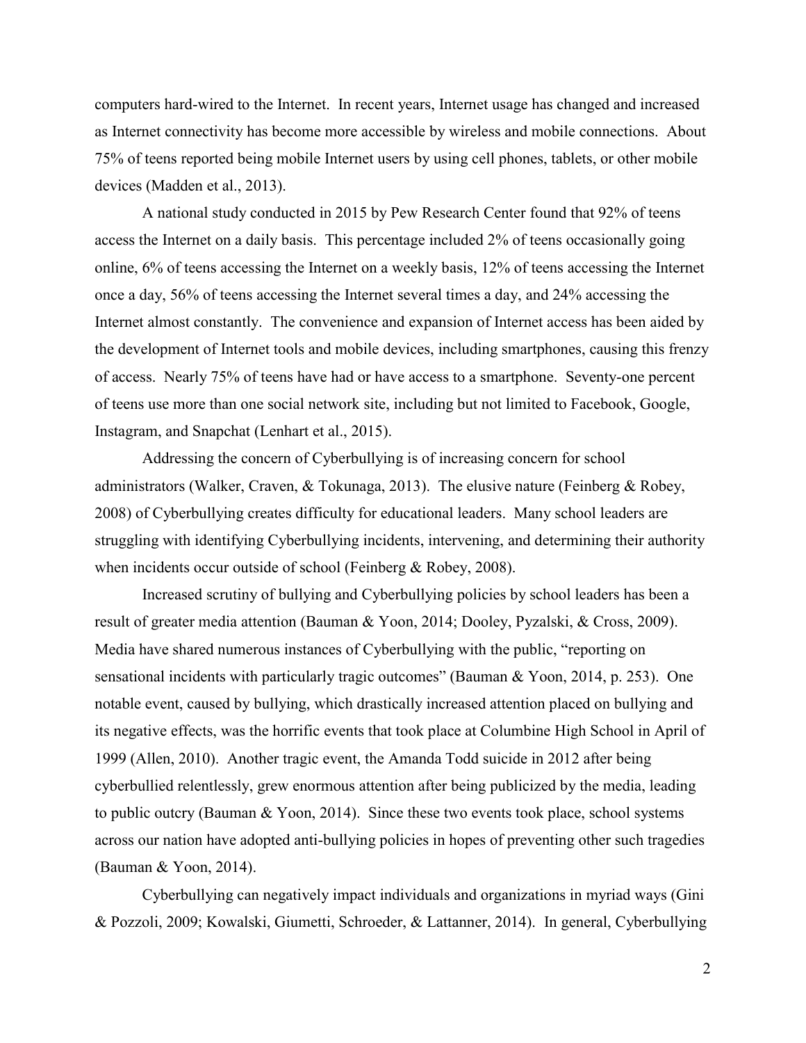computers hard-wired to the Internet. In recent years, Internet usage has changed and increased as Internet connectivity has become more accessible by wireless and mobile connections. About 75% of teens reported being mobile Internet users by using cell phones, tablets, or other mobile devices (Madden et al., 2013).

A national study conducted in 2015 by Pew Research Center found that 92% of teens access the Internet on a daily basis. This percentage included 2% of teens occasionally going online, 6% of teens accessing the Internet on a weekly basis, 12% of teens accessing the Internet once a day, 56% of teens accessing the Internet several times a day, and 24% accessing the Internet almost constantly. The convenience and expansion of Internet access has been aided by the development of Internet tools and mobile devices, including smartphones, causing this frenzy of access. Nearly 75% of teens have had or have access to a smartphone. Seventy-one percent of teens use more than one social network site, including but not limited to Facebook, Google, Instagram, and Snapchat (Lenhart et al., 2015).

Addressing the concern of Cyberbullying is of increasing concern for school administrators (Walker, Craven, & Tokunaga, 2013). The elusive nature (Feinberg & Robey, 2008) of Cyberbullying creates difficulty for educational leaders. Many school leaders are struggling with identifying Cyberbullying incidents, intervening, and determining their authority when incidents occur outside of school (Feinberg & Robey, 2008).

Increased scrutiny of bullying and Cyberbullying policies by school leaders has been a result of greater media attention (Bauman & Yoon, 2014; Dooley, Pyzalski, & Cross, 2009). Media have shared numerous instances of Cyberbullying with the public, "reporting on sensational incidents with particularly tragic outcomes" (Bauman & Yoon, 2014, p. 253). One notable event, caused by bullying, which drastically increased attention placed on bullying and its negative effects, was the horrific events that took place at Columbine High School in April of 1999 (Allen, 2010). Another tragic event, the Amanda Todd suicide in 2012 after being cyberbullied relentlessly, grew enormous attention after being publicized by the media, leading to public outcry (Bauman & Yoon, 2014). Since these two events took place, school systems across our nation have adopted anti-bullying policies in hopes of preventing other such tragedies (Bauman & Yoon, 2014).

Cyberbullying can negatively impact individuals and organizations in myriad ways (Gini & Pozzoli, 2009; Kowalski, Giumetti, Schroeder, & Lattanner, 2014). In general, Cyberbullying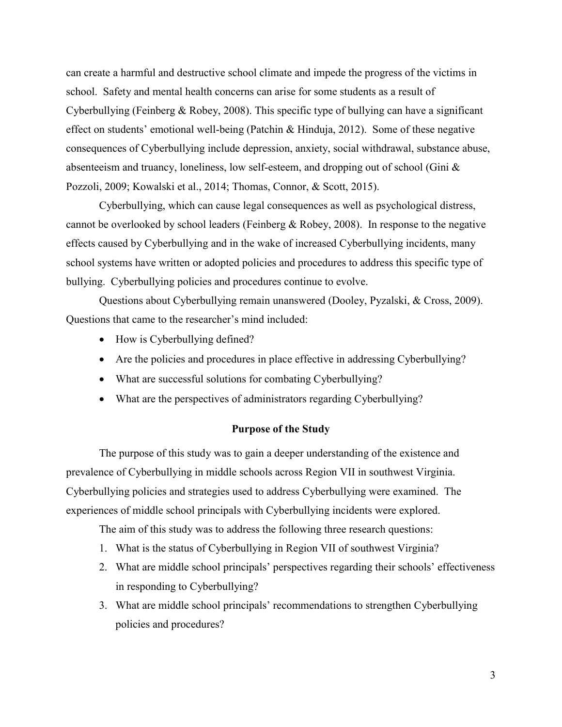can create a harmful and destructive school climate and impede the progress of the victims in school. Safety and mental health concerns can arise for some students as a result of Cyberbullying (Feinberg & Robey, 2008). This specific type of bullying can have a significant effect on students' emotional well-being (Patchin & Hinduja, 2012). Some of these negative consequences of Cyberbullying include depression, anxiety, social withdrawal, substance abuse, absenteeism and truancy, loneliness, low self-esteem, and dropping out of school (Gini & Pozzoli, 2009; Kowalski et al., 2014; Thomas, Connor, & Scott, 2015).

Cyberbullying, which can cause legal consequences as well as psychological distress, cannot be overlooked by school leaders (Feinberg & Robey, 2008). In response to the negative effects caused by Cyberbullying and in the wake of increased Cyberbullying incidents, many school systems have written or adopted policies and procedures to address this specific type of bullying. Cyberbullying policies and procedures continue to evolve.

Questions about Cyberbullying remain unanswered (Dooley, Pyzalski, & Cross, 2009). Questions that came to the researcher's mind included:

- How is Cyberbullying defined?
- Are the policies and procedures in place effective in addressing Cyberbullying?
- What are successful solutions for combating Cyberbullying?
- What are the perspectives of administrators regarding Cyberbullying?

## Purpose of the Study

The purpose of this study was to gain a deeper understanding of the existence and prevalence of Cyberbullying in middle schools across Region VII in southwest Virginia. Cyberbullying policies and strategies used to address Cyberbullying were examined. The experiences of middle school principals with Cyberbullying incidents were explored.

The aim of this study was to address the following three research questions:

1. What is the status of Cyberbullying in Region VII of southwest Virginia?
2. What are middle school principals' perspectives regarding their schools' effectiveness in responding to Cyberbullying?
3. What are middle school principals' recommendations to strengthen Cyberbullying policies and procedures?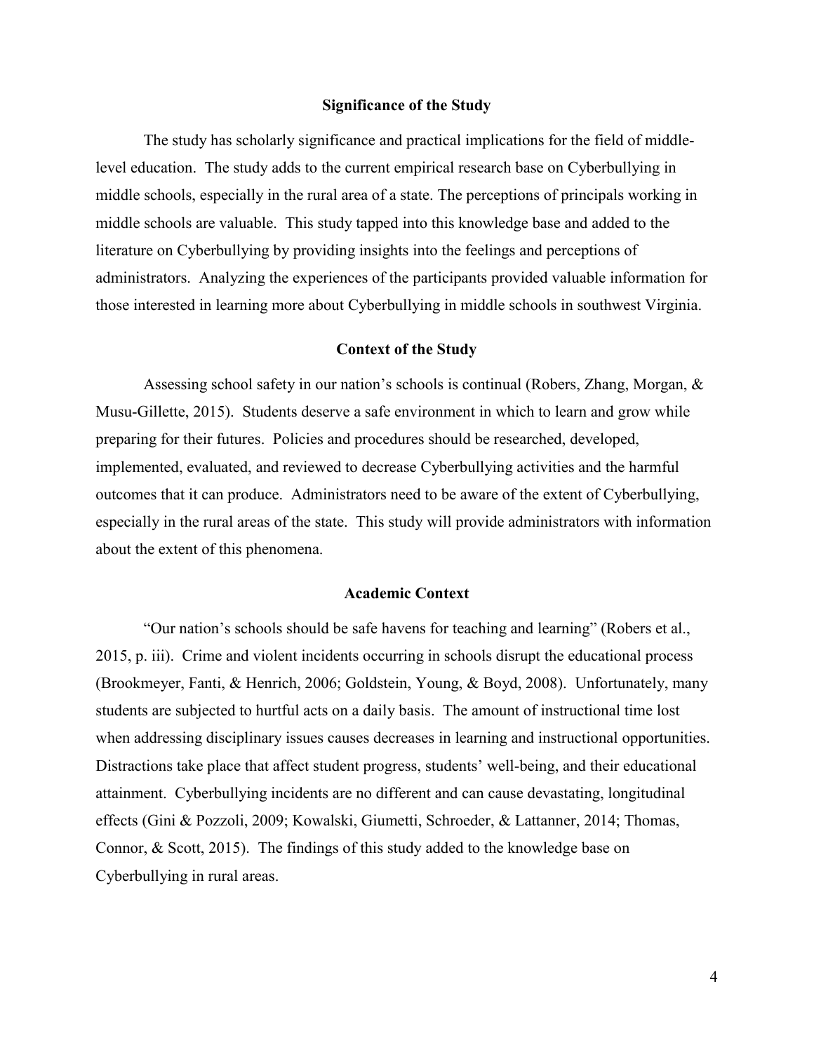## Significance of the Study

The study has scholarly significance and practical implications for the field of middle-level education. The study adds to the current empirical research base on Cyberbullying in middle schools, especially in the rural area of a state. The perceptions of principals working in middle schools are valuable. This study tapped into this knowledge base and added to the literature on Cyberbullying by providing insights into the feelings and perceptions of administrators. Analyzing the experiences of the participants provided valuable information for those interested in learning more about Cyberbullying in middle schools in southwest Virginia.

## Context of the Study

Assessing school safety in our nation's schools is continual (Robers, Zhang, Morgan, & Musu-Gillette, 2015). Students deserve a safe environment in which to learn and grow while preparing for their futures. Policies and procedures should be researched, developed, implemented, evaluated, and reviewed to decrease Cyberbullying activities and the harmful outcomes that it can produce. Administrators need to be aware of the extent of Cyberbullying, especially in the rural areas of the state. This study will provide administrators with information about the extent of this phenomena.

## Academic Context

"Our nation's schools should be safe havens for teaching and learning" (Robers et al., 2015, p. iii). Crime and violent incidents occurring in schools disrupt the educational process (Brookmeyer, Fanti, & Henrich, 2006; Goldstein, Young, & Boyd, 2008). Unfortunately, many students are subjected to hurtful acts on a daily basis. The amount of instructional time lost when addressing disciplinary issues causes decreases in learning and instructional opportunities. Distractions take place that affect student progress, students' well-being, and their educational attainment. Cyberbullying incidents are no different and can cause devastating, longitudinal effects (Gini & Pozzoli, 2009; Kowalski, Giumetti, Schroeder, & Lattanner, 2014; Thomas, Connor, & Scott, 2015). The findings of this study added to the knowledge base on Cyberbullying in rural areas.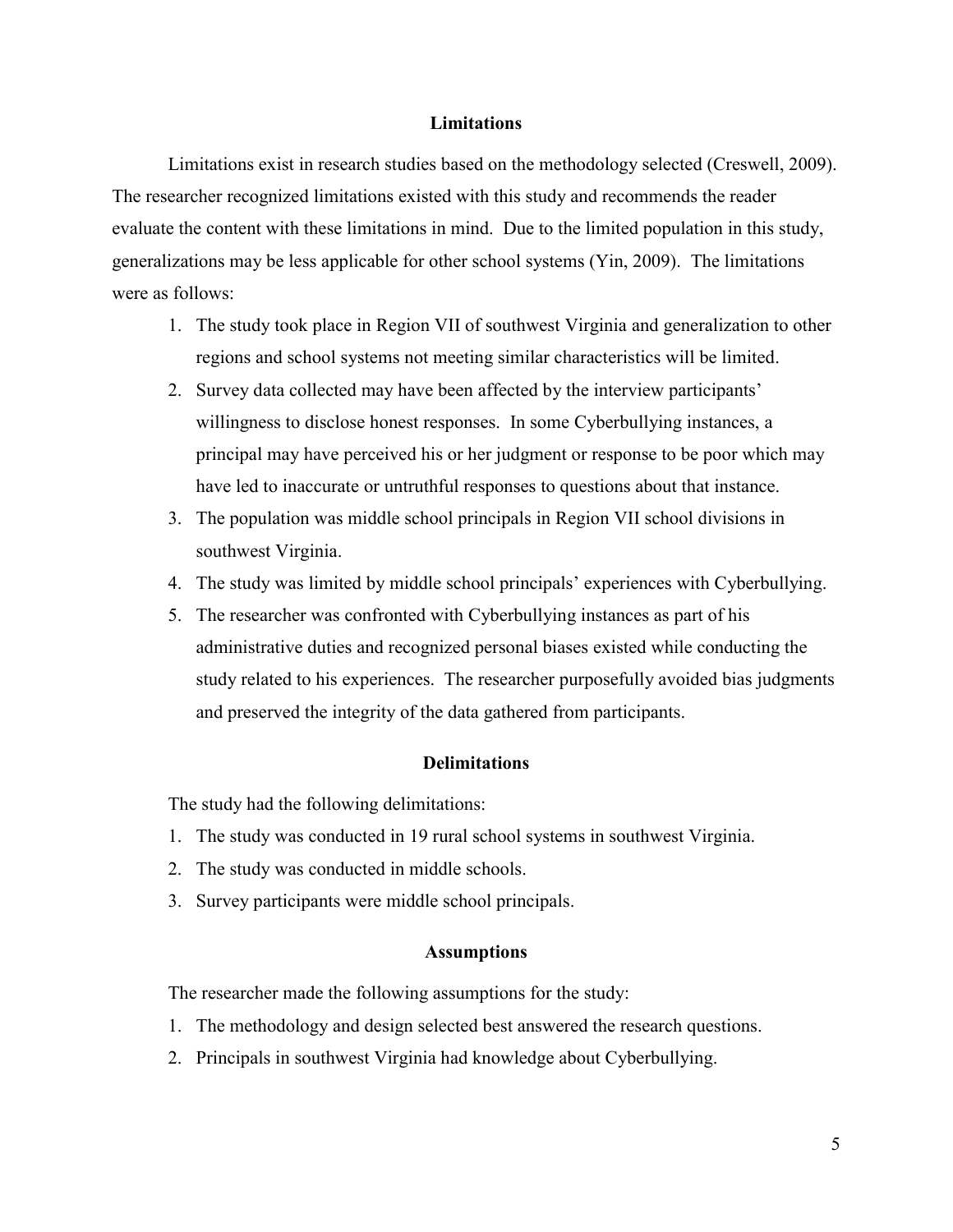## Limitations

Limitations exist in research studies based on the methodology selected (Creswell, 2009). The researcher recognized limitations existed with this study and recommends the reader evaluate the content with these limitations in mind. Due to the limited population in this study, generalizations may be less applicable for other school systems (Yin, 2009). The limitations were as follows:

1. The study took place in Region VII of southwest Virginia and generalization to other regions and school systems not meeting similar characteristics will be limited.
2. Survey data collected may have been affected by the interview participants' willingness to disclose honest responses. In some Cyberbullying instances, a principal may have perceived his or her judgment or response to be poor which may have led to inaccurate or untruthful responses to questions about that instance.
3. The population was middle school principals in Region VII school divisions in southwest Virginia.
4. The study was limited by middle school principals' experiences with Cyberbullying.
5. The researcher was confronted with Cyberbullying instances as part of his administrative duties and recognized personal biases existed while conducting the study related to his experiences. The researcher purposefully avoided bias judgments and preserved the integrity of the data gathered from participants.

## Delimitations

The study had the following delimitations:

1. The study was conducted in 19 rural school systems in southwest Virginia.
2. The study was conducted in middle schools.
3. Survey participants were middle school principals.

## Assumptions

The researcher made the following assumptions for the study:

1. The methodology and design selected best answered the research questions.
2. Principals in southwest Virginia had knowledge about Cyberbullying.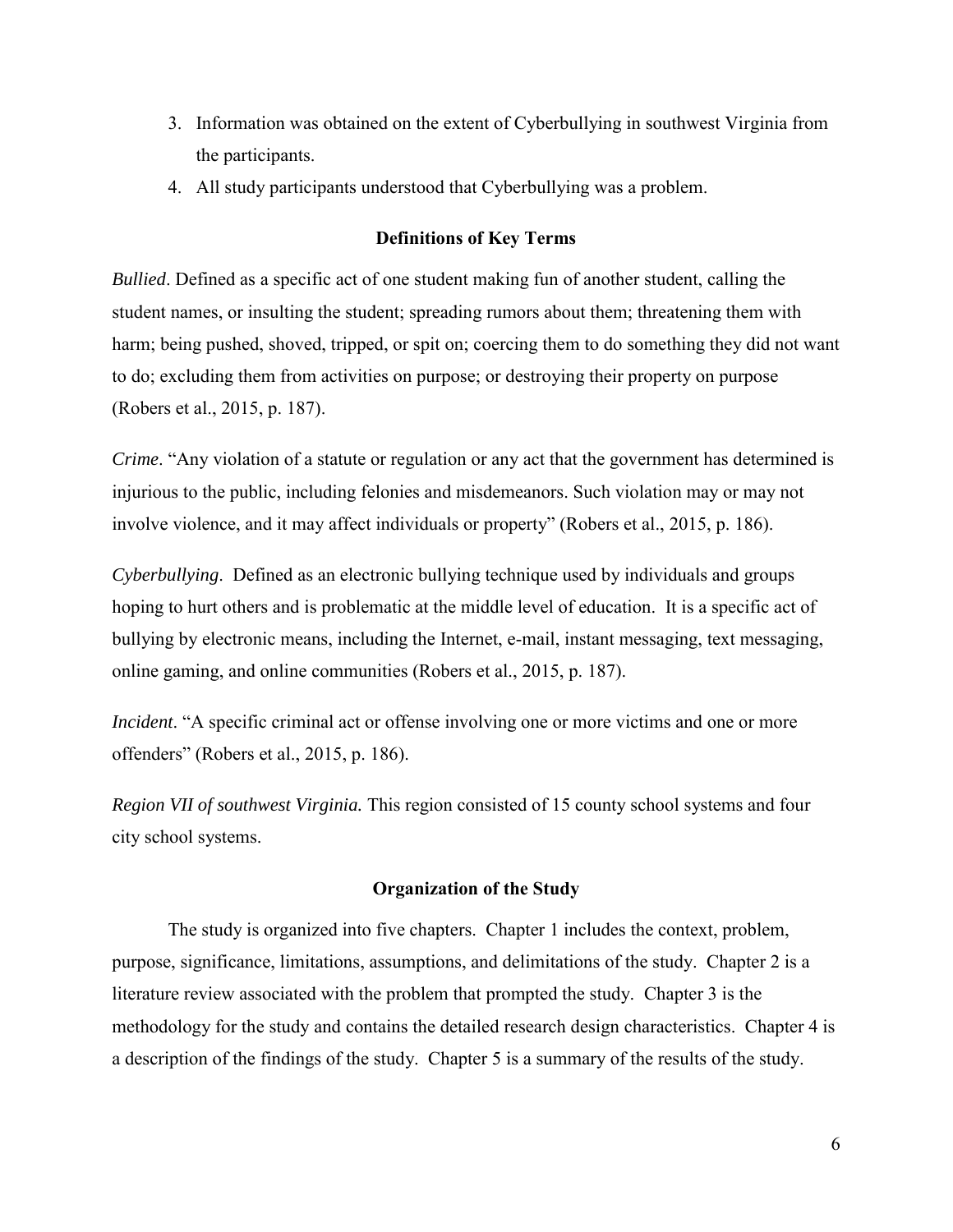3. Information was obtained on the extent of Cyberbullying in southwest Virginia from the participants.
4. All study participants understood that Cyberbullying was a problem.

## Definitions of Key Terms

*Bullied*. Defined as a specific act of one student making fun of another student, calling the student names, or insulting the student; spreading rumors about them; threatening them with harm; being pushed, shoved, tripped, or spit on; coercing them to do something they did not want to do; excluding them from activities on purpose; or destroying their property on purpose (Robers et al., 2015, p. 187).

*Crime*. "Any violation of a statute or regulation or any act that the government has determined is injurious to the public, including felonies and misdemeanors. Such violation may or may not involve violence, and it may affect individuals or property" (Robers et al., 2015, p. 186).

*Cyberbullying*. Defined as an electronic bullying technique used by individuals and groups hoping to hurt others and is problematic at the middle level of education. It is a specific act of bullying by electronic means, including the Internet, e-mail, instant messaging, text messaging, online gaming, and online communities (Robers et al., 2015, p. 187).

*Incident*. "A specific criminal act or offense involving one or more victims and one or more offenders" (Robers et al., 2015, p. 186).

*Region VII of southwest Virginia.* This region consisted of 15 county school systems and four city school systems.

## Organization of the Study

The study is organized into five chapters. Chapter 1 includes the context, problem, purpose, significance, limitations, assumptions, and delimitations of the study. Chapter 2 is a literature review associated with the problem that prompted the study. Chapter 3 is the methodology for the study and contains the detailed research design characteristics. Chapter 4 is a description of the findings of the study. Chapter 5 is a summary of the results of the study.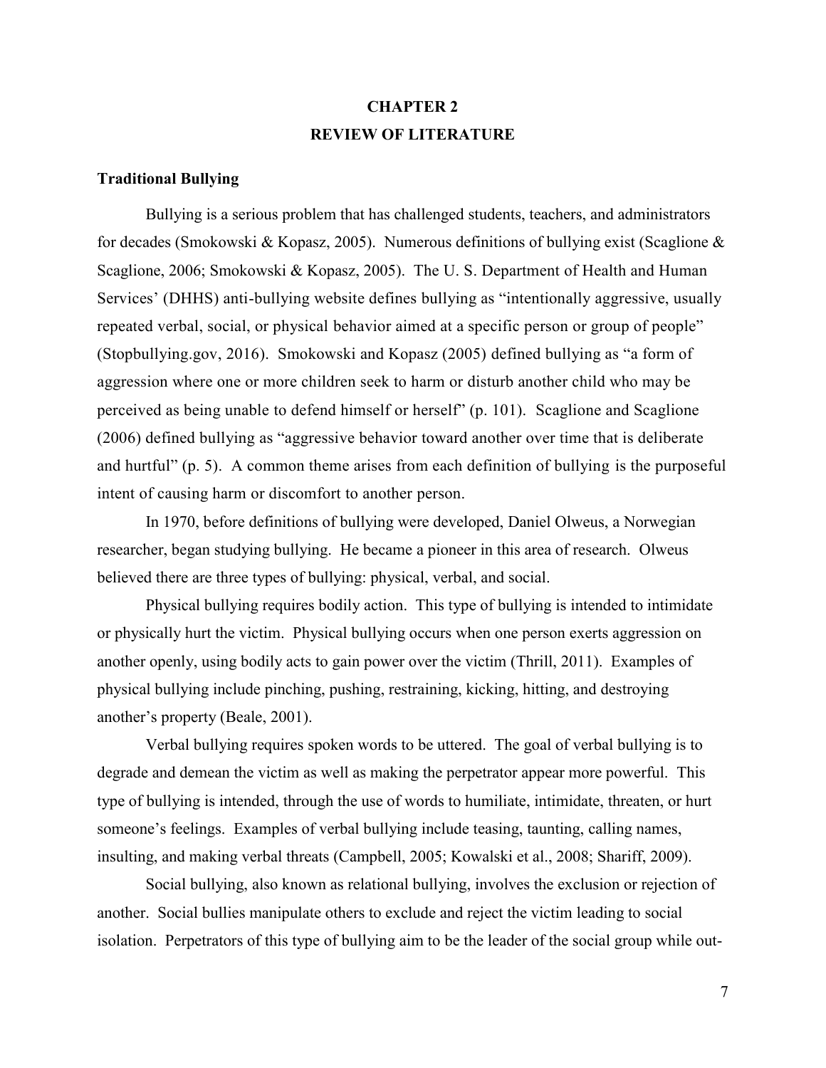# CHAPTER 2

# REVIEW OF LITERATURE

### Traditional Bullying

Bullying is a serious problem that has challenged students, teachers, and administrators for decades (Smokowski & Kopasz, 2005). Numerous definitions of bullying exist (Scaglione & Scaglione, 2006; Smokowski & Kopasz, 2005). The U. S. Department of Health and Human Services' (DHHS) anti-bullying website defines bullying as "intentionally aggressive, usually repeated verbal, social, or physical behavior aimed at a specific person or group of people" (Stopbullying.gov, 2016). Smokowski and Kopasz (2005) defined bullying as "a form of aggression where one or more children seek to harm or disturb another child who may be perceived as being unable to defend himself or herself" (p. 101). Scaglione and Scaglione (2006) defined bullying as "aggressive behavior toward another over time that is deliberate and hurtful" (p. 5). A common theme arises from each definition of bullying is the purposeful intent of causing harm or discomfort to another person.

In 1970, before definitions of bullying were developed, Daniel Olweus, a Norwegian researcher, began studying bullying. He became a pioneer in this area of research. Olweus believed there are three types of bullying: physical, verbal, and social.

Physical bullying requires bodily action. This type of bullying is intended to intimidate or physically hurt the victim. Physical bullying occurs when one person exerts aggression on another openly, using bodily acts to gain power over the victim (Thrill, 2011). Examples of physical bullying include pinching, pushing, restraining, kicking, hitting, and destroying another's property (Beale, 2001).

Verbal bullying requires spoken words to be uttered. The goal of verbal bullying is to degrade and demean the victim as well as making the perpetrator appear more powerful. This type of bullying is intended, through the use of words to humiliate, intimidate, threaten, or hurt someone's feelings. Examples of verbal bullying include teasing, taunting, calling names, insulting, and making verbal threats (Campbell, 2005; Kowalski et al., 2008; Shariff, 2009).

Social bullying, also known as relational bullying, involves the exclusion or rejection of another. Social bullies manipulate others to exclude and reject the victim leading to social isolation. Perpetrators of this type of bullying aim to be the leader of the social group while out-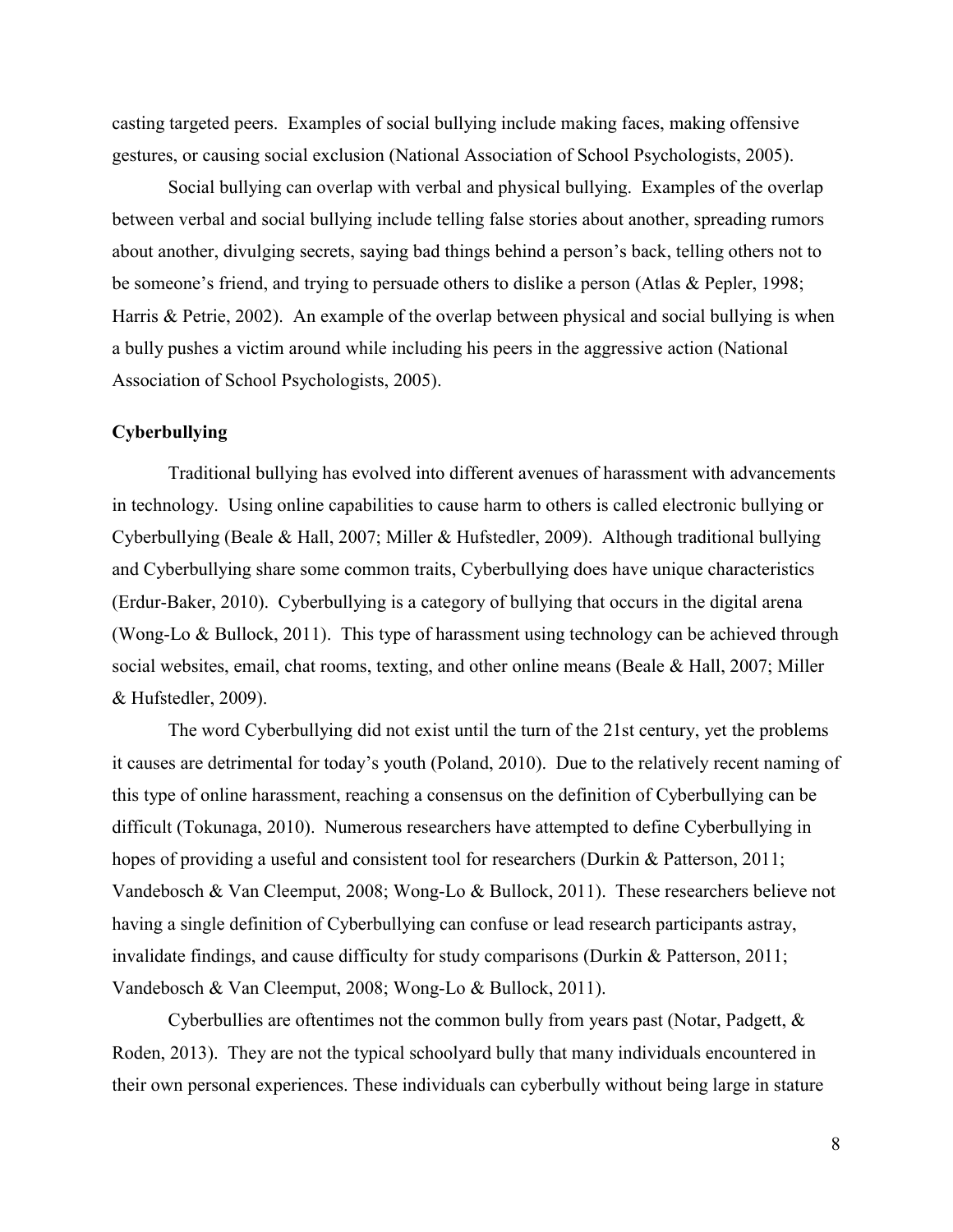casting targeted peers. Examples of social bullying include making faces, making offensive gestures, or causing social exclusion (National Association of School Psychologists, 2005).

Social bullying can overlap with verbal and physical bullying. Examples of the overlap between verbal and social bullying include telling false stories about another, spreading rumors about another, divulging secrets, saying bad things behind a person's back, telling others not to be someone's friend, and trying to persuade others to dislike a person (Atlas & Pepler, 1998; Harris & Petrie, 2002). An example of the overlap between physical and social bullying is when a bully pushes a victim around while including his peers in the aggressive action (National Association of School Psychologists, 2005).

### Cyberbullying

Traditional bullying has evolved into different avenues of harassment with advancements in technology. Using online capabilities to cause harm to others is called electronic bullying or Cyberbullying (Beale & Hall, 2007; Miller & Hufstedler, 2009). Although traditional bullying and Cyberbullying share some common traits, Cyberbullying does have unique characteristics (Erdur-Baker, 2010). Cyberbullying is a category of bullying that occurs in the digital arena (Wong-Lo & Bullock, 2011). This type of harassment using technology can be achieved through social websites, email, chat rooms, texting, and other online means (Beale & Hall, 2007; Miller & Hufstedler, 2009).

The word Cyberbullying did not exist until the turn of the 21st century, yet the problems it causes are detrimental for today's youth (Poland, 2010). Due to the relatively recent naming of this type of online harassment, reaching a consensus on the definition of Cyberbullying can be difficult (Tokunaga, 2010). Numerous researchers have attempted to define Cyberbullying in hopes of providing a useful and consistent tool for researchers (Durkin & Patterson, 2011; Vandebosch & Van Cleemput, 2008; Wong-Lo & Bullock, 2011). These researchers believe not having a single definition of Cyberbullying can confuse or lead research participants astray, invalidate findings, and cause difficulty for study comparisons (Durkin & Patterson, 2011; Vandebosch & Van Cleemput, 2008; Wong-Lo & Bullock, 2011).

Cyberbullies are oftentimes not the common bully from years past (Notar, Padgett, & Roden, 2013). They are not the typical schoolyard bully that many individuals encountered in their own personal experiences. These individuals can cyberbully without being large in stature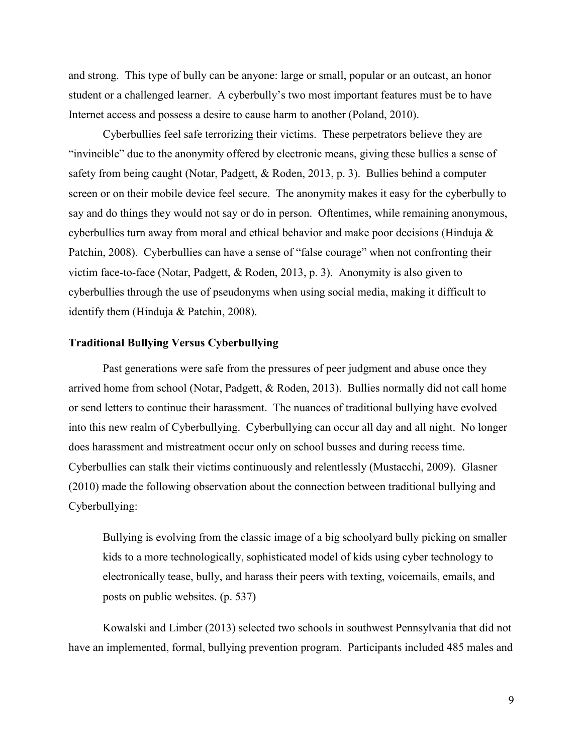and strong. This type of bully can be anyone: large or small, popular or an outcast, an honor student or a challenged learner. A cyberbully's two most important features must be to have Internet access and possess a desire to cause harm to another (Poland, 2010).

Cyberbullies feel safe terrorizing their victims. These perpetrators believe they are "invincible" due to the anonymity offered by electronic means, giving these bullies a sense of safety from being caught (Notar, Padgett, & Roden, 2013, p. 3). Bullies behind a computer screen or on their mobile device feel secure. The anonymity makes it easy for the cyberbully to say and do things they would not say or do in person. Oftentimes, while remaining anonymous, cyberbullies turn away from moral and ethical behavior and make poor decisions (Hinduja & Patchin, 2008). Cyberbullies can have a sense of "false courage" when not confronting their victim face-to-face (Notar, Padgett, & Roden, 2013, p. 3). Anonymity is also given to cyberbullies through the use of pseudonyms when using social media, making it difficult to identify them (Hinduja & Patchin, 2008).

### Traditional Bullying Versus Cyberbullying

Past generations were safe from the pressures of peer judgment and abuse once they arrived home from school (Notar, Padgett, & Roden, 2013). Bullies normally did not call home or send letters to continue their harassment. The nuances of traditional bullying have evolved into this new realm of Cyberbullying. Cyberbullying can occur all day and all night. No longer does harassment and mistreatment occur only on school busses and during recess time. Cyberbullies can stalk their victims continuously and relentlessly (Mustacchi, 2009). Glasner (2010) made the following observation about the connection between traditional bullying and Cyberbullying:

> Bullying is evolving from the classic image of a big schoolyard bully picking on smaller kids to a more technologically, sophisticated model of kids using cyber technology to electronically tease, bully, and harass their peers with texting, voicemails, emails, and posts on public websites. (p. 537)

Kowalski and Limber (2013) selected two schools in southwest Pennsylvania that did not have an implemented, formal, bullying prevention program. Participants included 485 males and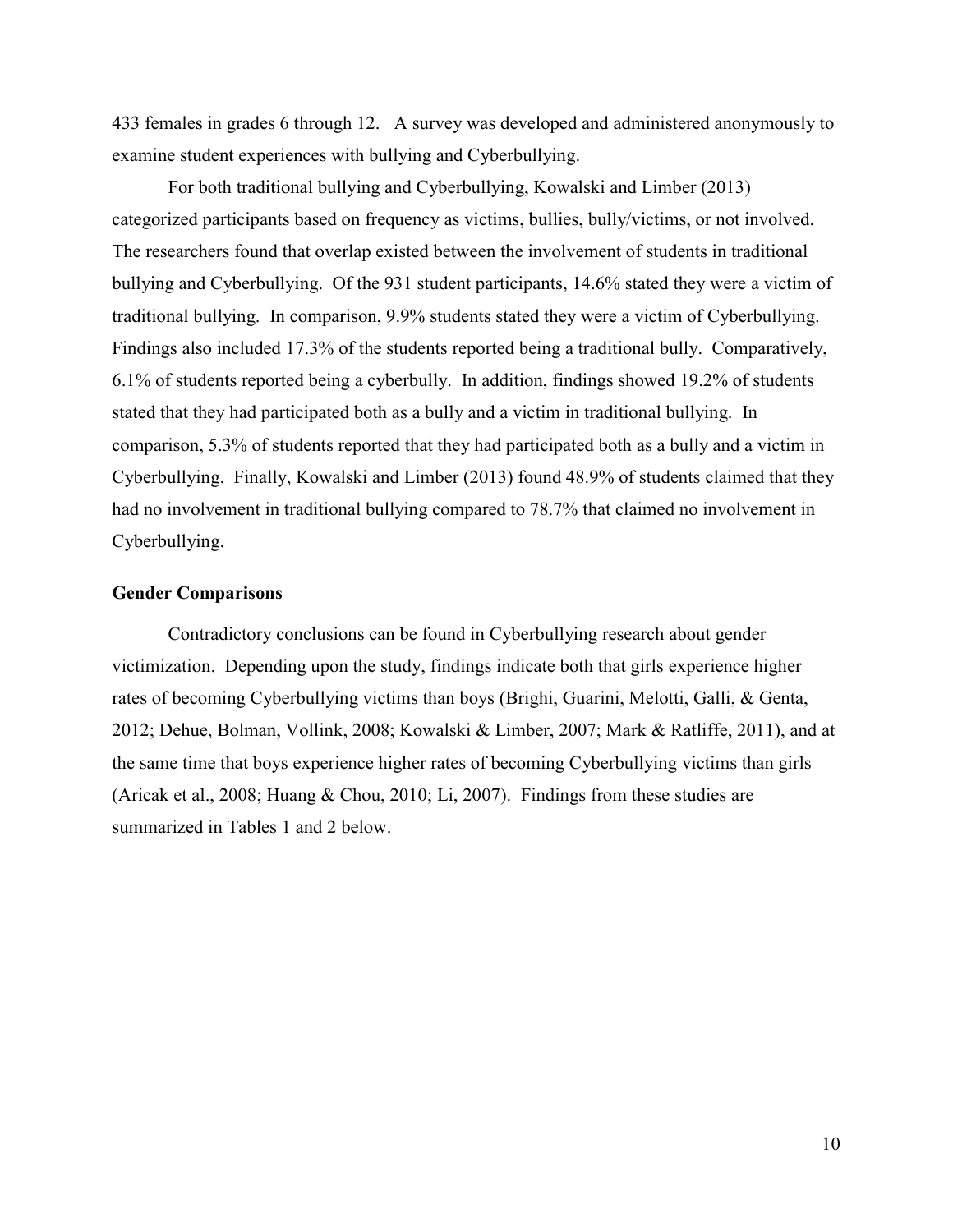433 females in grades 6 through 12. A survey was developed and administered anonymously to examine student experiences with bullying and Cyberbullying.

For both traditional bullying and Cyberbullying, Kowalski and Limber (2013) categorized participants based on frequency as victims, bullies, bully/victims, or not involved. The researchers found that overlap existed between the involvement of students in traditional bullying and Cyberbullying. Of the 931 student participants, 14.6% stated they were a victim of traditional bullying. In comparison, 9.9% students stated they were a victim of Cyberbullying. Findings also included 17.3% of the students reported being a traditional bully. Comparatively, 6.1% of students reported being a cyberbully. In addition, findings showed 19.2% of students stated that they had participated both as a bully and a victim in traditional bullying. In comparison, 5.3% of students reported that they had participated both as a bully and a victim in Cyberbullying. Finally, Kowalski and Limber (2013) found 48.9% of students claimed that they had no involvement in traditional bullying compared to 78.7% that claimed no involvement in Cyberbullying.

**Gender Comparisons**

Contradictory conclusions can be found in Cyberbullying research about gender victimization. Depending upon the study, findings indicate both that girls experience higher rates of becoming Cyberbullying victims than boys (Brighi, Guarini, Melotti, Galli, & Genta, 2012; Dehue, Bolman, Vollink, 2008; Kowalski & Limber, 2007; Mark & Ratliffe, 2011), and at the same time that boys experience higher rates of becoming Cyberbullying victims than girls (Aricak et al., 2008; Huang & Chou, 2010; Li, 2007). Findings from these studies are summarized in Tables 1 and 2 below.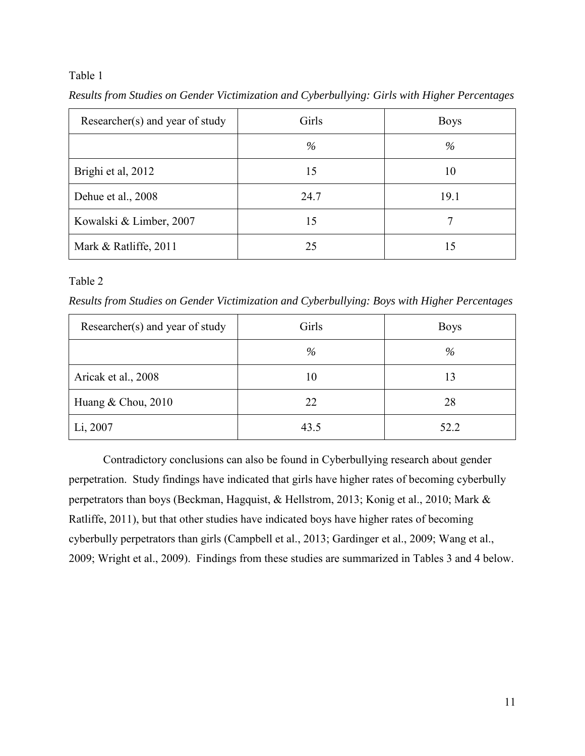Table 1

*Results from Studies on Gender Victimization and Cyberbullying: Girls with Higher Percentages*

| Researcher(s) and year of study | Girls | Boys |
|---|---|---|
| | *%* | *%* |
| Brighi et al, 2012 | 15 | 10 |
| Dehue et al., 2008 | 24.7 | 19.1 |
| Kowalski & Limber, 2007 | 15 | 7 |
| Mark & Ratliffe, 2011 | 25 | 15 |

Table 2

*Results from Studies on Gender Victimization and Cyberbullying: Boys with Higher Percentages*

| Researcher(s) and year of study | Girls | Boys |
|---|---|---|
| | *%* | *%* |
| Aricak et al., 2008 | 10 | 13 |
| Huang & Chou, 2010 | 22 | 28 |
| Li, 2007 | 43.5 | 52.2 |

Contradictory conclusions can also be found in Cyberbullying research about gender perpetration. Study findings have indicated that girls have higher rates of becoming cyberbully perpetrators than boys (Beckman, Hagquist, & Hellstrom, 2013; Konig et al., 2010; Mark & Ratliffe, 2011), but that other studies have indicated boys have higher rates of becoming cyberbully perpetrators than girls (Campbell et al., 2013; Gardinger et al., 2009; Wang et al., 2009; Wright et al., 2009). Findings from these studies are summarized in Tables 3 and 4 below.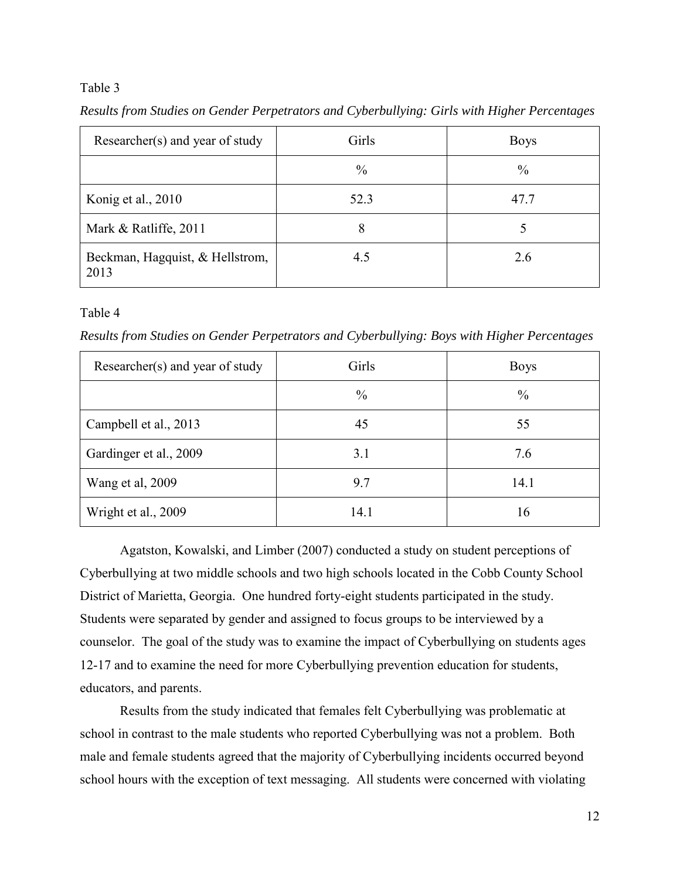Table 3

*Results from Studies on Gender Perpetrators and Cyberbullying: Girls with Higher Percentages*

| Researcher(s) and year of study | Girls | Boys |
|---|---|---|
| | % | % |
| Konig et al., 2010 | 52.3 | 47.7 |
| Mark & Ratliffe, 2011 | 8 | 5 |
| Beckman, Hagquist, & Hellstrom, 2013 | 4.5 | 2.6 |

Table 4

*Results from Studies on Gender Perpetrators and Cyberbullying: Boys with Higher Percentages*

| Researcher(s) and year of study | Girls | Boys |
|---|---|---|
| | % | % |
| Campbell et al., 2013 | 45 | 55 |
| Gardinger et al., 2009 | 3.1 | 7.6 |
| Wang et al, 2009 | 9.7 | 14.1 |
| Wright et al., 2009 | 14.1 | 16 |

Agatston, Kowalski, and Limber (2007) conducted a study on student perceptions of Cyberbullying at two middle schools and two high schools located in the Cobb County School District of Marietta, Georgia. One hundred forty-eight students participated in the study. Students were separated by gender and assigned to focus groups to be interviewed by a counselor. The goal of the study was to examine the impact of Cyberbullying on students ages 12-17 and to examine the need for more Cyberbullying prevention education for students, educators, and parents.

Results from the study indicated that females felt Cyberbullying was problematic at school in contrast to the male students who reported Cyberbullying was not a problem. Both male and female students agreed that the majority of Cyberbullying incidents occurred beyond school hours with the exception of text messaging. All students were concerned with violating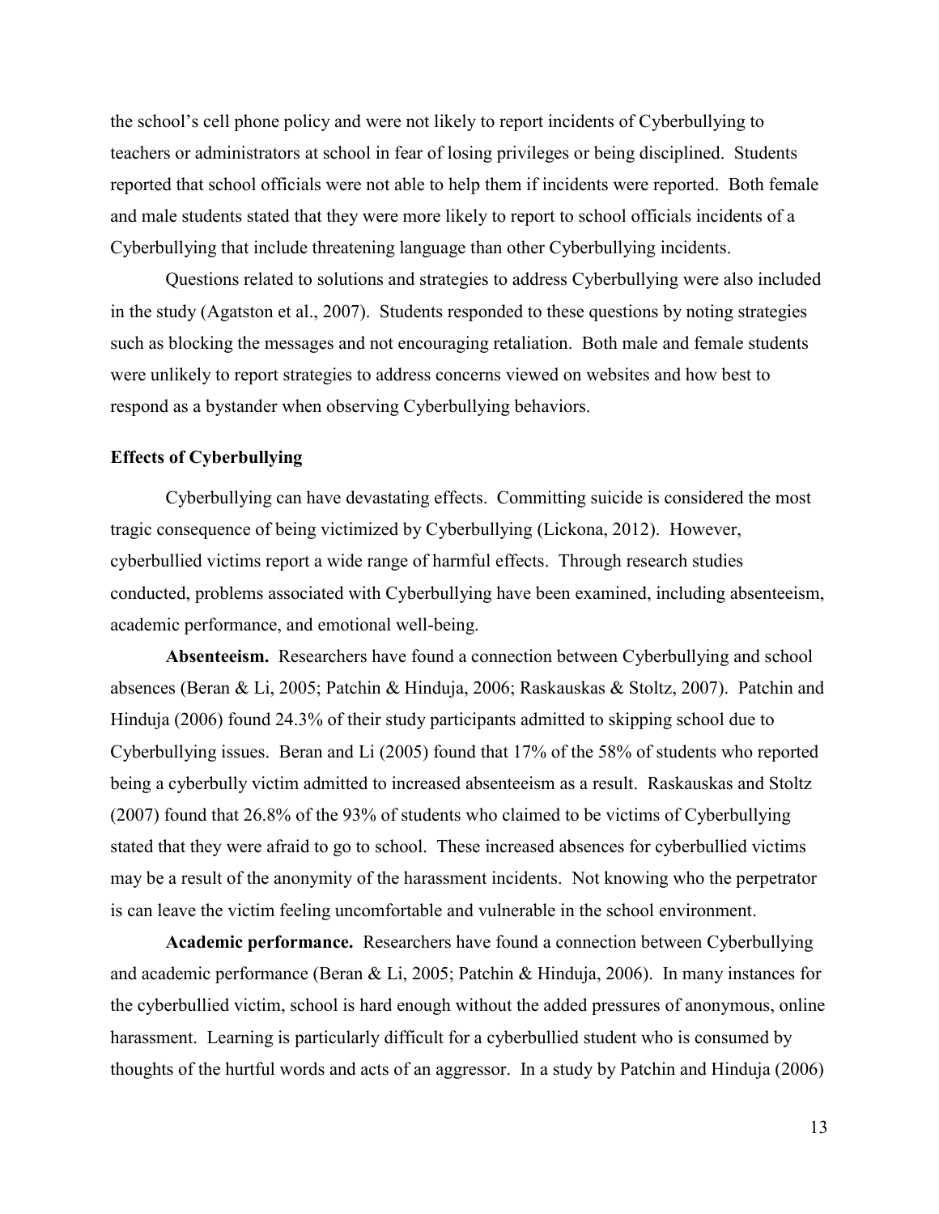the school's cell phone policy and were not likely to report incidents of Cyberbullying to teachers or administrators at school in fear of losing privileges or being disciplined. Students reported that school officials were not able to help them if incidents were reported. Both female and male students stated that they were more likely to report to school officials incidents of a Cyberbullying that include threatening language than other Cyberbullying incidents.

Questions related to solutions and strategies to address Cyberbullying were also included in the study (Agatston et al., 2007). Students responded to these questions by noting strategies such as blocking the messages and not encouraging retaliation. Both male and female students were unlikely to report strategies to address concerns viewed on websites and how best to respond as a bystander when observing Cyberbullying behaviors.

### Effects of Cyberbullying

Cyberbullying can have devastating effects. Committing suicide is considered the most tragic consequence of being victimized by Cyberbullying (Lickona, 2012). However, cyberbullied victims report a wide range of harmful effects. Through research studies conducted, problems associated with Cyberbullying have been examined, including absenteeism, academic performance, and emotional well-being.

**Absenteeism.** Researchers have found a connection between Cyberbullying and school absences (Beran & Li, 2005; Patchin & Hinduja, 2006; Raskauskas & Stoltz, 2007). Patchin and Hinduja (2006) found 24.3% of their study participants admitted to skipping school due to Cyberbullying issues. Beran and Li (2005) found that 17% of the 58% of students who reported being a cyberbully victim admitted to increased absenteeism as a result. Raskauskas and Stoltz (2007) found that 26.8% of the 93% of students who claimed to be victims of Cyberbullying stated that they were afraid to go to school. These increased absences for cyberbullied victims may be a result of the anonymity of the harassment incidents. Not knowing who the perpetrator is can leave the victim feeling uncomfortable and vulnerable in the school environment.

**Academic performance.** Researchers have found a connection between Cyberbullying and academic performance (Beran & Li, 2005; Patchin & Hinduja, 2006). In many instances for the cyberbullied victim, school is hard enough without the added pressures of anonymous, online harassment. Learning is particularly difficult for a cyberbullied student who is consumed by thoughts of the hurtful words and acts of an aggressor. In a study by Patchin and Hinduja (2006)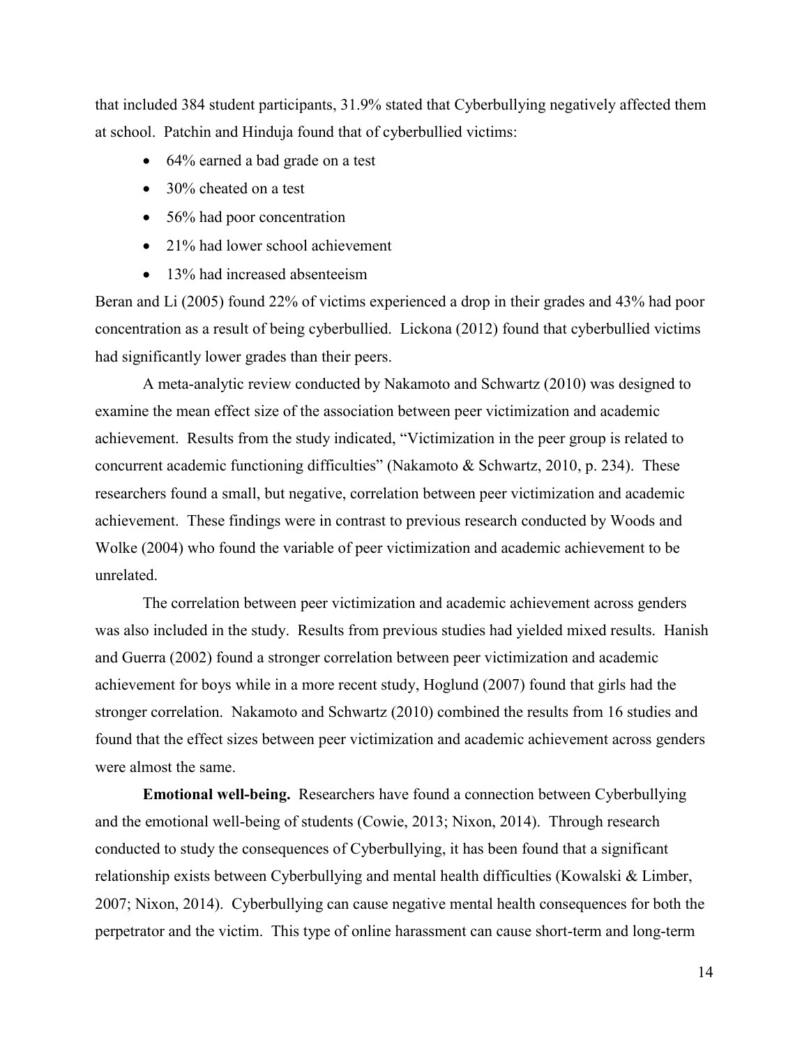that included 384 student participants, 31.9% stated that Cyberbullying negatively affected them at school. Patchin and Hinduja found that of cyberbullied victims:

- 64% earned a bad grade on a test
- 30% cheated on a test
- 56% had poor concentration
- 21% had lower school achievement
- 13% had increased absenteeism

Beran and Li (2005) found 22% of victims experienced a drop in their grades and 43% had poor concentration as a result of being cyberbullied. Lickona (2012) found that cyberbullied victims had significantly lower grades than their peers.

A meta-analytic review conducted by Nakamoto and Schwartz (2010) was designed to examine the mean effect size of the association between peer victimization and academic achievement. Results from the study indicated, "Victimization in the peer group is related to concurrent academic functioning difficulties" (Nakamoto & Schwartz, 2010, p. 234). These researchers found a small, but negative, correlation between peer victimization and academic achievement. These findings were in contrast to previous research conducted by Woods and Wolke (2004) who found the variable of peer victimization and academic achievement to be unrelated.

The correlation between peer victimization and academic achievement across genders was also included in the study. Results from previous studies had yielded mixed results. Hanish and Guerra (2002) found a stronger correlation between peer victimization and academic achievement for boys while in a more recent study, Hoglund (2007) found that girls had the stronger correlation. Nakamoto and Schwartz (2010) combined the results from 16 studies and found that the effect sizes between peer victimization and academic achievement across genders were almost the same.

**Emotional well-being.** Researchers have found a connection between Cyberbullying and the emotional well-being of students (Cowie, 2013; Nixon, 2014). Through research conducted to study the consequences of Cyberbullying, it has been found that a significant relationship exists between Cyberbullying and mental health difficulties (Kowalski & Limber, 2007; Nixon, 2014). Cyberbullying can cause negative mental health consequences for both the perpetrator and the victim. This type of online harassment can cause short-term and long-term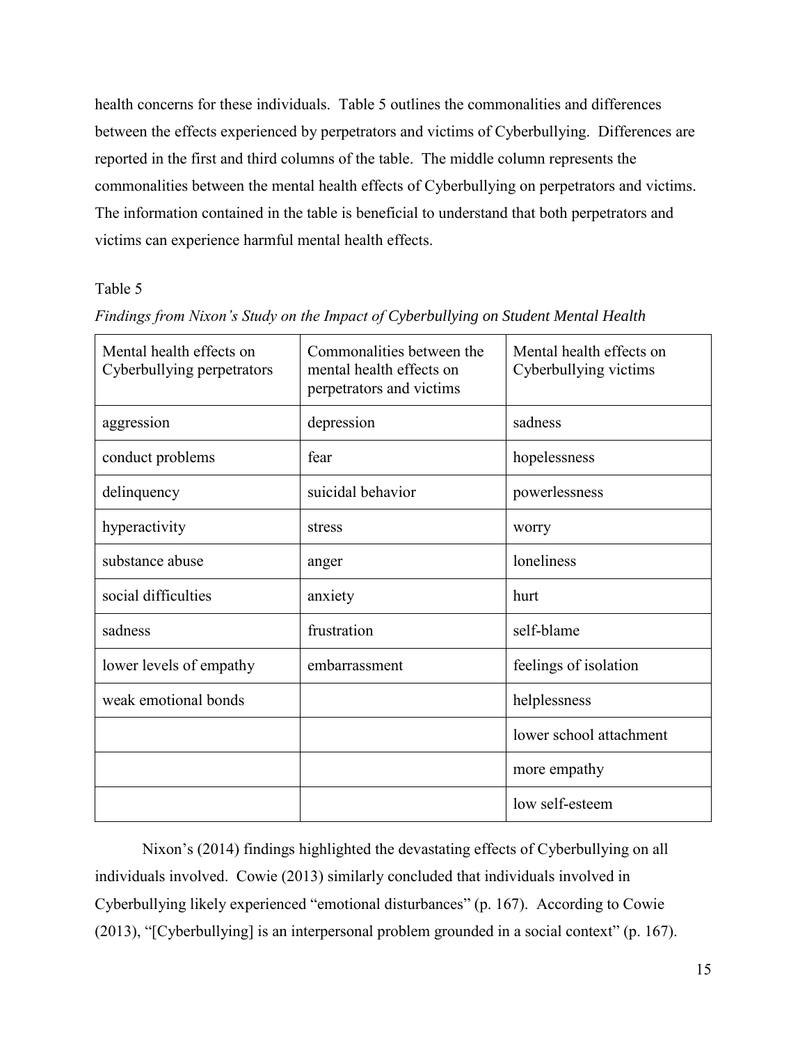health concerns for these individuals. Table 5 outlines the commonalities and differences between the effects experienced by perpetrators and victims of Cyberbullying. Differences are reported in the first and third columns of the table. The middle column represents the commonalities between the mental health effects of Cyberbullying on perpetrators and victims. The information contained in the table is beneficial to understand that both perpetrators and victims can experience harmful mental health effects.

Table 5

*Findings from Nixon's Study on the Impact of Cyberbullying on Student Mental Health*

| Mental health effects on Cyberbullying perpetrators | Commonalities between the mental health effects on perpetrators and victims | Mental health effects on Cyberbullying victims |
|---|---|---|
| aggression | depression | sadness |
| conduct problems | fear | hopelessness |
| delinquency | suicidal behavior | powerlessness |
| hyperactivity | stress | worry |
| substance abuse | anger | loneliness |
| social difficulties | anxiety | hurt |
| sadness | frustration | self-blame |
| lower levels of empathy | embarrassment | feelings of isolation |
| weak emotional bonds | | helplessness |
| | | lower school attachment |
| | | more empathy |
| | | low self-esteem |

Nixon's (2014) findings highlighted the devastating effects of Cyberbullying on all individuals involved. Cowie (2013) similarly concluded that individuals involved in Cyberbullying likely experienced "emotional disturbances" (p. 167). According to Cowie (2013), "[Cyberbullying] is an interpersonal problem grounded in a social context" (p. 167).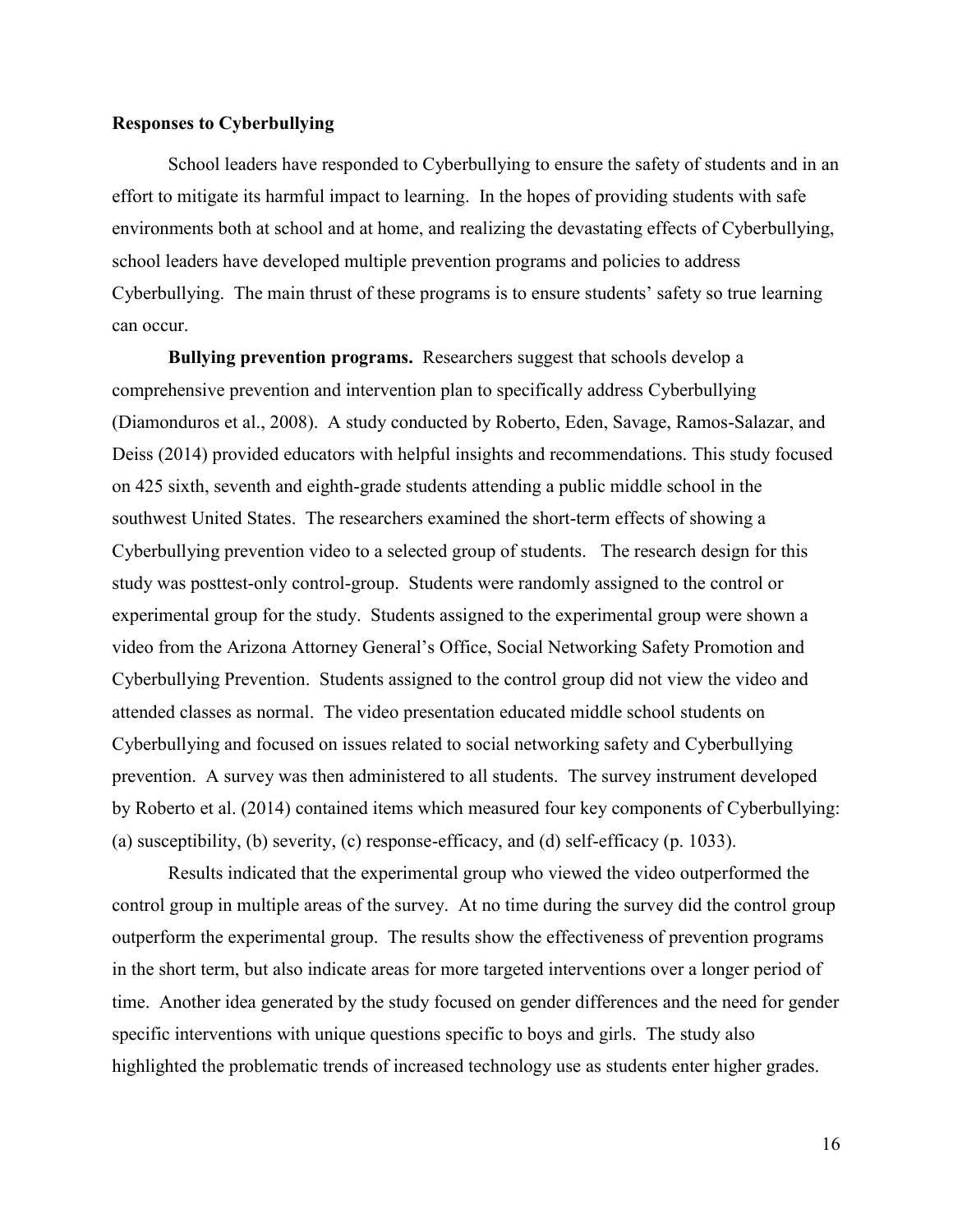## Responses to Cyberbullying

School leaders have responded to Cyberbullying to ensure the safety of students and in an effort to mitigate its harmful impact to learning. In the hopes of providing students with safe environments both at school and at home, and realizing the devastating effects of Cyberbullying, school leaders have developed multiple prevention programs and policies to address Cyberbullying. The main thrust of these programs is to ensure students' safety so true learning can occur.

**Bullying prevention programs.** Researchers suggest that schools develop a comprehensive prevention and intervention plan to specifically address Cyberbullying (Diamonduros et al., 2008). A study conducted by Roberto, Eden, Savage, Ramos-Salazar, and Deiss (2014) provided educators with helpful insights and recommendations. This study focused on 425 sixth, seventh and eighth-grade students attending a public middle school in the southwest United States. The researchers examined the short-term effects of showing a Cyberbullying prevention video to a selected group of students. The research design for this study was posttest-only control-group. Students were randomly assigned to the control or experimental group for the study. Students assigned to the experimental group were shown a video from the Arizona Attorney General's Office, Social Networking Safety Promotion and Cyberbullying Prevention. Students assigned to the control group did not view the video and attended classes as normal. The video presentation educated middle school students on Cyberbullying and focused on issues related to social networking safety and Cyberbullying prevention. A survey was then administered to all students. The survey instrument developed by Roberto et al. (2014) contained items which measured four key components of Cyberbullying: (a) susceptibility, (b) severity, (c) response-efficacy, and (d) self-efficacy (p. 1033).

Results indicated that the experimental group who viewed the video outperformed the control group in multiple areas of the survey. At no time during the survey did the control group outperform the experimental group. The results show the effectiveness of prevention programs in the short term, but also indicate areas for more targeted interventions over a longer period of time. Another idea generated by the study focused on gender differences and the need for gender specific interventions with unique questions specific to boys and girls. The study also highlighted the problematic trends of increased technology use as students enter higher grades.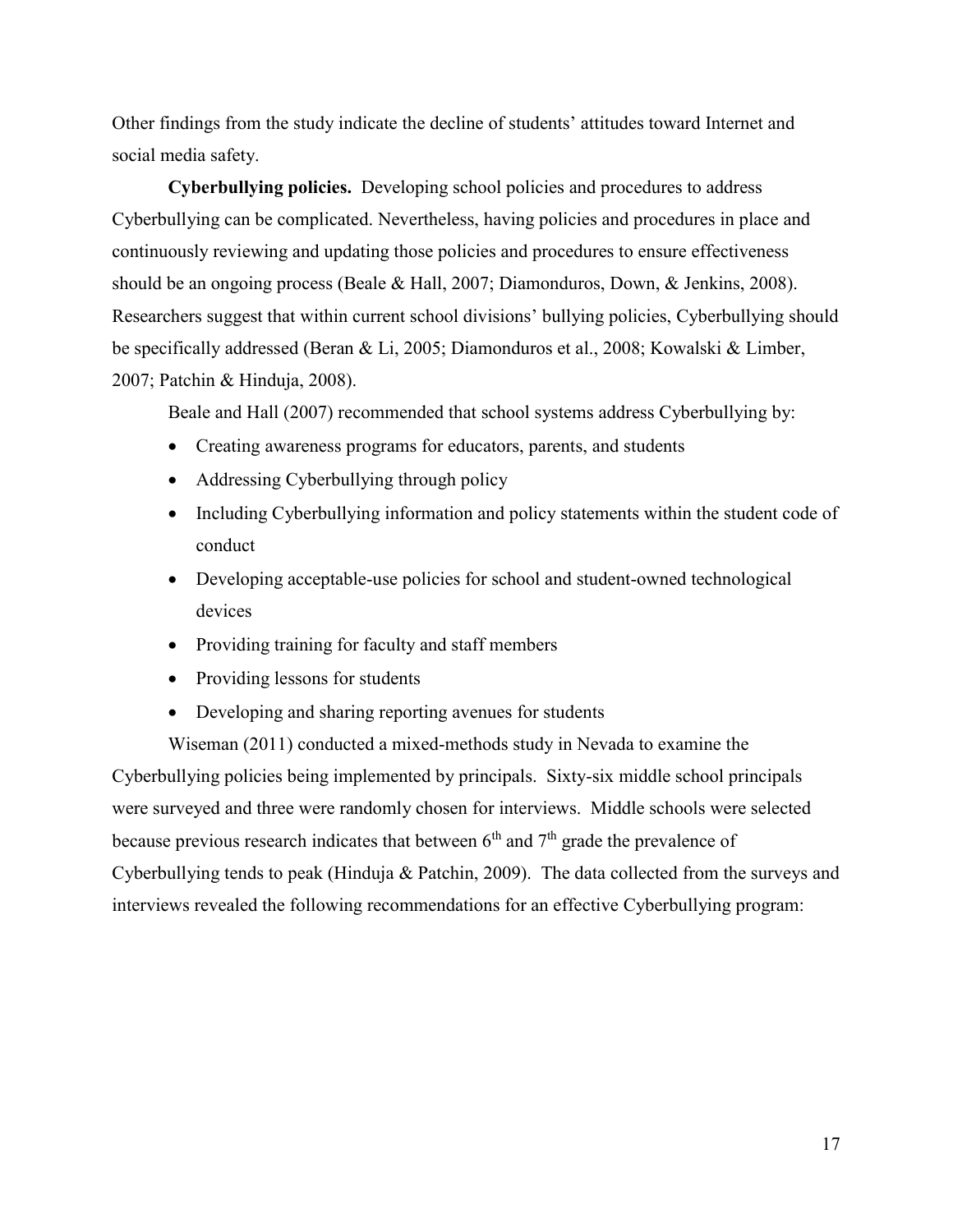Other findings from the study indicate the decline of students' attitudes toward Internet and social media safety.

**Cyberbullying policies.** Developing school policies and procedures to address Cyberbullying can be complicated. Nevertheless, having policies and procedures in place and continuously reviewing and updating those policies and procedures to ensure effectiveness should be an ongoing process (Beale & Hall, 2007; Diamonduros, Down, & Jenkins, 2008). Researchers suggest that within current school divisions' bullying policies, Cyberbullying should be specifically addressed (Beran & Li, 2005; Diamonduros et al., 2008; Kowalski & Limber, 2007; Patchin & Hinduja, 2008).

Beale and Hall (2007) recommended that school systems address Cyberbullying by:

- Creating awareness programs for educators, parents, and students
- Addressing Cyberbullying through policy
- Including Cyberbullying information and policy statements within the student code of conduct
- Developing acceptable-use policies for school and student-owned technological devices
- Providing training for faculty and staff members
- Providing lessons for students
- Developing and sharing reporting avenues for students

Wiseman (2011) conducted a mixed-methods study in Nevada to examine the Cyberbullying policies being implemented by principals. Sixty-six middle school principals were surveyed and three were randomly chosen for interviews. Middle schools were selected because previous research indicates that between 6th and 7th grade the prevalence of Cyberbullying tends to peak (Hinduja & Patchin, 2009). The data collected from the surveys and interviews revealed the following recommendations for an effective Cyberbullying program: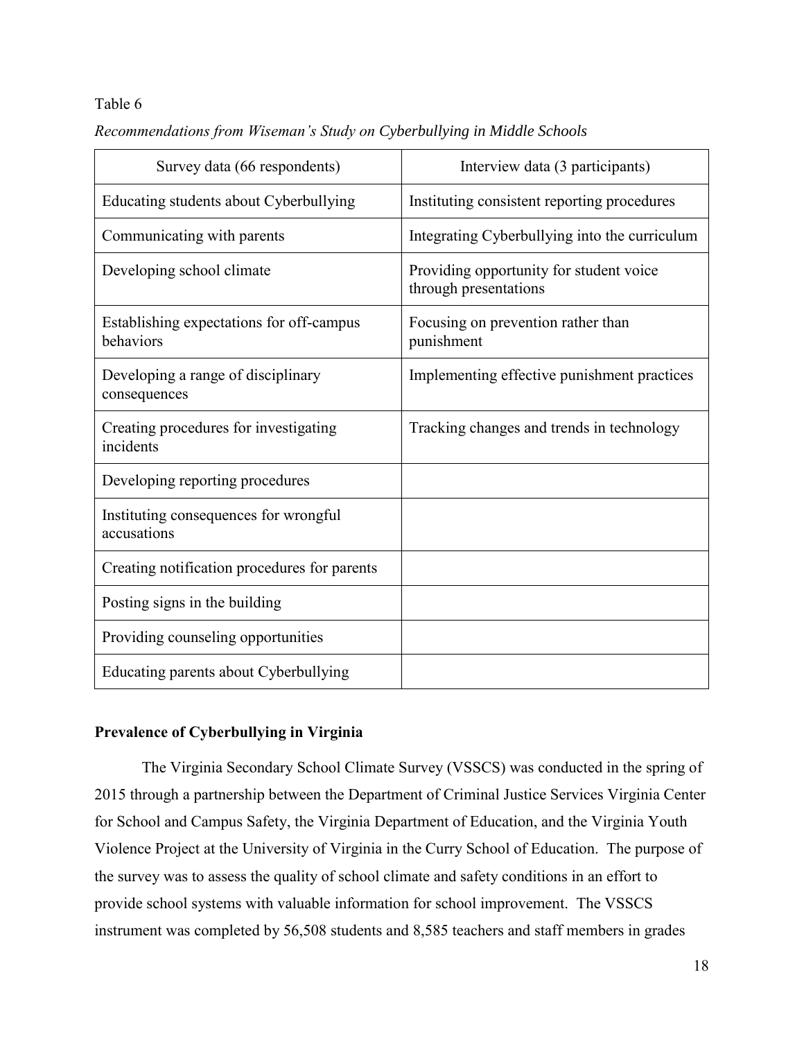Table 6

*Recommendations from Wiseman's Study on Cyberbullying in Middle Schools*

| Survey data (66 respondents) | Interview data (3 participants) |
|---|---|
| Educating students about Cyberbullying | Instituting consistent reporting procedures |
| Communicating with parents | Integrating Cyberbullying into the curriculum |
| Developing school climate | Providing opportunity for student voice through presentations |
| Establishing expectations for off-campus behaviors | Focusing on prevention rather than punishment |
| Developing a range of disciplinary consequences | Implementing effective punishment practices |
| Creating procedures for investigating incidents | Tracking changes and trends in technology |
| Developing reporting procedures | |
| Instituting consequences for wrongful accusations | |
| Creating notification procedures for parents | |
| Posting signs in the building | |
| Providing counseling opportunities | |
| Educating parents about Cyberbullying | |

**Prevalence of Cyberbullying in Virginia**

The Virginia Secondary School Climate Survey (VSSCS) was conducted in the spring of 2015 through a partnership between the Department of Criminal Justice Services Virginia Center for School and Campus Safety, the Virginia Department of Education, and the Virginia Youth Violence Project at the University of Virginia in the Curry School of Education. The purpose of the survey was to assess the quality of school climate and safety conditions in an effort to provide school systems with valuable information for school improvement. The VSSCS instrument was completed by 56,508 students and 8,585 teachers and staff members in grades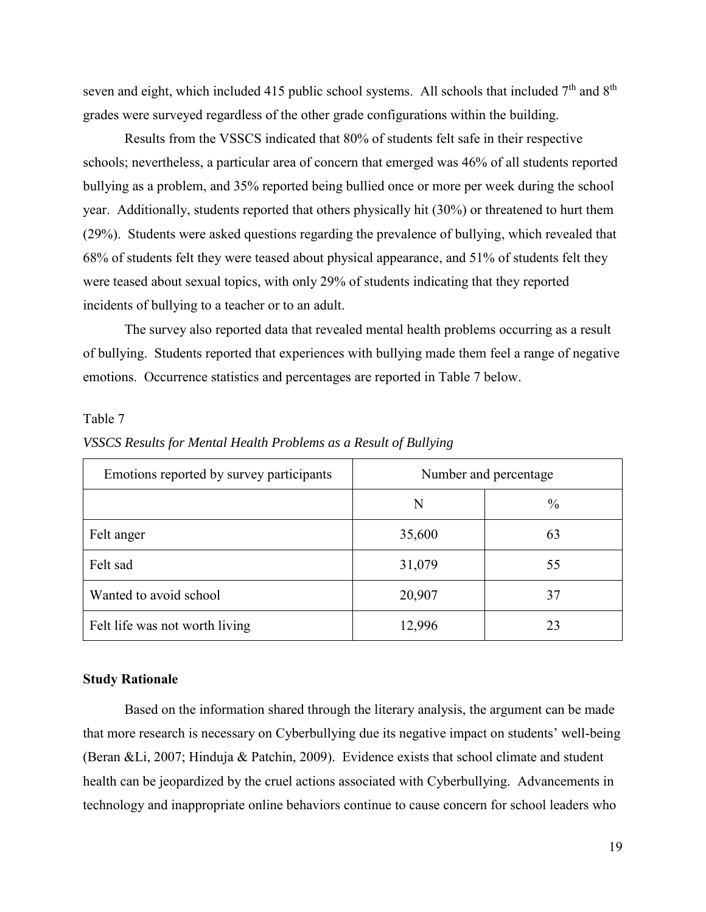seven and eight, which included 415 public school systems. All schools that included 7th and 8th grades were surveyed regardless of the other grade configurations within the building.

Results from the VSSCS indicated that 80% of students felt safe in their respective schools; nevertheless, a particular area of concern that emerged was 46% of all students reported bullying as a problem, and 35% reported being bullied once or more per week during the school year. Additionally, students reported that others physically hit (30%) or threatened to hurt them (29%). Students were asked questions regarding the prevalence of bullying, which revealed that 68% of students felt they were teased about physical appearance, and 51% of students felt they were teased about sexual topics, with only 29% of students indicating that they reported incidents of bullying to a teacher or to an adult.

The survey also reported data that revealed mental health problems occurring as a result of bullying. Students reported that experiences with bullying made them feel a range of negative emotions. Occurrence statistics and percentages are reported in Table 7 below.

Table 7

*VSSCS Results for Mental Health Problems as a Result of Bullying*

| Emotions reported by survey participants | Number and percentage | |
|---|---|---|
| | N | % |
| Felt anger | 35,600 | 63 |
| Felt sad | 31,079 | 55 |
| Wanted to avoid school | 20,907 | 37 |
| Felt life was not worth living | 12,996 | 23 |

**Study Rationale**

Based on the information shared through the literary analysis, the argument can be made that more research is necessary on Cyberbullying due its negative impact on students' well-being (Beran &Li, 2007; Hinduja & Patchin, 2009). Evidence exists that school climate and student health can be jeopardized by the cruel actions associated with Cyberbullying. Advancements in technology and inappropriate online behaviors continue to cause concern for school leaders who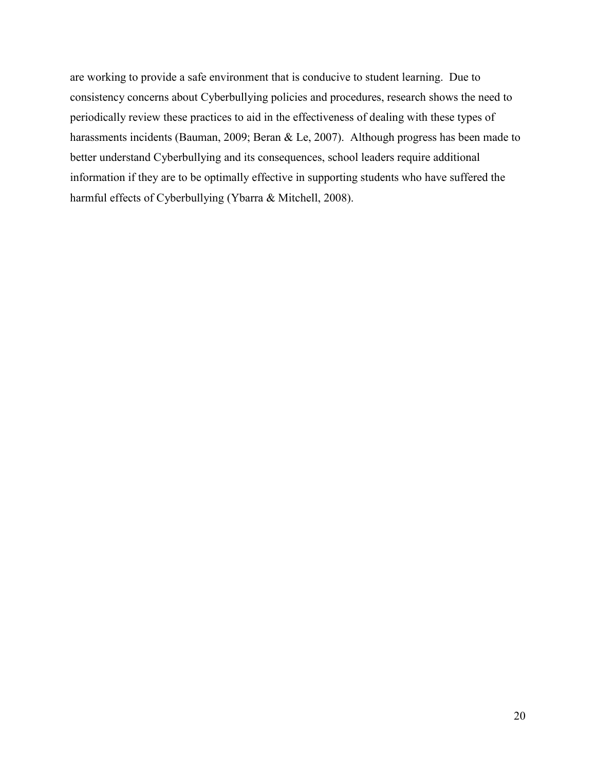are working to provide a safe environment that is conducive to student learning. Due to consistency concerns about Cyberbullying policies and procedures, research shows the need to periodically review these practices to aid in the effectiveness of dealing with these types of harassments incidents (Bauman, 2009; Beran & Le, 2007). Although progress has been made to better understand Cyberbullying and its consequences, school leaders require additional information if they are to be optimally effective in supporting students who have suffered the harmful effects of Cyberbullying (Ybarra & Mitchell, 2008).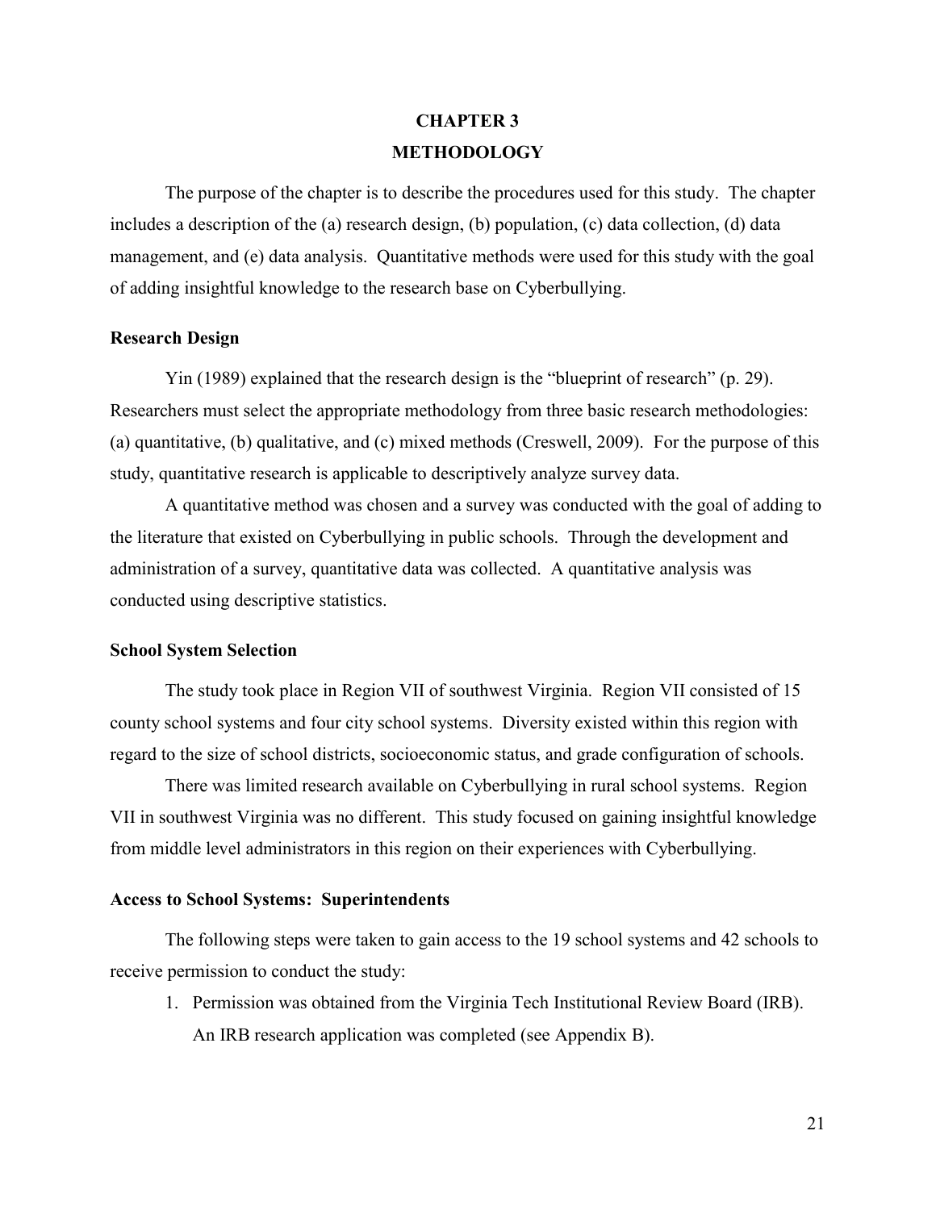# CHAPTER 3
# METHODOLOGY

The purpose of the chapter is to describe the procedures used for this study. The chapter includes a description of the (a) research design, (b) population, (c) data collection, (d) data management, and (e) data analysis. Quantitative methods were used for this study with the goal of adding insightful knowledge to the research base on Cyberbullying.

### Research Design

Yin (1989) explained that the research design is the "blueprint of research" (p. 29). Researchers must select the appropriate methodology from three basic research methodologies: (a) quantitative, (b) qualitative, and (c) mixed methods (Creswell, 2009). For the purpose of this study, quantitative research is applicable to descriptively analyze survey data.

A quantitative method was chosen and a survey was conducted with the goal of adding to the literature that existed on Cyberbullying in public schools. Through the development and administration of a survey, quantitative data was collected. A quantitative analysis was conducted using descriptive statistics.

### School System Selection

The study took place in Region VII of southwest Virginia. Region VII consisted of 15 county school systems and four city school systems. Diversity existed within this region with regard to the size of school districts, socioeconomic status, and grade configuration of schools.

There was limited research available on Cyberbullying in rural school systems. Region VII in southwest Virginia was no different. This study focused on gaining insightful knowledge from middle level administrators in this region on their experiences with Cyberbullying.

### Access to School Systems: Superintendents

The following steps were taken to gain access to the 19 school systems and 42 schools to receive permission to conduct the study:

1. Permission was obtained from the Virginia Tech Institutional Review Board (IRB). An IRB research application was completed (see Appendix B).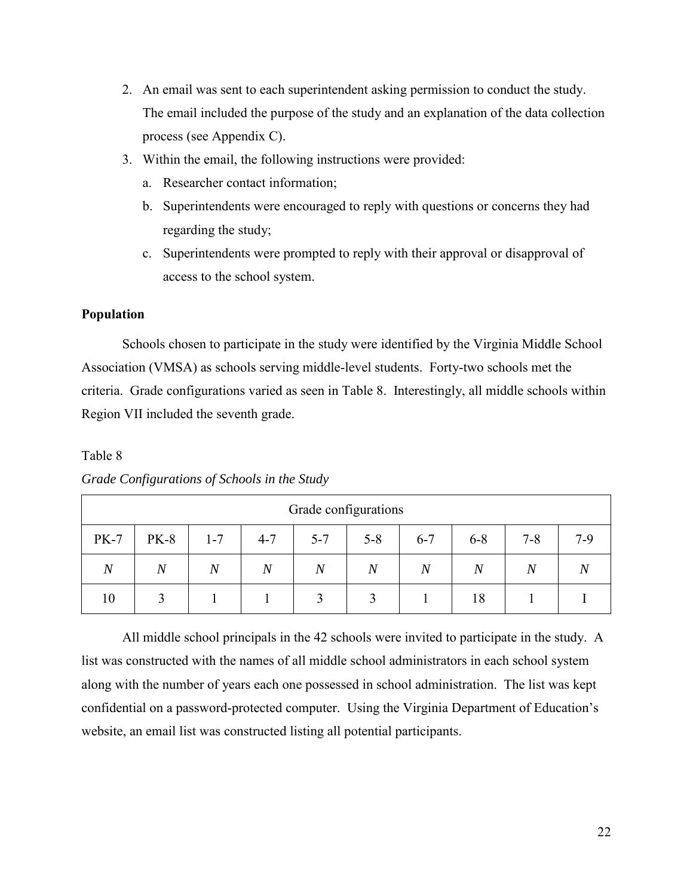2. An email was sent to each superintendent asking permission to conduct the study. The email included the purpose of the study and an explanation of the data collection process (see Appendix C).
3. Within the email, the following instructions were provided:
   a. Researcher contact information;
   b. Superintendents were encouraged to reply with questions or concerns they had regarding the study;
   c. Superintendents were prompted to reply with their approval or disapproval of access to the school system.

**Population**

Schools chosen to participate in the study were identified by the Virginia Middle School Association (VMSA) as schools serving middle-level students. Forty-two schools met the criteria. Grade configurations varied as seen in Table 8. Interestingly, all middle schools within Region VII included the seventh grade.

Table 8

*Grade Configurations of Schools in the Study*

| Grade configurations | | | | | | | | | |
|---|---|---|---|---|---|---|---|---|---|
| PK-7 | PK-8 | 1-7 | 4-7 | 5-7 | 5-8 | 6-7 | 6-8 | 7-8 | 7-9 |
| *N* | *N* | *N* | *N* | *N* | *N* | *N* | *N* | *N* | *N* |
| 10 | 3 | 1 | 1 | 3 | 3 | 1 | 18 | 1 | I |

All middle school principals in the 42 schools were invited to participate in the study. A list was constructed with the names of all middle school administrators in each school system along with the number of years each one possessed in school administration. The list was kept confidential on a password-protected computer. Using the Virginia Department of Education's website, an email list was constructed listing all potential participants.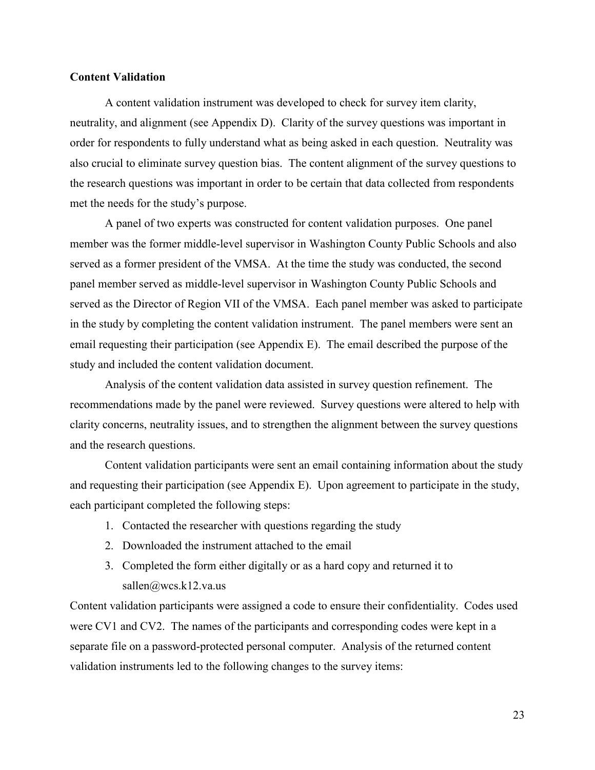**Content Validation**

A content validation instrument was developed to check for survey item clarity, neutrality, and alignment (see Appendix D). Clarity of the survey questions was important in order for respondents to fully understand what as being asked in each question. Neutrality was also crucial to eliminate survey question bias. The content alignment of the survey questions to the research questions was important in order to be certain that data collected from respondents met the needs for the study's purpose.

A panel of two experts was constructed for content validation purposes. One panel member was the former middle-level supervisor in Washington County Public Schools and also served as a former president of the VMSA. At the time the study was conducted, the second panel member served as middle-level supervisor in Washington County Public Schools and served as the Director of Region VII of the VMSA. Each panel member was asked to participate in the study by completing the content validation instrument. The panel members were sent an email requesting their participation (see Appendix E). The email described the purpose of the study and included the content validation document.

Analysis of the content validation data assisted in survey question refinement. The recommendations made by the panel were reviewed. Survey questions were altered to help with clarity concerns, neutrality issues, and to strengthen the alignment between the survey questions and the research questions.

Content validation participants were sent an email containing information about the study and requesting their participation (see Appendix E). Upon agreement to participate in the study, each participant completed the following steps:

1. Contacted the researcher with questions regarding the study
2. Downloaded the instrument attached to the email
3. Completed the form either digitally or as a hard copy and returned it to sallen@wcs.k12.va.us

Content validation participants were assigned a code to ensure their confidentiality. Codes used were CV1 and CV2. The names of the participants and corresponding codes were kept in a separate file on a password-protected personal computer. Analysis of the returned content validation instruments led to the following changes to the survey items: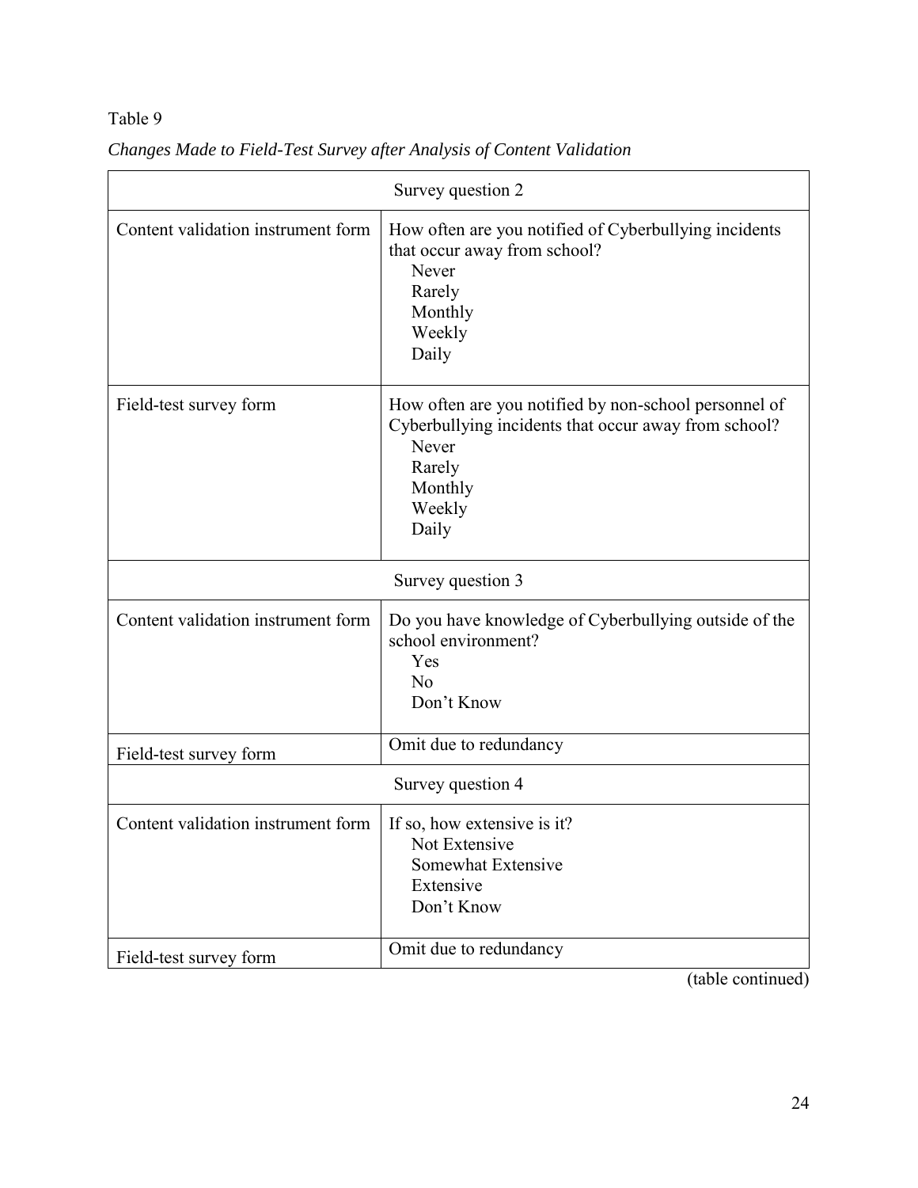Table 9

*Changes Made to Field-Test Survey after Analysis of Content Validation*

| Survey question 2 | |
|---|---|
| Content validation instrument form | How often are you notified of Cyberbullying incidents that occur away from school?<br>Never<br>Rarely<br>Monthly<br>Weekly<br>Daily |
| Field-test survey form | How often are you notified by non-school personnel of Cyberbullying incidents that occur away from school?<br>Never<br>Rarely<br>Monthly<br>Weekly<br>Daily |
| **Survey question 3** | |
| Content validation instrument form | Do you have knowledge of Cyberbullying outside of the school environment?<br>Yes<br>No<br>Don't Know |
| Field-test survey form | Omit due to redundancy |
| **Survey question 4** | |
| Content validation instrument form | If so, how extensive is it?<br>Not Extensive<br>Somewhat Extensive<br>Extensive<br>Don't Know |
| Field-test survey form | Omit due to redundancy |

(table continued)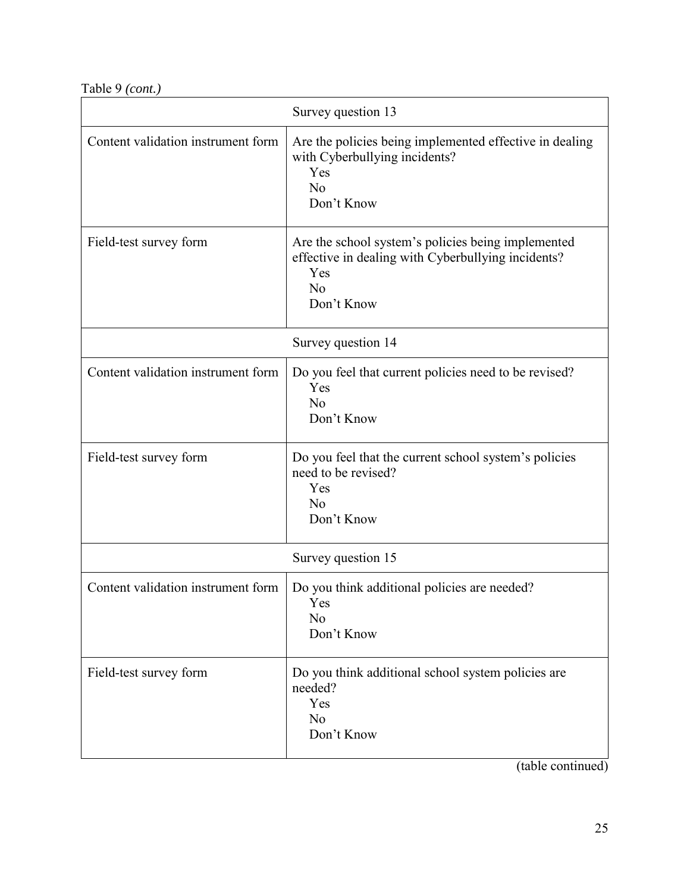Table 9 *(cont.)*

| Survey question 13 | |
|---|---|
| Content validation instrument form | Are the policies being implemented effective in dealing with Cyberbullying incidents?<br>Yes<br>No<br>Don't Know |
| Field-test survey form | Are the school system's policies being implemented effective in dealing with Cyberbullying incidents?<br>Yes<br>No<br>Don't Know |
| Survey question 14 | |
| Content validation instrument form | Do you feel that current policies need to be revised?<br>Yes<br>No<br>Don't Know |
| Field-test survey form | Do you feel that the current school system's policies need to be revised?<br>Yes<br>No<br>Don't Know |
| Survey question 15 | |
| Content validation instrument form | Do you think additional policies are needed?<br>Yes<br>No<br>Don't Know |
| Field-test survey form | Do you think additional school system policies are needed?<br>Yes<br>No<br>Don't Know |

(table continued)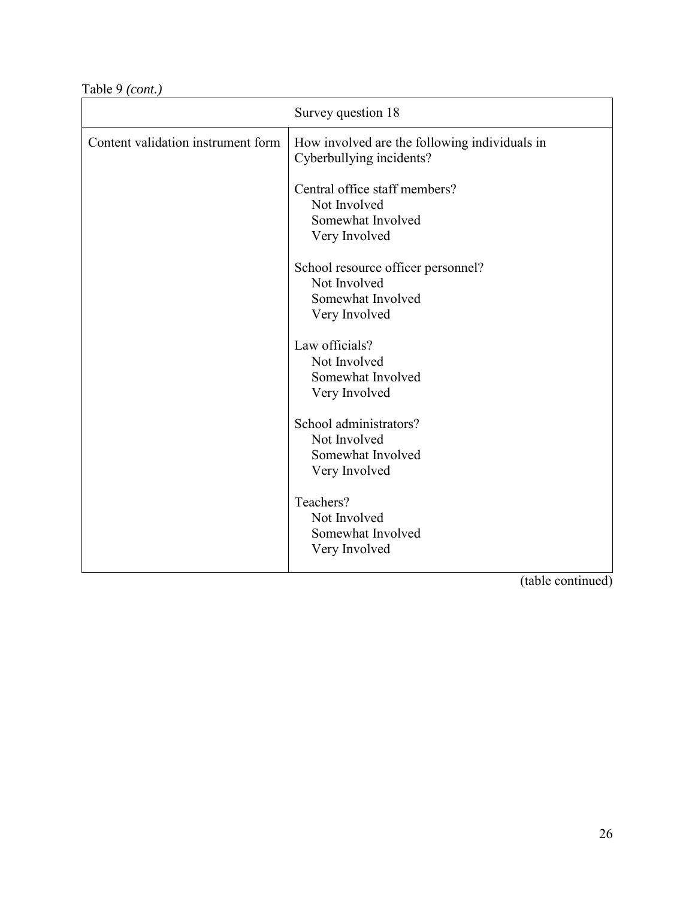Table 9 *(cont.)*

| Survey question 18 | |
|---|---|
| Content validation instrument form | How involved are the following individuals in Cyberbullying incidents?<br><br>Central office staff members?<br>Not Involved<br>Somewhat Involved<br>Very Involved<br><br>School resource officer personnel?<br>Not Involved<br>Somewhat Involved<br>Very Involved<br><br>Law officials?<br>Not Involved<br>Somewhat Involved<br>Very Involved<br><br>School administrators?<br>Not Involved<br>Somewhat Involved<br>Very Involved<br><br>Teachers?<br>Not Involved<br>Somewhat Involved<br>Very Involved |

(table continued)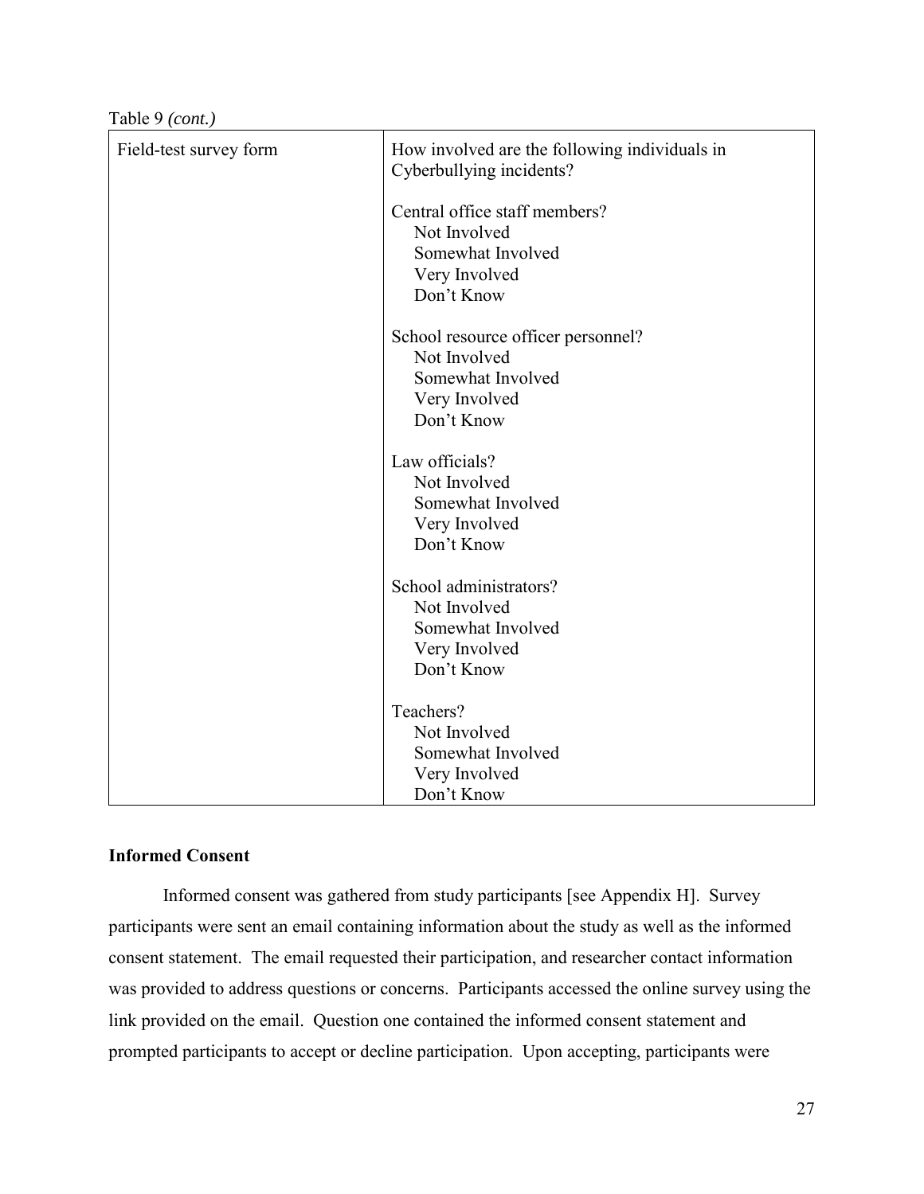Table 9 *(cont.)*

| | |
|---|---|
| Field-test survey form | How involved are the following individuals in Cyberbullying incidents?<br><br>Central office staff members?<br>Not Involved<br>Somewhat Involved<br>Very Involved<br>Don't Know<br><br>School resource officer personnel?<br>Not Involved<br>Somewhat Involved<br>Very Involved<br>Don't Know<br><br>Law officials?<br>Not Involved<br>Somewhat Involved<br>Very Involved<br>Don't Know<br><br>School administrators?<br>Not Involved<br>Somewhat Involved<br>Very Involved<br>Don't Know<br><br>Teachers?<br>Not Involved<br>Somewhat Involved<br>Very Involved<br>Don't Know |

**Informed Consent**

Informed consent was gathered from study participants [see Appendix H]. Survey participants were sent an email containing information about the study as well as the informed consent statement. The email requested their participation, and researcher contact information was provided to address questions or concerns. Participants accessed the online survey using the link provided on the email. Question one contained the informed consent statement and prompted participants to accept or decline participation. Upon accepting, participants were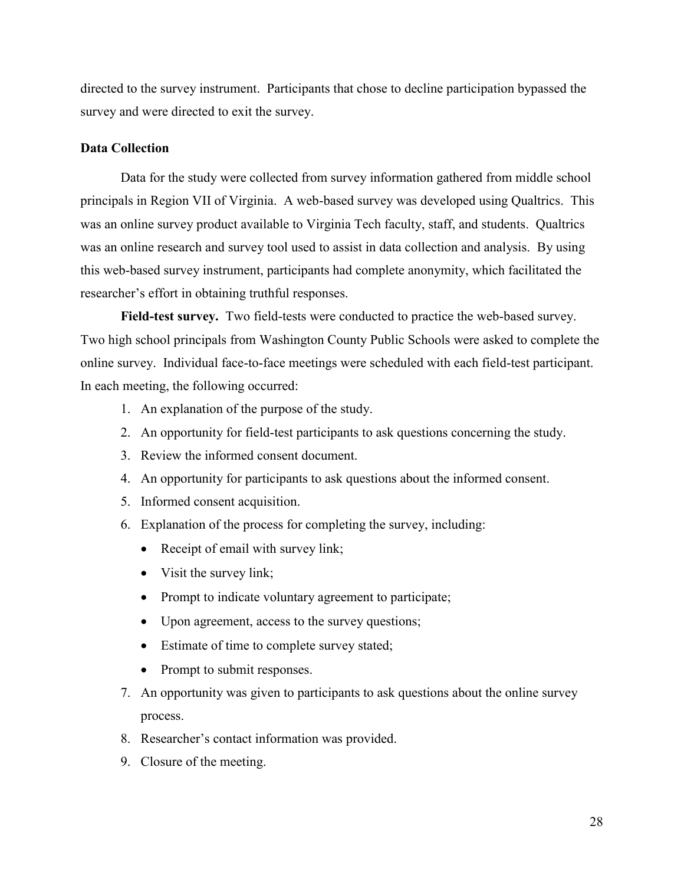directed to the survey instrument. Participants that chose to decline participation bypassed the survey and were directed to exit the survey.

### Data Collection

Data for the study were collected from survey information gathered from middle school principals in Region VII of Virginia. A web-based survey was developed using Qualtrics. This was an online survey product available to Virginia Tech faculty, staff, and students. Qualtrics was an online research and survey tool used to assist in data collection and analysis. By using this web-based survey instrument, participants had complete anonymity, which facilitated the researcher's effort in obtaining truthful responses.

**Field-test survey.** Two field-tests were conducted to practice the web-based survey. Two high school principals from Washington County Public Schools were asked to complete the online survey. Individual face-to-face meetings were scheduled with each field-test participant. In each meeting, the following occurred:

1. An explanation of the purpose of the study.
2. An opportunity for field-test participants to ask questions concerning the study.
3. Review the informed consent document.
4. An opportunity for participants to ask questions about the informed consent.
5. Informed consent acquisition.
6. Explanation of the process for completing the survey, including:
   - Receipt of email with survey link;
   - Visit the survey link;
   - Prompt to indicate voluntary agreement to participate;
   - Upon agreement, access to the survey questions;
   - Estimate of time to complete survey stated;
   - Prompt to submit responses.
7. An opportunity was given to participants to ask questions about the online survey process.
8. Researcher's contact information was provided.
9. Closure of the meeting.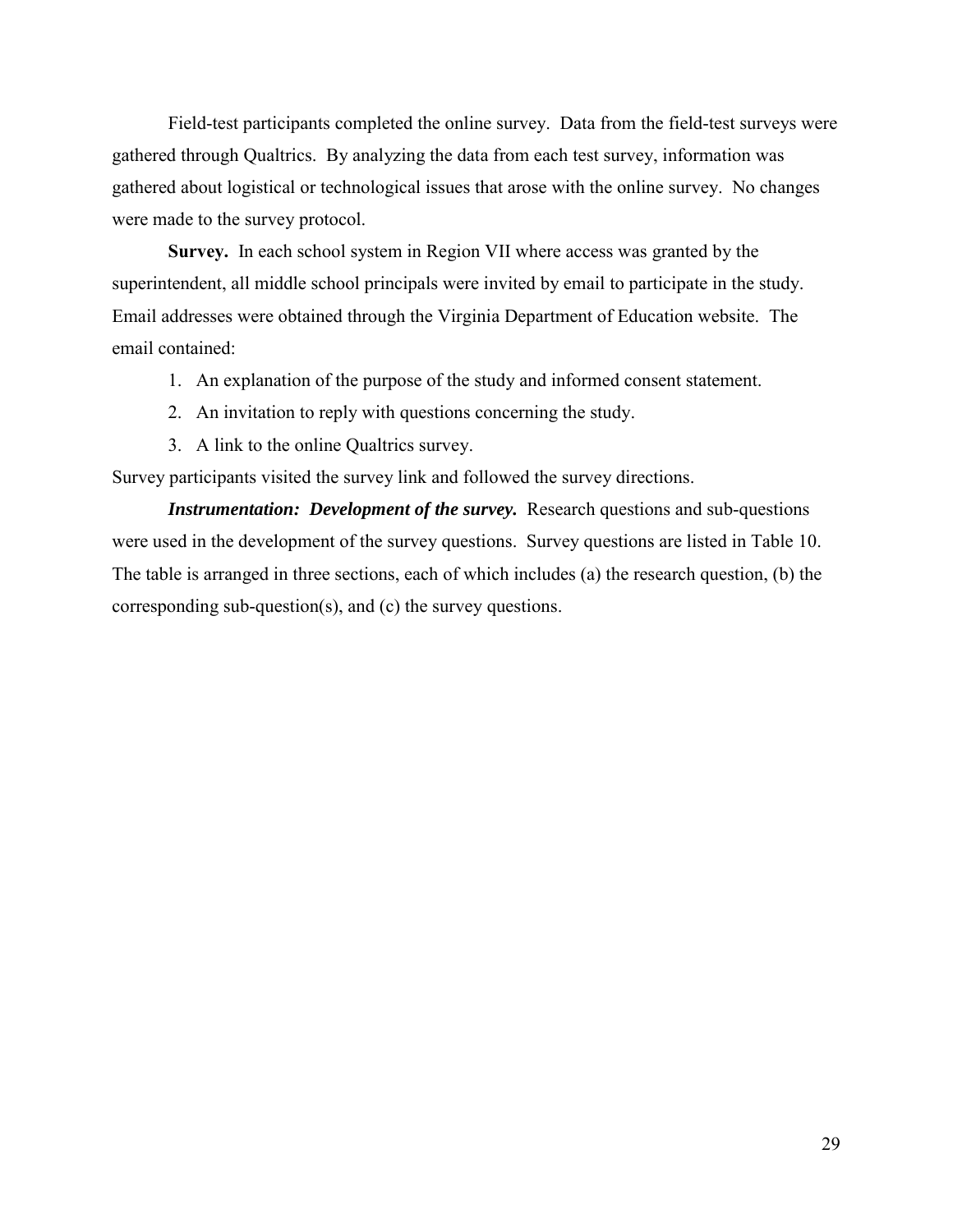Field-test participants completed the online survey. Data from the field-test surveys were gathered through Qualtrics. By analyzing the data from each test survey, information was gathered about logistical or technological issues that arose with the online survey. No changes were made to the survey protocol.

**Survey.** In each school system in Region VII where access was granted by the superintendent, all middle school principals were invited by email to participate in the study. Email addresses were obtained through the Virginia Department of Education website. The email contained:

1. An explanation of the purpose of the study and informed consent statement.
2. An invitation to reply with questions concerning the study.
3. A link to the online Qualtrics survey.

Survey participants visited the survey link and followed the survey directions.

***Instrumentation: Development of the survey.*** Research questions and sub-questions were used in the development of the survey questions. Survey questions are listed in Table 10. The table is arranged in three sections, each of which includes (a) the research question, (b) the corresponding sub-question(s), and (c) the survey questions.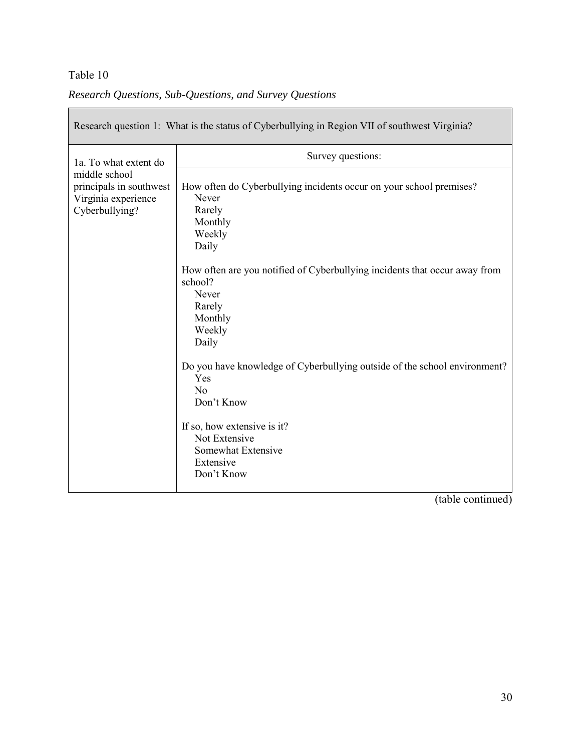Table 10

*Research Questions, Sub-Questions, and Survey Questions*

| Research question 1: What is the status of Cyberbullying in Region VII of southwest Virginia? | |
|---|---|
| 1a. To what extent do middle school principals in southwest Virginia experience Cyberbullying? | Survey questions: |
| | How often do Cyberbullying incidents occur on your school premises?<br>Never<br>Rarely<br>Monthly<br>Weekly<br>Daily<br><br>How often are you notified of Cyberbullying incidents that occur away from school?<br>Never<br>Rarely<br>Monthly<br>Weekly<br>Daily<br><br>Do you have knowledge of Cyberbullying outside of the school environment?<br>Yes<br>No<br>Don't Know<br><br>If so, how extensive is it?<br>Not Extensive<br>Somewhat Extensive<br>Extensive<br>Don't Know |

(table continued)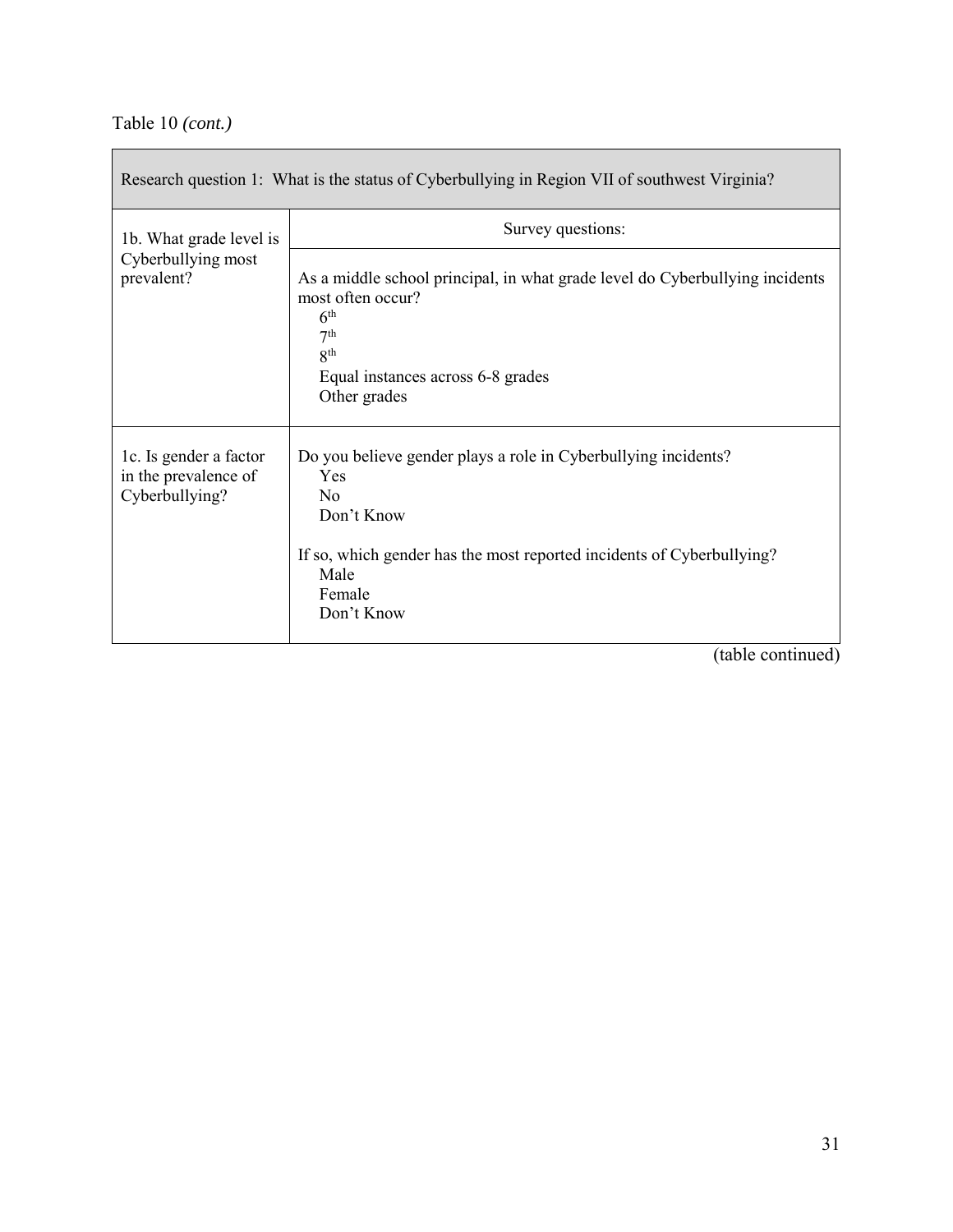Table 10 *(cont.)*

| Research question 1: What is the status of Cyberbullying in Region VII of southwest Virginia? | |
|---|---|
| 1b. What grade level is Cyberbullying most prevalent? | Survey questions:<br><br>As a middle school principal, in what grade level do Cyberbullying incidents most often occur?<br>6th<br>7th<br>8th<br>Equal instances across 6-8 grades<br>Other grades |
| 1c. Is gender a factor in the prevalence of Cyberbullying? | Do you believe gender plays a role in Cyberbullying incidents?<br>Yes<br>No<br>Don't Know<br><br>If so, which gender has the most reported incidents of Cyberbullying?<br>Male<br>Female<br>Don't Know |

(table continued)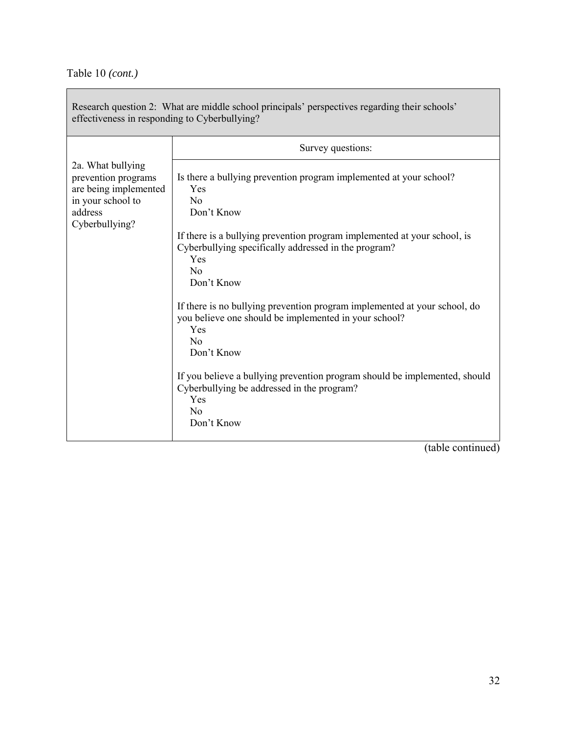Table 10 *(cont.)*

| Research question 2: What are middle school principals' perspectives regarding their schools' effectiveness in responding to Cyberbullying? | |
|---|---|
| | Survey questions: |
| 2a. What bullying prevention programs are being implemented in your school to address Cyberbullying? | Is there a bullying prevention program implemented at your school?<br>Yes<br>No<br>Don't Know<br><br>If there is a bullying prevention program implemented at your school, is Cyberbullying specifically addressed in the program?<br>Yes<br>No<br>Don't Know<br><br>If there is no bullying prevention program implemented at your school, do you believe one should be implemented in your school?<br>Yes<br>No<br>Don't Know<br><br>If you believe a bullying prevention program should be implemented, should Cyberbullying be addressed in the program?<br>Yes<br>No<br>Don't Know |

(table continued)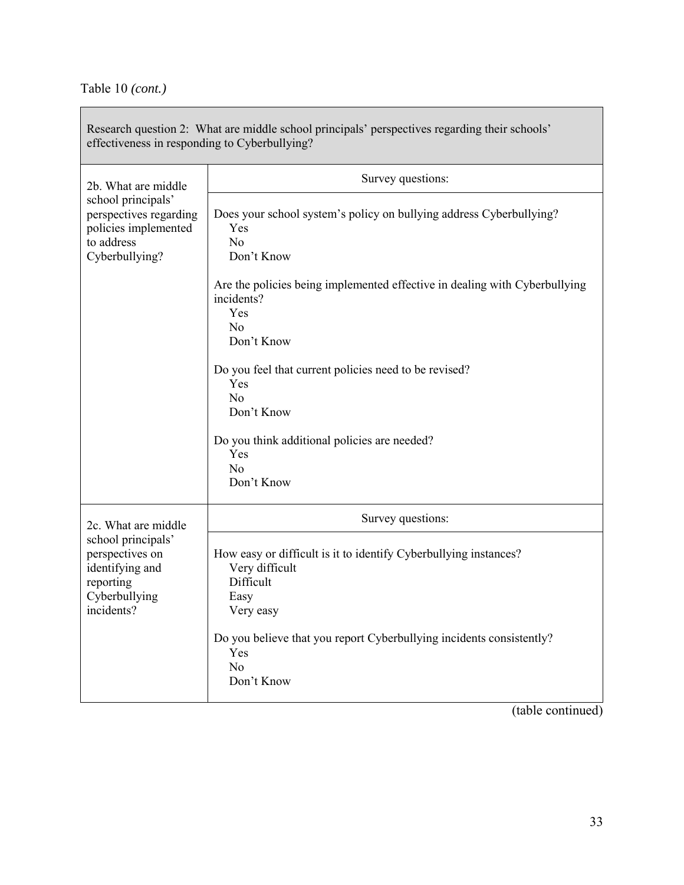Table 10 *(cont.)*

| Research question 2: What are middle school principals' perspectives regarding their schools' effectiveness in responding to Cyberbullying? | |
|---|---|
| 2b. What are middle school principals' perspectives regarding policies implemented to address Cyberbullying? | Survey questions: |
| | Does your school system's policy on bullying address Cyberbullying?<br>Yes<br>No<br>Don't Know<br><br>Are the policies being implemented effective in dealing with Cyberbullying incidents?<br>Yes<br>No<br>Don't Know<br><br>Do you feel that current policies need to be revised?<br>Yes<br>No<br>Don't Know<br><br>Do you think additional policies are needed?<br>Yes<br>No<br>Don't Know |
| 2c. What are middle school principals' perspectives on identifying and reporting Cyberbullying incidents? | Survey questions: |
| | How easy or difficult is it to identify Cyberbullying instances?<br>Very difficult<br>Difficult<br>Easy<br>Very easy<br><br>Do you believe that you report Cyberbullying incidents consistently?<br>Yes<br>No<br>Don't Know |

(table continued)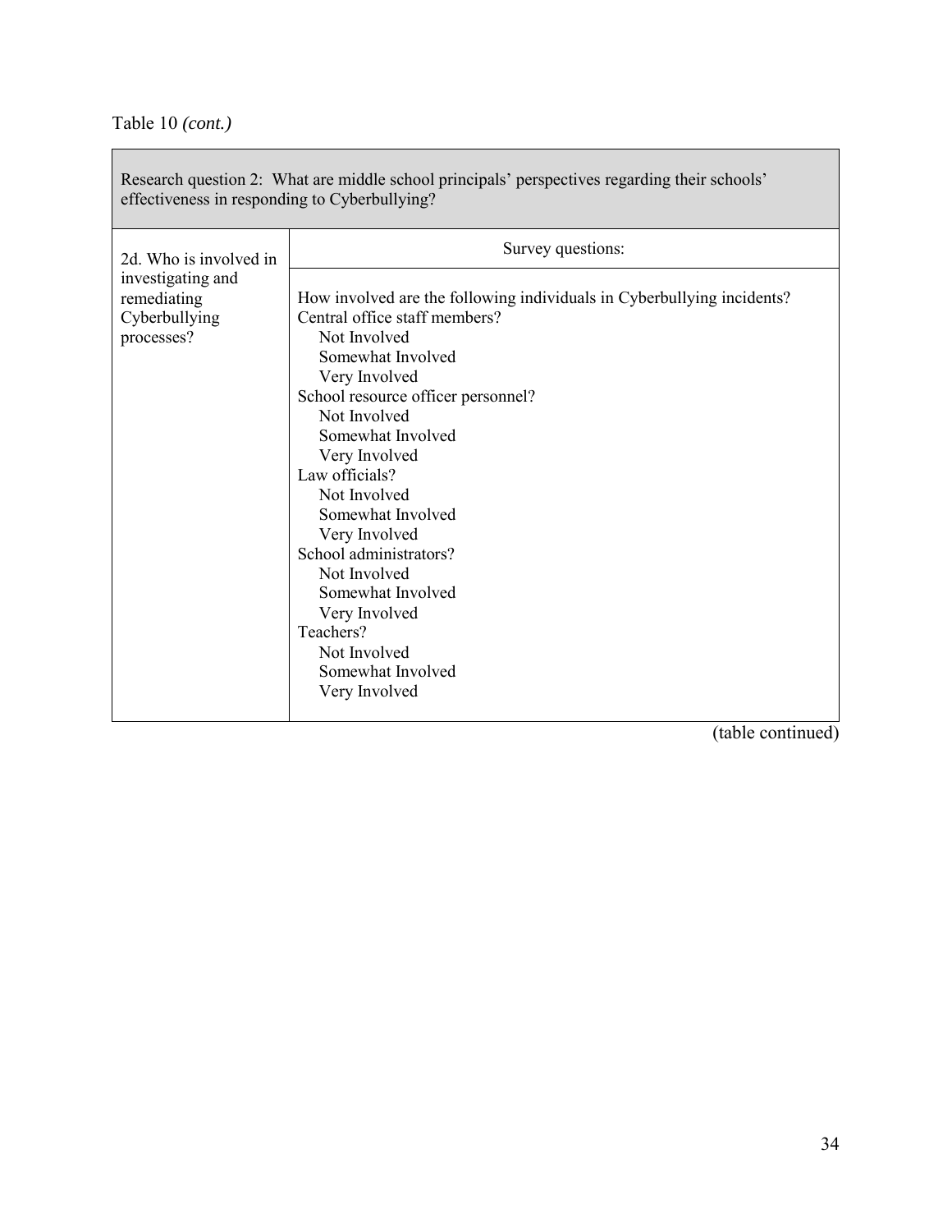Table 10 *(cont.)*

| Research question 2: What are middle school principals' perspectives regarding their schools' effectiveness in responding to Cyberbullying? | |
|---|---|
| 2d. Who is involved in investigating and remediating Cyberbullying processes? | Survey questions: |
| | How involved are the following individuals in Cyberbullying incidents?<br>Central office staff members?<br>Not Involved<br>Somewhat Involved<br>Very Involved<br>School resource officer personnel?<br>Not Involved<br>Somewhat Involved<br>Very Involved<br>Law officials?<br>Not Involved<br>Somewhat Involved<br>Very Involved<br>School administrators?<br>Not Involved<br>Somewhat Involved<br>Very Involved<br>Teachers?<br>Not Involved<br>Somewhat Involved<br>Very Involved |

(table continued)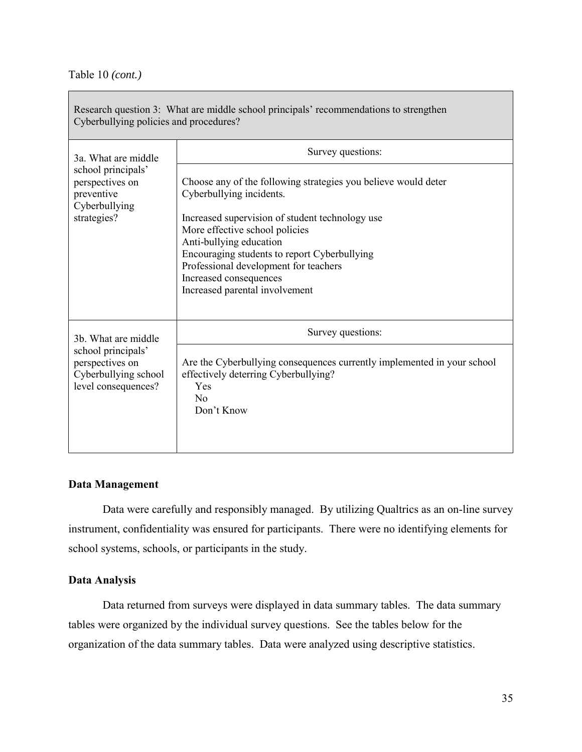Table 10 *(cont.)*

| Research question 3: What are middle school principals' recommendations to strengthen Cyberbullying policies and procedures? | |
|---|---|
| 3a. What are middle school principals' perspectives on preventive Cyberbullying strategies? | Survey questions:<br><br>Choose any of the following strategies you believe would deter Cyberbullying incidents.<br><br>Increased supervision of student technology use<br>More effective school policies<br>Anti-bullying education<br>Encouraging students to report Cyberbullying<br>Professional development for teachers<br>Increased consequences<br>Increased parental involvement |
| 3b. What are middle school principals' perspectives on Cyberbullying school level consequences? | Survey questions:<br><br>Are the Cyberbullying consequences currently implemented in your school effectively deterring Cyberbullying?<br>Yes<br>No<br>Don't Know |

### Data Management

Data were carefully and responsibly managed. By utilizing Qualtrics as an on-line survey instrument, confidentiality was ensured for participants. There were no identifying elements for school systems, schools, or participants in the study.

### Data Analysis

Data returned from surveys were displayed in data summary tables. The data summary tables were organized by the individual survey questions. See the tables below for the organization of the data summary tables. Data were analyzed using descriptive statistics.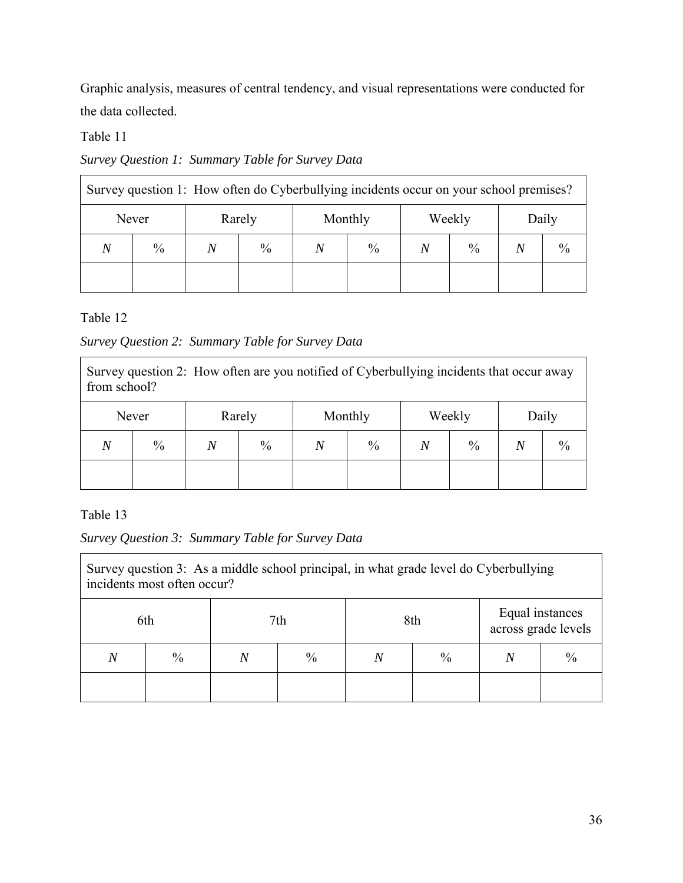Graphic analysis, measures of central tendency, and visual representations were conducted for the data collected.

Table 11

*Survey Question 1: Summary Table for Survey Data*

| Survey question 1: How often do Cyberbullying incidents occur on your school premises? | | | | | | | | | |
|---|---|---|---|---|---|---|---|---|---|
| Never | | Rarely | | Monthly | | Weekly | | Daily | |
| *N* | % | *N* | % | *N* | % | *N* | % | *N* | % |
| | | | | | | | | | |

Table 12

*Survey Question 2: Summary Table for Survey Data*

| Survey question 2: How often are you notified of Cyberbullying incidents that occur away from school? | | | | | | | | | |
|---|---|---|---|---|---|---|---|---|---|
| Never | | Rarely | | Monthly | | Weekly | | Daily | |
| *N* | % | *N* | % | *N* | % | *N* | % | *N* | % |
| | | | | | | | | | |

Table 13

*Survey Question 3: Summary Table for Survey Data*

| Survey question 3: As a middle school principal, in what grade level do Cyberbullying incidents most often occur? | | | | | | | |
|---|---|---|---|---|---|---|---|
| 6th | | 7th | | 8th | | Equal instances across grade levels | |
| *N* | % | *N* | % | *N* | % | *N* | % |
| | | | | | | | |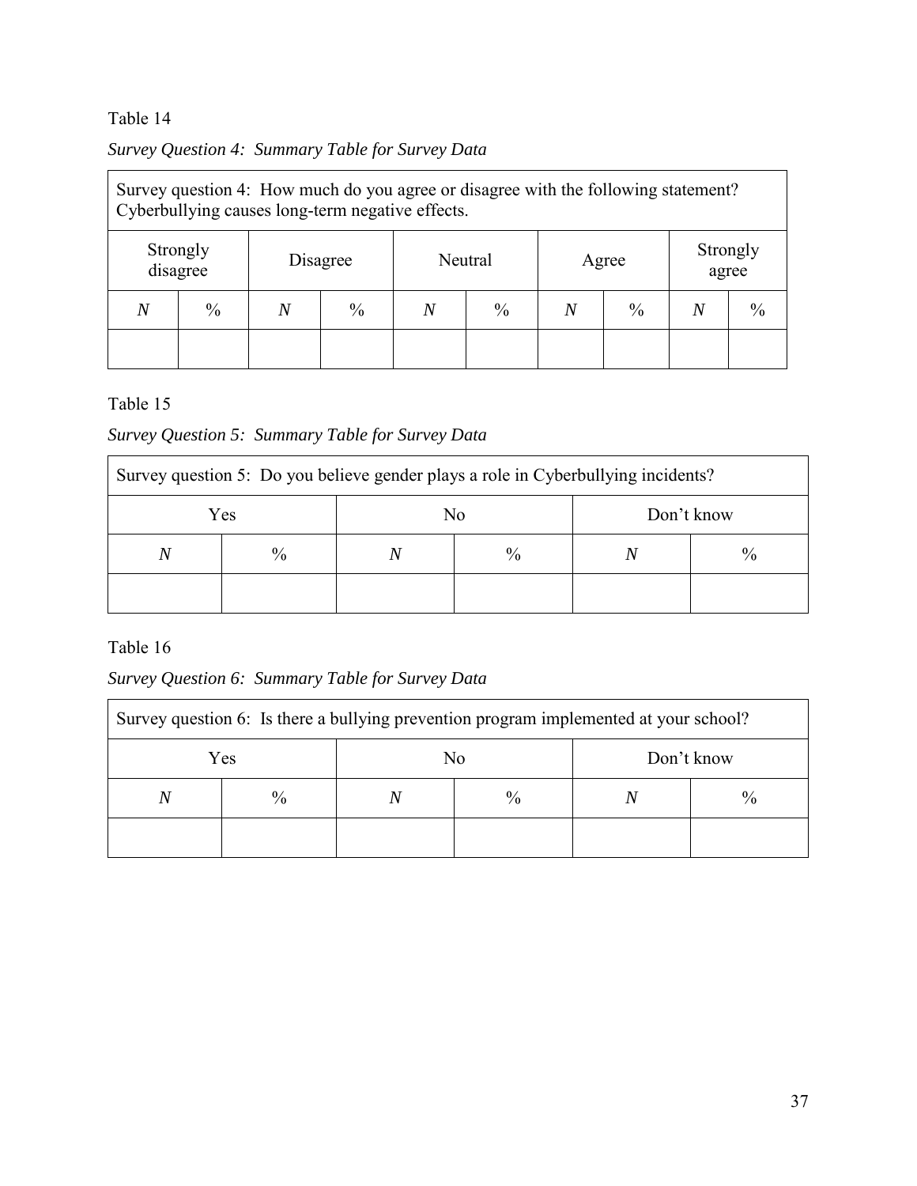Table 14

*Survey Question 4: Summary Table for Survey Data*

| Survey question 4: How much do you agree or disagree with the following statement? Cyberbullying causes long-term negative effects. | | | | | | | | | |
|---|---|---|---|---|---|---|---|---|---|
| Strongly disagree | | Disagree | | Neutral | | Agree | | Strongly agree | |
| *N* | % | *N* | % | *N* | % | *N* | % | *N* | % |
| | | | | | | | | | |

Table 15

*Survey Question 5: Summary Table for Survey Data*

| Survey question 5: Do you believe gender plays a role in Cyberbullying incidents? | | | | | |
|---|---|---|---|---|---|
| Yes | | No | | Don't know | |
| *N* | % | *N* | % | *N* | % |
| | | | | | |

Table 16

*Survey Question 6: Summary Table for Survey Data*

| Survey question 6: Is there a bullying prevention program implemented at your school? | | | | | |
|---|---|---|---|---|---|
| Yes | | No | | Don't know | |
| *N* | % | *N* | % | *N* | % |
| | | | | | |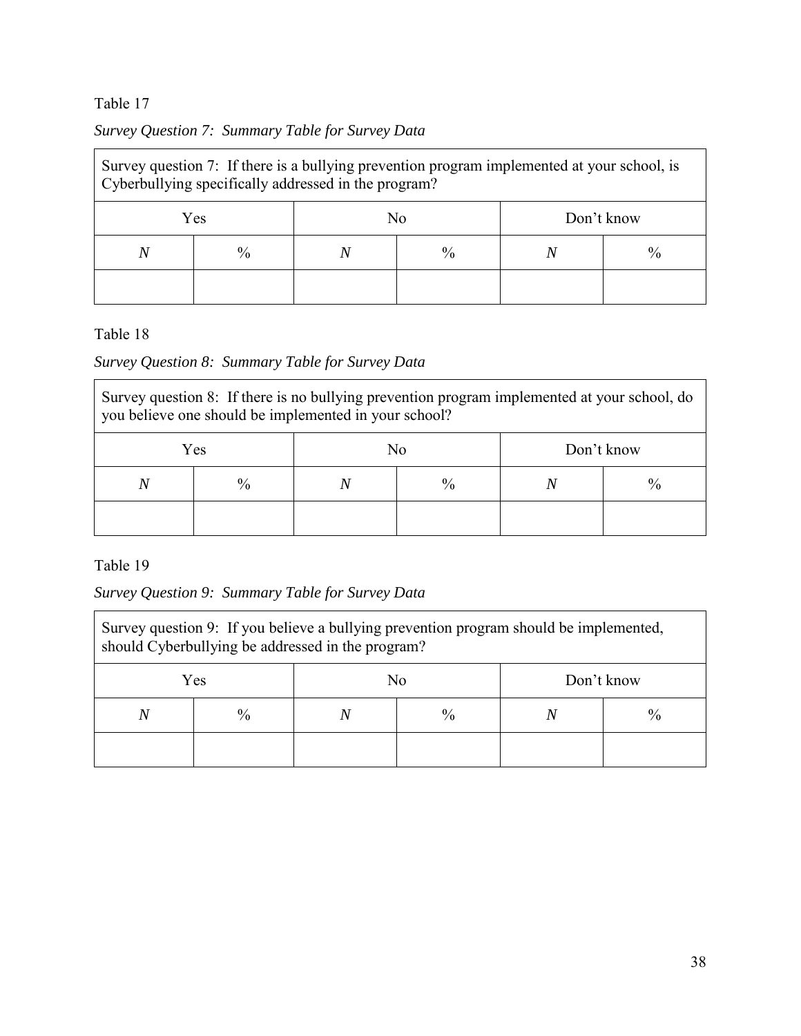Table 17

*Survey Question 7: Summary Table for Survey Data*

| Survey question 7: If there is a bullying prevention program implemented at your school, is Cyberbullying specifically addressed in the program? | | | | | |
|---|---|---|---|---|---|
| Yes | | No | | Don't know | |
| *N* | % | *N* | % | *N* | % |
| | | | | | |

Table 18

*Survey Question 8: Summary Table for Survey Data*

| Survey question 8: If there is no bullying prevention program implemented at your school, do you believe one should be implemented in your school? | | | | | |
|---|---|---|---|---|---|
| Yes | | No | | Don't know | |
| *N* | % | *N* | % | *N* | % |
| | | | | | |

Table 19

*Survey Question 9: Summary Table for Survey Data*

| Survey question 9: If you believe a bullying prevention program should be implemented, should Cyberbullying be addressed in the program? | | | | | |
|---|---|---|---|---|---|
| Yes | | No | | Don't know | |
| *N* | % | *N* | % | *N* | % |
| | | | | | |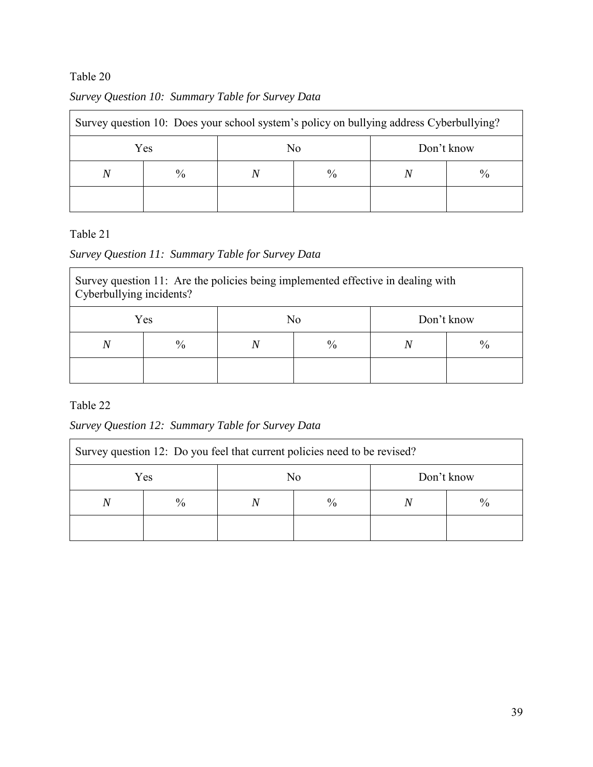Table 20

*Survey Question 10: Summary Table for Survey Data*

| Survey question 10: Does your school system's policy on bullying address Cyberbullying? | | | | | |
|---|---|---|---|---|---|
| Yes | | No | | Don't know | |
| *N* | % | *N* | % | *N* | % |
| | | | | | |

Table 21

*Survey Question 11: Summary Table for Survey Data*

| Survey question 11: Are the policies being implemented effective in dealing with Cyberbullying incidents? | | | | | |
|---|---|---|---|---|---|
| Yes | | No | | Don't know | |
| *N* | % | *N* | % | *N* | % |
| | | | | | |

Table 22

*Survey Question 12: Summary Table for Survey Data*

| Survey question 12: Do you feel that current policies need to be revised? | | | | | |
|---|---|---|---|---|---|
| Yes | | No | | Don't know | |
| *N* | % | *N* | % | *N* | % |
| | | | | | |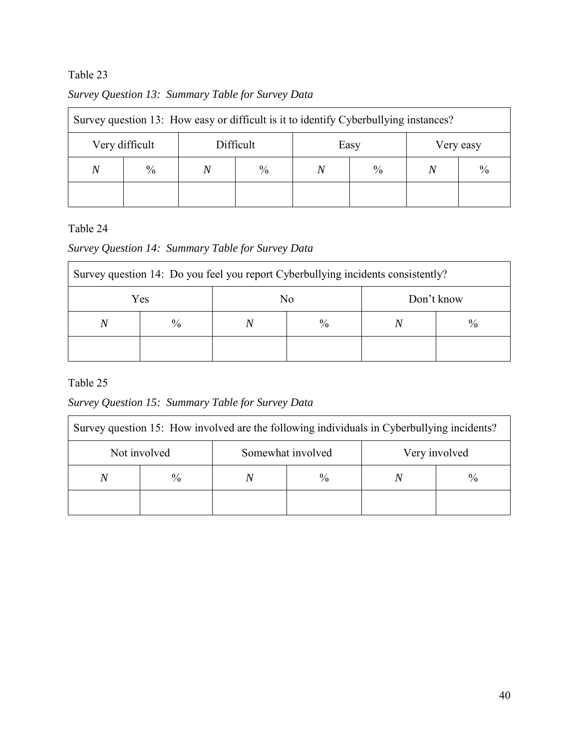Table 23

*Survey Question 13: Summary Table for Survey Data*

| Survey question 13: How easy or difficult is it to identify Cyberbullying instances? | | | | | | | |
|---|---|---|---|---|---|---|---|
| Very difficult | | Difficult | | Easy | | Very easy | |
| $N$ | % | $N$ | % | $N$ | % | $N$ | % |
| | | | | | | | |

Table 24

*Survey Question 14: Summary Table for Survey Data*

| Survey question 14: Do you feel you report Cyberbullying incidents consistently? | | | | | |
|---|---|---|---|---|---|
| Yes | | No | | Don't know | |
| $N$ | % | $N$ | % | $N$ | % |
| | | | | | |

Table 25

*Survey Question 15: Summary Table for Survey Data*

| Survey question 15: How involved are the following individuals in Cyberbullying incidents? | | | | | |
|---|---|---|---|---|---|
| Not involved | | Somewhat involved | | Very involved | |
| $N$ | % | $N$ | % | $N$ | % |
| | | | | | |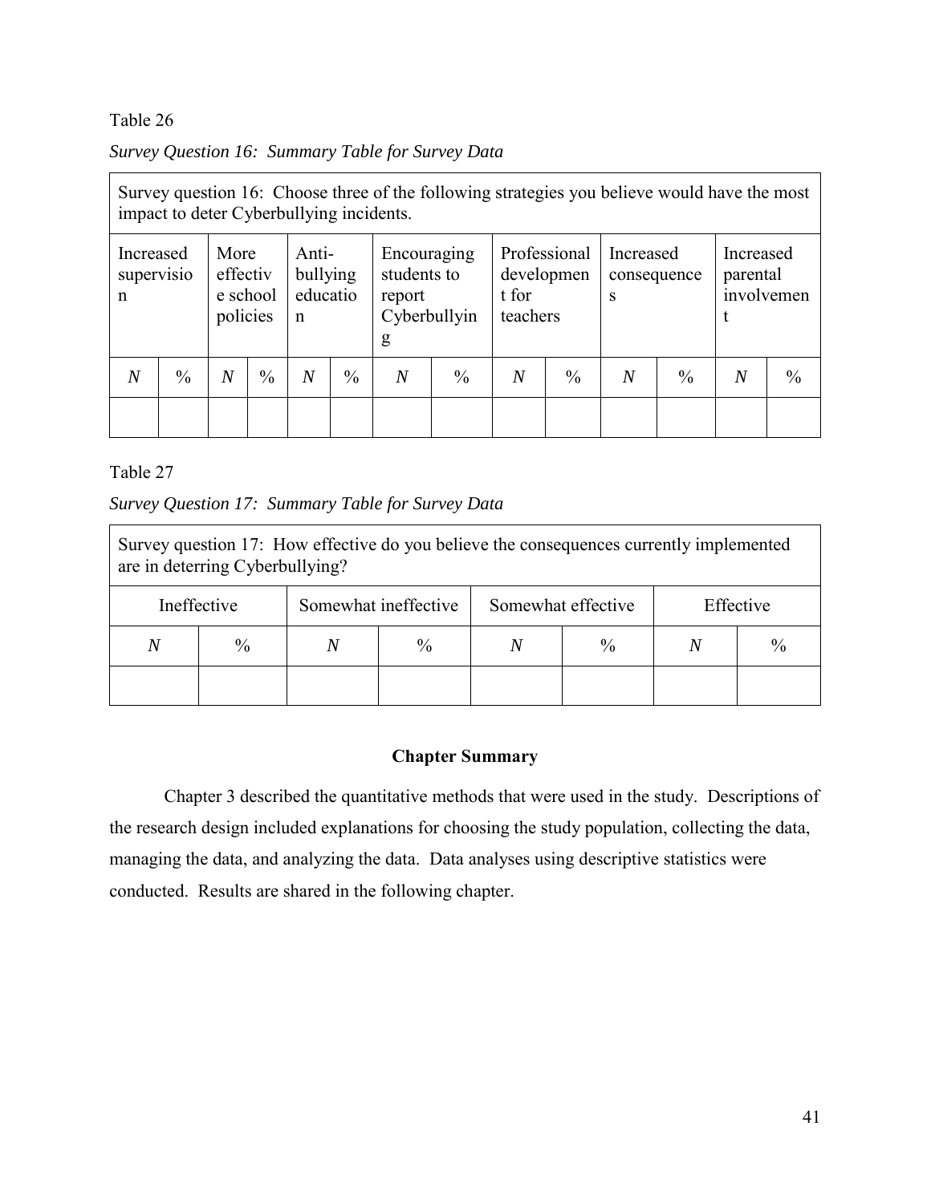Table 26

*Survey Question 16: Summary Table for Survey Data*

| Survey question 16: Choose three of the following strategies you believe would have the most impact to deter Cyberbullying incidents. | | | | | | | | | | | | | |
|---|---|---|---|---|---|---|---|---|---|---|---|---|---|
| Increased supervision | | More effective school policies | | Anti-bullying education | | Encouraging students to report Cyberbullying | | Professional development for teachers | | Increased consequences | | Increased parental involvement | |
| $N$ | % | $N$ | % | $N$ | % | $N$ | % | $N$ | % | $N$ | % | $N$ | % |
| | | | | | | | | | | | | | |

Table 27

*Survey Question 17: Summary Table for Survey Data*

| Survey question 17: How effective do you believe the consequences currently implemented are in deterring Cyberbullying? | | | | | | | |
|---|---|---|---|---|---|---|---|
| Ineffective | | Somewhat ineffective | | Somewhat effective | | Effective | |
| $N$ | % | $N$ | % | $N$ | % | $N$ | % |
| | | | | | | | |

## Chapter Summary

Chapter 3 described the quantitative methods that were used in the study. Descriptions of the research design included explanations for choosing the study population, collecting the data, managing the data, and analyzing the data. Data analyses using descriptive statistics were conducted. Results are shared in the following chapter.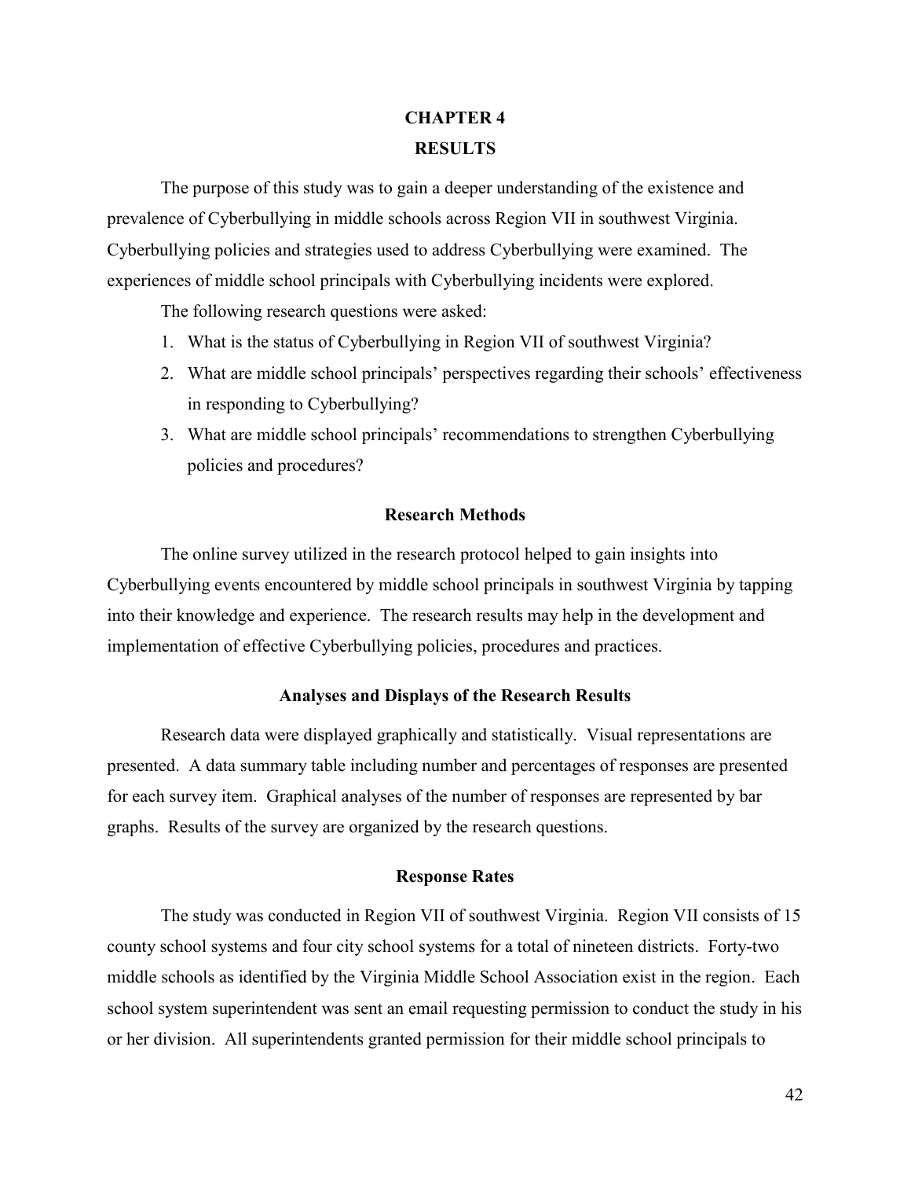# CHAPTER 4

# RESULTS

The purpose of this study was to gain a deeper understanding of the existence and prevalence of Cyberbullying in middle schools across Region VII in southwest Virginia. Cyberbullying policies and strategies used to address Cyberbullying were examined. The experiences of middle school principals with Cyberbullying incidents were explored.

The following research questions were asked:

1. What is the status of Cyberbullying in Region VII of southwest Virginia?
2. What are middle school principals' perspectives regarding their schools' effectiveness in responding to Cyberbullying?
3. What are middle school principals' recommendations to strengthen Cyberbullying policies and procedures?

## Research Methods

The online survey utilized in the research protocol helped to gain insights into Cyberbullying events encountered by middle school principals in southwest Virginia by tapping into their knowledge and experience. The research results may help in the development and implementation of effective Cyberbullying policies, procedures and practices.

## Analyses and Displays of the Research Results

Research data were displayed graphically and statistically. Visual representations are presented. A data summary table including number and percentages of responses are presented for each survey item. Graphical analyses of the number of responses are represented by bar graphs. Results of the survey are organized by the research questions.

## Response Rates

The study was conducted in Region VII of southwest Virginia. Region VII consists of 15 county school systems and four city school systems for a total of nineteen districts. Forty-two middle schools as identified by the Virginia Middle School Association exist in the region. Each school system superintendent was sent an email requesting permission to conduct the study in his or her division. All superintendents granted permission for their middle school principals to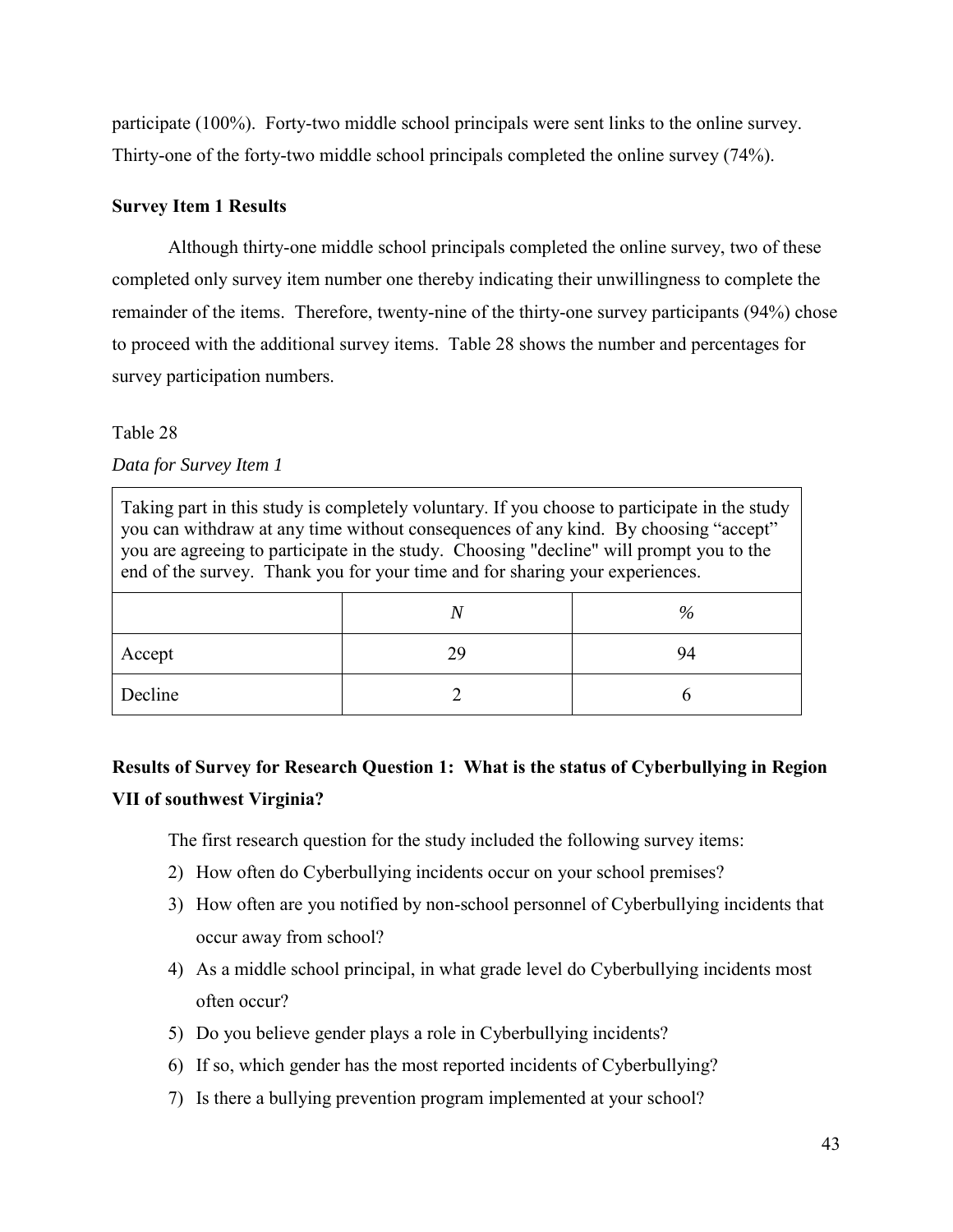participate (100%). Forty-two middle school principals were sent links to the online survey. Thirty-one of the forty-two middle school principals completed the online survey (74%).

### Survey Item 1 Results

Although thirty-one middle school principals completed the online survey, two of these completed only survey item number one thereby indicating their unwillingness to complete the remainder of the items. Therefore, twenty-nine of the thirty-one survey participants (94%) chose to proceed with the additional survey items. Table 28 shows the number and percentages for survey participation numbers.

Table 28

*Data for Survey Item 1*

| Taking part in this study is completely voluntary. If you choose to participate in the study you can withdraw at any time without consequences of any kind. By choosing "accept" you are agreeing to participate in the study. Choosing "decline" will prompt you to the end of the survey. Thank you for your time and for sharing your experiences. | | |
|---|---|---|
| | *N* | % |
| Accept | 29 | 94 |
| Decline | 2 | 6 |

### Results of Survey for Research Question 1: What is the status of Cyberbullying in Region VII of southwest Virginia?

The first research question for the study included the following survey items:

2) How often do Cyberbullying incidents occur on your school premises?
3) How often are you notified by non-school personnel of Cyberbullying incidents that occur away from school?
4) As a middle school principal, in what grade level do Cyberbullying incidents most often occur?
5) Do you believe gender plays a role in Cyberbullying incidents?
6) If so, which gender has the most reported incidents of Cyberbullying?
7) Is there a bullying prevention program implemented at your school?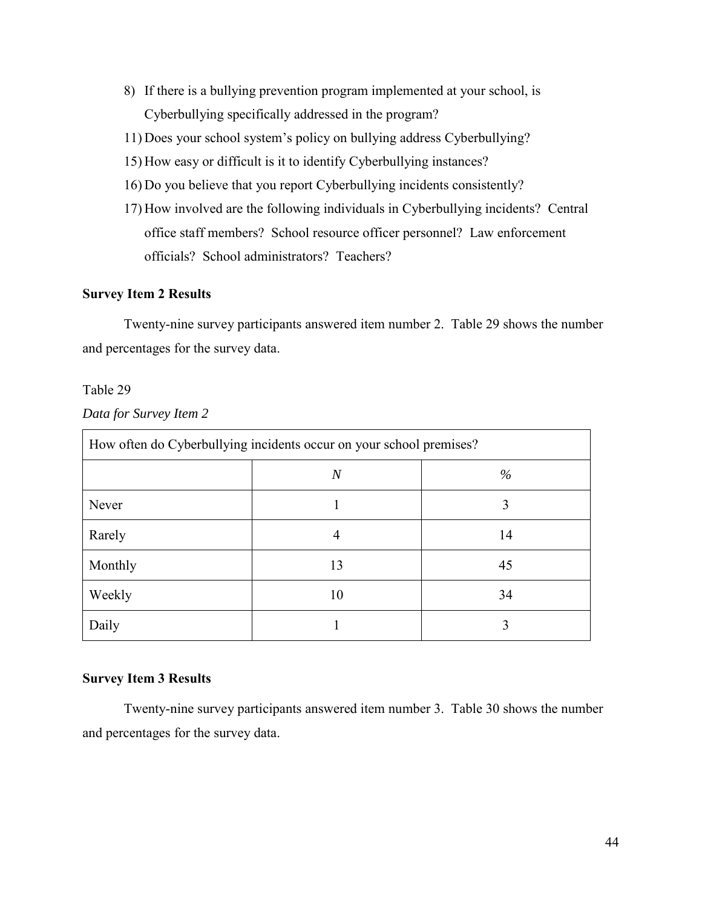8) If there is a bullying prevention program implemented at your school, is Cyberbullying specifically addressed in the program?
11) Does your school system's policy on bullying address Cyberbullying?
15) How easy or difficult is it to identify Cyberbullying instances?
16) Do you believe that you report Cyberbullying incidents consistently?
17) How involved are the following individuals in Cyberbullying incidents? Central office staff members? School resource officer personnel? Law enforcement officials? School administrators? Teachers?

**Survey Item 2 Results**

Twenty-nine survey participants answered item number 2. Table 29 shows the number and percentages for the survey data.

Table 29

*Data for Survey Item 2*

| How often do Cyberbullying incidents occur on your school premises? | | |
|---|---|---|
| | *N* | % |
| Never | 1 | 3 |
| Rarely | 4 | 14 |
| Monthly | 13 | 45 |
| Weekly | 10 | 34 |
| Daily | 1 | 3 |

**Survey Item 3 Results**

Twenty-nine survey participants answered item number 3. Table 30 shows the number and percentages for the survey data.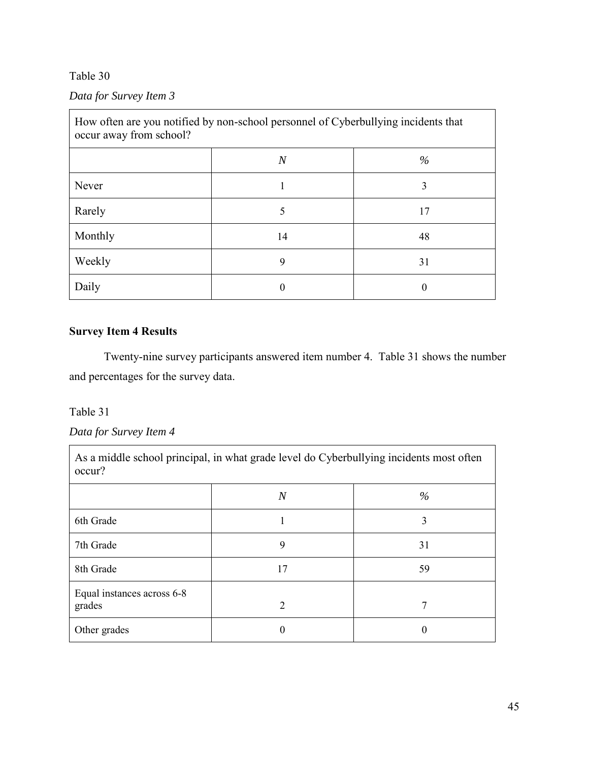Table 30

*Data for Survey Item 3*

| How often are you notified by non-school personnel of Cyberbullying incidents that occur away from school? | | |
|---|---|---|
| | *N* | *%* |
| Never | 1 | 3 |
| Rarely | 5 | 17 |
| Monthly | 14 | 48 |
| Weekly | 9 | 31 |
| Daily | 0 | 0 |

**Survey Item 4 Results**

Twenty-nine survey participants answered item number 4. Table 31 shows the number and percentages for the survey data.

Table 31

*Data for Survey Item 4*

| As a middle school principal, in what grade level do Cyberbullying incidents most often occur? | | |
|---|---|---|
| | *N* | *%* |
| 6th Grade | 1 | 3 |
| 7th Grade | 9 | 31 |
| 8th Grade | 17 | 59 |
| Equal instances across 6-8 grades | 2 | 7 |
| Other grades | 0 | 0 |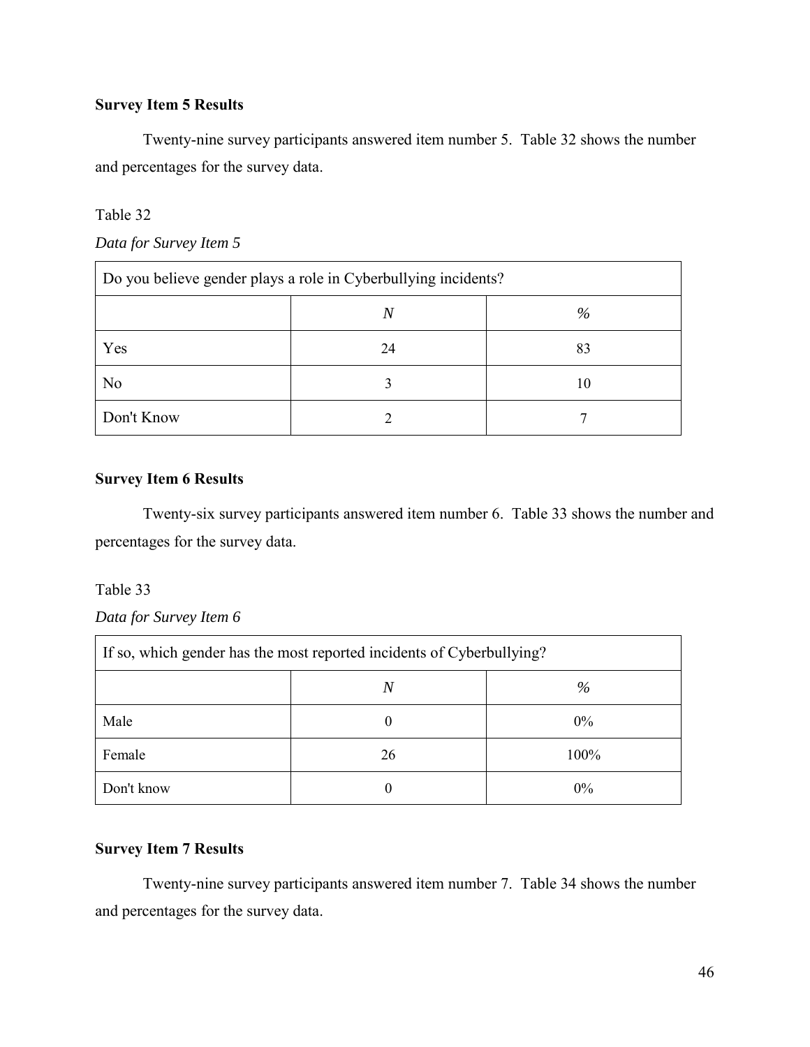**Survey Item 5 Results**

Twenty-nine survey participants answered item number 5. Table 32 shows the number and percentages for the survey data.

Table 32

*Data for Survey Item 5*

| Do you believe gender plays a role in Cyberbullying incidents? | | |
|---|---|---|
| | *N* | % |
| Yes | 24 | 83 |
| No | 3 | 10 |
| Don't Know | 2 | 7 |

**Survey Item 6 Results**

Twenty-six survey participants answered item number 6. Table 33 shows the number and percentages for the survey data.

Table 33

*Data for Survey Item 6*

| If so, which gender has the most reported incidents of Cyberbullying? | | |
|---|---|---|
| | *N* | % |
| Male | 0 | 0% |
| Female | 26 | 100% |
| Don't know | 0 | 0% |

**Survey Item 7 Results**

Twenty-nine survey participants answered item number 7. Table 34 shows the number and percentages for the survey data.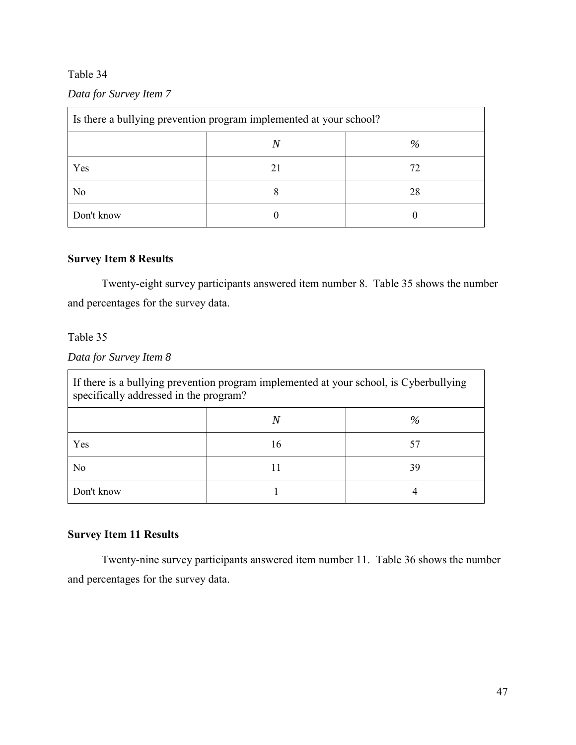Table 34

*Data for Survey Item 7*

| Is there a bullying prevention program implemented at your school? | | |
|---|---|---|
| | *N* | % |
| Yes | 21 | 72 |
| No | 8 | 28 |
| Don't know | 0 | 0 |

**Survey Item 8 Results**

Twenty-eight survey participants answered item number 8. Table 35 shows the number and percentages for the survey data.

Table 35

*Data for Survey Item 8*

| If there is a bullying prevention program implemented at your school, is Cyberbullying specifically addressed in the program? | | |
|---|---|---|
| | *N* | % |
| Yes | 16 | 57 |
| No | 11 | 39 |
| Don't know | 1 | 4 |

**Survey Item 11 Results**

Twenty-nine survey participants answered item number 11. Table 36 shows the number and percentages for the survey data.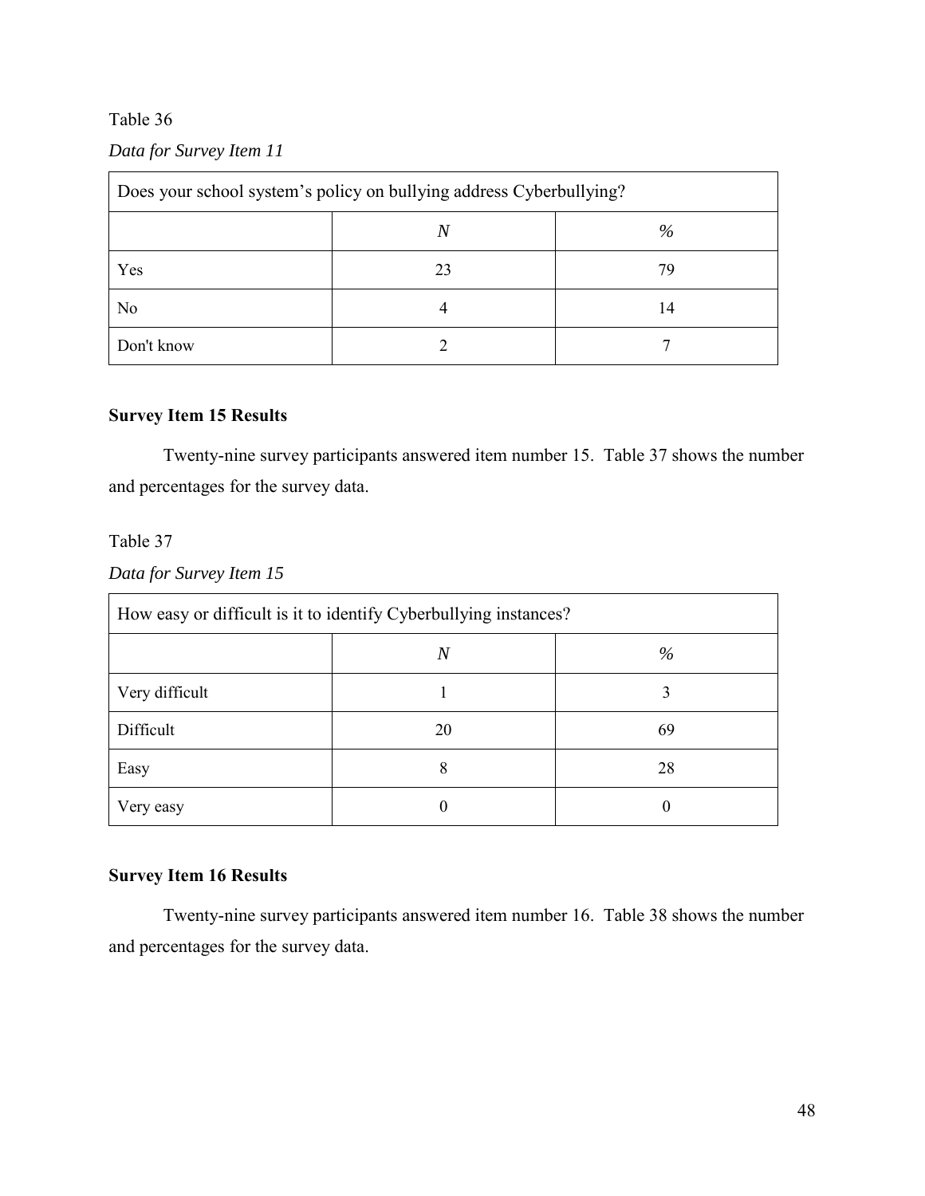Table 36

*Data for Survey Item 11*

| Does your school system's policy on bullying address Cyberbullying? | | |
|---|---|---|
| | *N* | % |
| Yes | 23 | 79 |
| No | 4 | 14 |
| Don't know | 2 | 7 |

**Survey Item 15 Results**

Twenty-nine survey participants answered item number 15. Table 37 shows the number and percentages for the survey data.

Table 37

*Data for Survey Item 15*

| How easy or difficult is it to identify Cyberbullying instances? | | |
|---|---|---|
| | *N* | % |
| Very difficult | 1 | 3 |
| Difficult | 20 | 69 |
| Easy | 8 | 28 |
| Very easy | 0 | 0 |

**Survey Item 16 Results**

Twenty-nine survey participants answered item number 16. Table 38 shows the number and percentages for the survey data.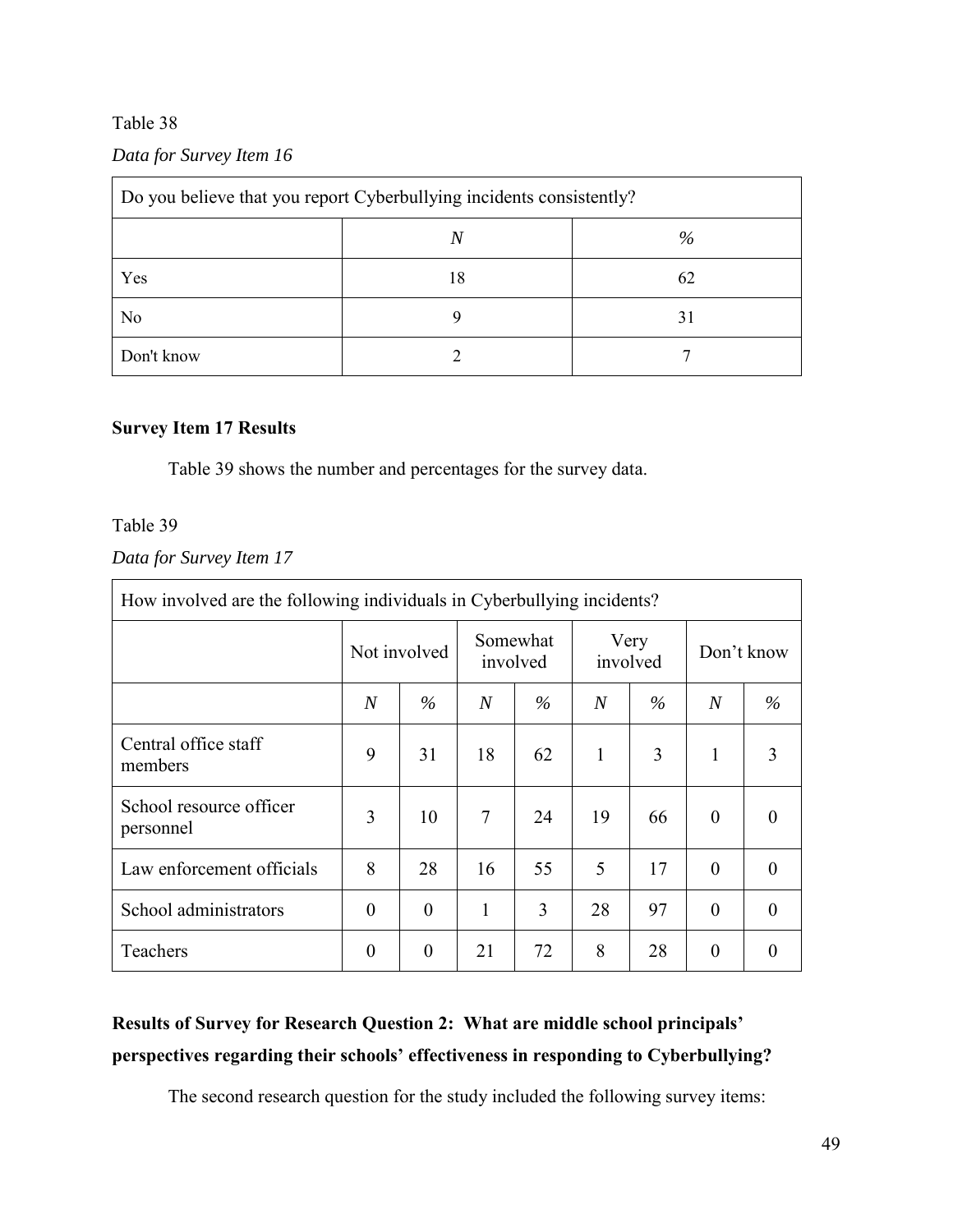Table 38

*Data for Survey Item 16*

| Do you believe that you report Cyberbullying incidents consistently? | | |
|---|---|---|
| | *N* | % |
| Yes | 18 | 62 |
| No | 9 | 31 |
| Don't know | 2 | 7 |

**Survey Item 17 Results**

Table 39 shows the number and percentages for the survey data.

Table 39

*Data for Survey Item 17*

| How involved are the following individuals in Cyberbullying incidents? | | | | | | | | |
|---|---|---|---|---|---|---|---|---|
| | Not involved | | Somewhat involved | | Very involved | | Don't know | |
| | *N* | % | *N* | % | *N* | % | *N* | % |
| Central office staff members | 9 | 31 | 18 | 62 | 1 | 3 | 1 | 3 |
| School resource officer personnel | 3 | 10 | 7 | 24 | 19 | 66 | 0 | 0 |
| Law enforcement officials | 8 | 28 | 16 | 55 | 5 | 17 | 0 | 0 |
| School administrators | 0 | 0 | 1 | 3 | 28 | 97 | 0 | 0 |
| Teachers | 0 | 0 | 21 | 72 | 8 | 28 | 0 | 0 |

**Results of Survey for Research Question 2: What are middle school principals' perspectives regarding their schools' effectiveness in responding to Cyberbullying?**

The second research question for the study included the following survey items: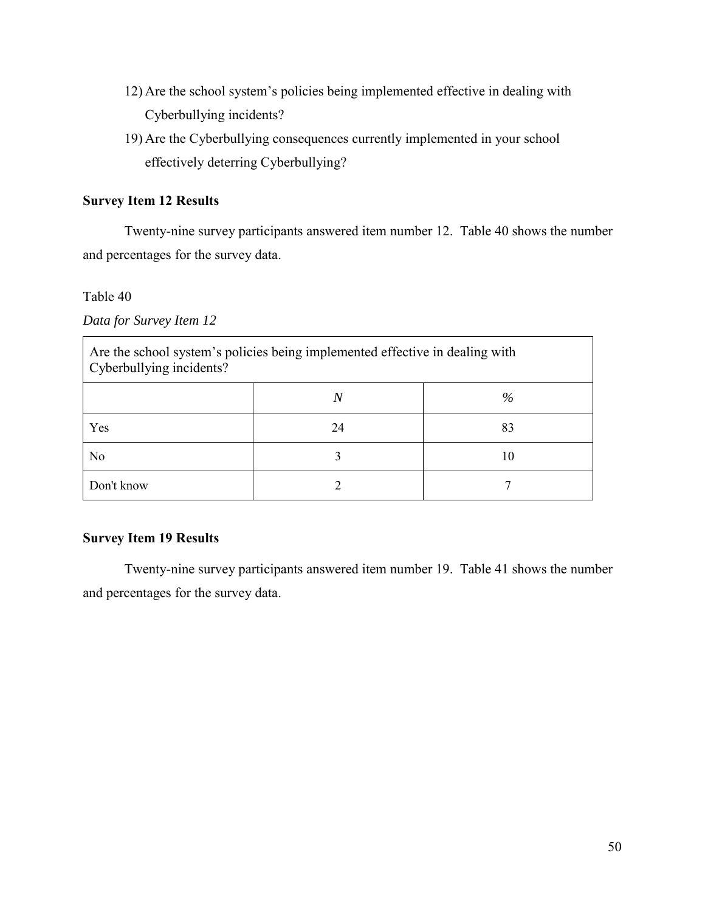12) Are the school system's policies being implemented effective in dealing with Cyberbullying incidents?
19) Are the Cyberbullying consequences currently implemented in your school effectively deterring Cyberbullying?

**Survey Item 12 Results**

Twenty-nine survey participants answered item number 12. Table 40 shows the number and percentages for the survey data.

Table 40

*Data for Survey Item 12*

| Are the school system's policies being implemented effective in dealing with Cyberbullying incidents? | | |
|---|---|---|
| | *N* | % |
| Yes | 24 | 83 |
| No | 3 | 10 |
| Don't know | 2 | 7 |

**Survey Item 19 Results**

Twenty-nine survey participants answered item number 19. Table 41 shows the number and percentages for the survey data.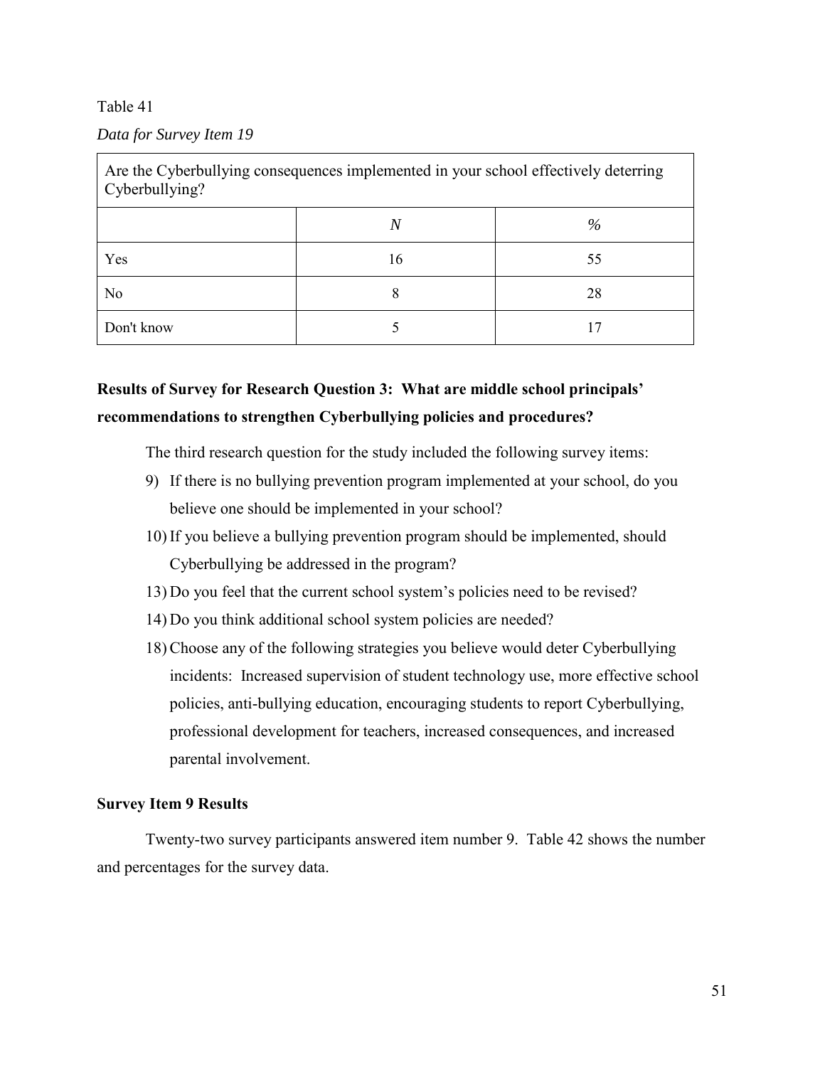Table 41

*Data for Survey Item 19*

| Are the Cyberbullying consequences implemented in your school effectively deterring Cyberbullying? | | |
|---|---|---|
| | *N* | % |
| Yes | 16 | 55 |
| No | 8 | 28 |
| Don't know | 5 | 17 |

**Results of Survey for Research Question 3: What are middle school principals' recommendations to strengthen Cyberbullying policies and procedures?**

The third research question for the study included the following survey items:

9) If there is no bullying prevention program implemented at your school, do you believe one should be implemented in your school?
10) If you believe a bullying prevention program should be implemented, should Cyberbullying be addressed in the program?
13) Do you feel that the current school system's policies need to be revised?
14) Do you think additional school system policies are needed?
18) Choose any of the following strategies you believe would deter Cyberbullying incidents: Increased supervision of student technology use, more effective school policies, anti-bullying education, encouraging students to report Cyberbullying, professional development for teachers, increased consequences, and increased parental involvement.

**Survey Item 9 Results**

Twenty-two survey participants answered item number 9. Table 42 shows the number and percentages for the survey data.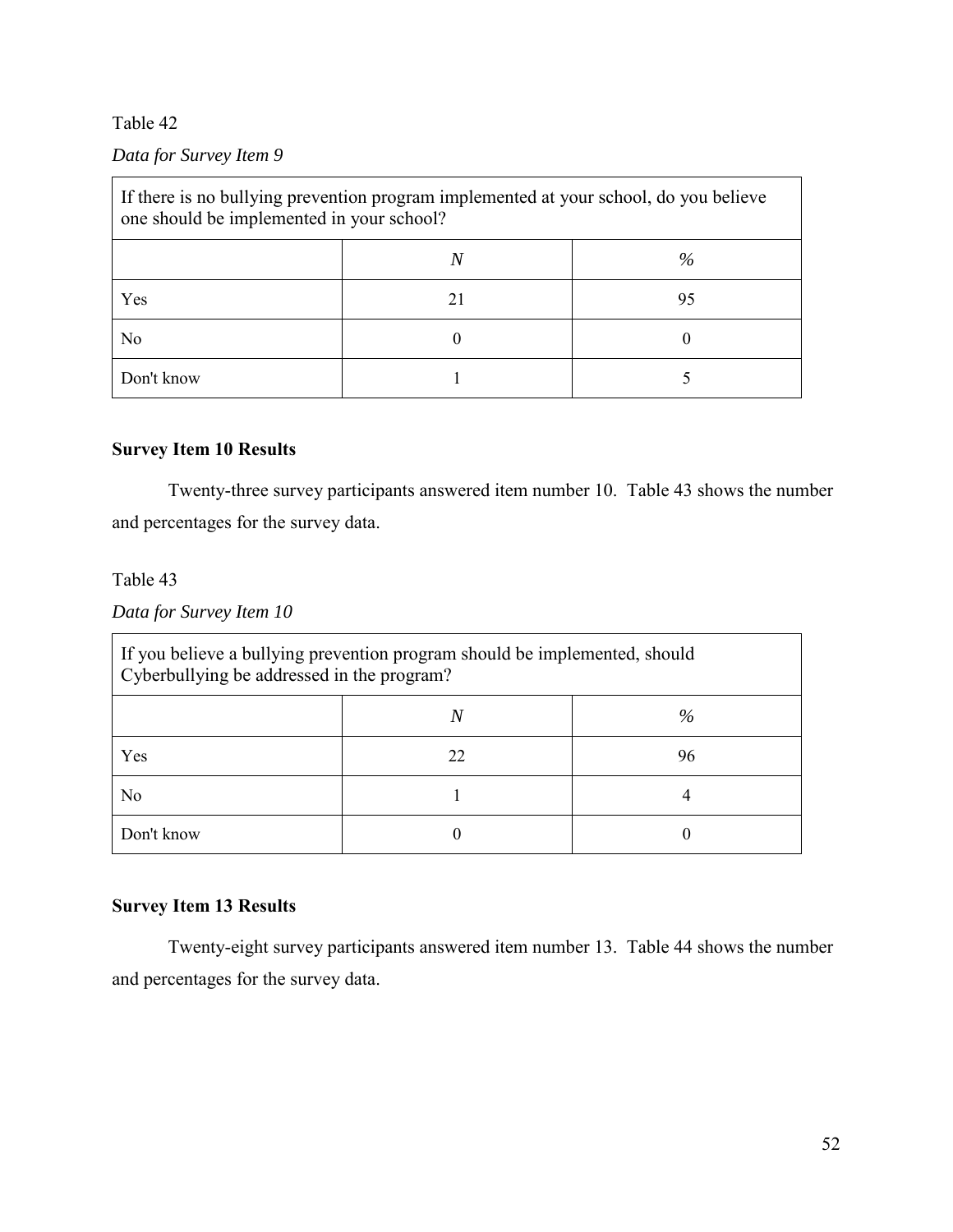Table 42

*Data for Survey Item 9*

| If there is no bullying prevention program implemented at your school, do you believe one should be implemented in your school? | | |
|---|---|---|
| | *N* | % |
| Yes | 21 | 95 |
| No | 0 | 0 |
| Don't know | 1 | 5 |

### Survey Item 10 Results

Twenty-three survey participants answered item number 10. Table 43 shows the number and percentages for the survey data.

Table 43

*Data for Survey Item 10*

| If you believe a bullying prevention program should be implemented, should Cyberbullying be addressed in the program? | | |
|---|---|---|
| | *N* | % |
| Yes | 22 | 96 |
| No | 1 | 4 |
| Don't know | 0 | 0 |

### Survey Item 13 Results

Twenty-eight survey participants answered item number 13. Table 44 shows the number and percentages for the survey data.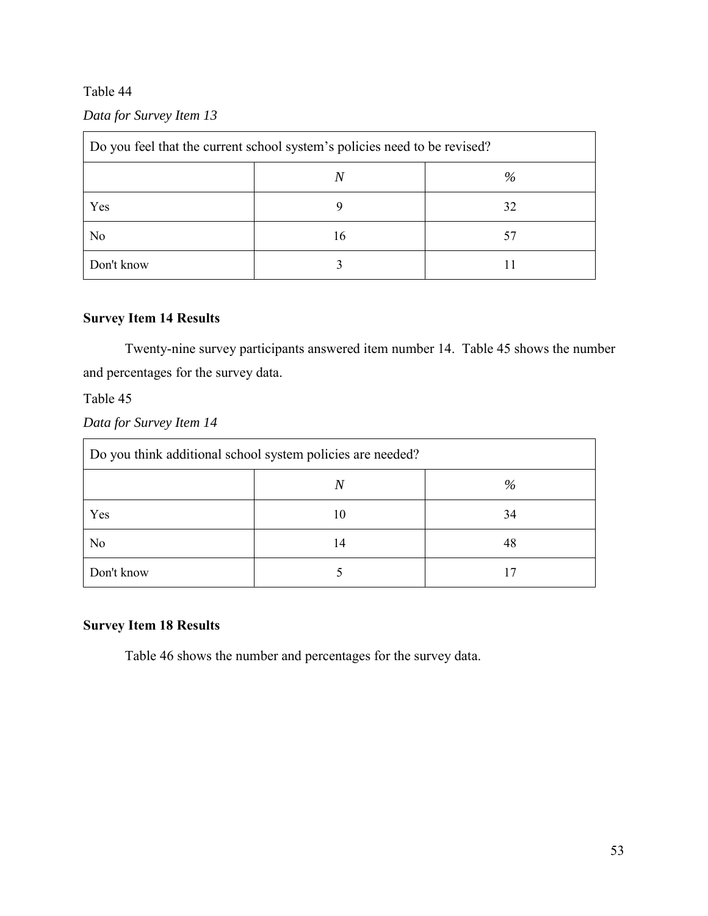Table 44

*Data for Survey Item 13*

| Do you feel that the current school system's policies need to be revised? | | |
|---|---|---|
| | *N* | % |
| Yes | 9 | 32 |
| No | 16 | 57 |
| Don't know | 3 | 11 |

**Survey Item 14 Results**

Twenty-nine survey participants answered item number 14. Table 45 shows the number and percentages for the survey data.

Table 45

*Data for Survey Item 14*

| Do you think additional school system policies are needed? | | |
|---|---|---|
| | *N* | % |
| Yes | 10 | 34 |
| No | 14 | 48 |
| Don't know | 5 | 17 |

**Survey Item 18 Results**

Table 46 shows the number and percentages for the survey data.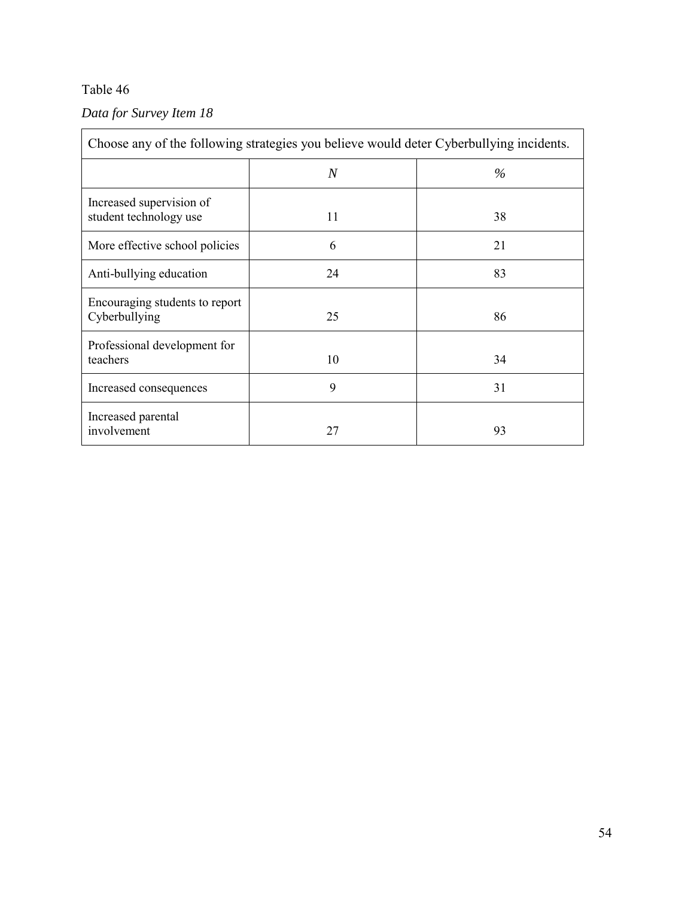Table 46

*Data for Survey Item 18*

| Choose any of the following strategies you believe would deter Cyberbullying incidents. | | |
|---|---|---|
| | *N* | *%* |
| Increased supervision of student technology use | 11 | 38 |
| More effective school policies | 6 | 21 |
| Anti-bullying education | 24 | 83 |
| Encouraging students to report Cyberbullying | 25 | 86 |
| Professional development for teachers | 10 | 34 |
| Increased consequences | 9 | 31 |
| Increased parental involvement | 27 | 93 |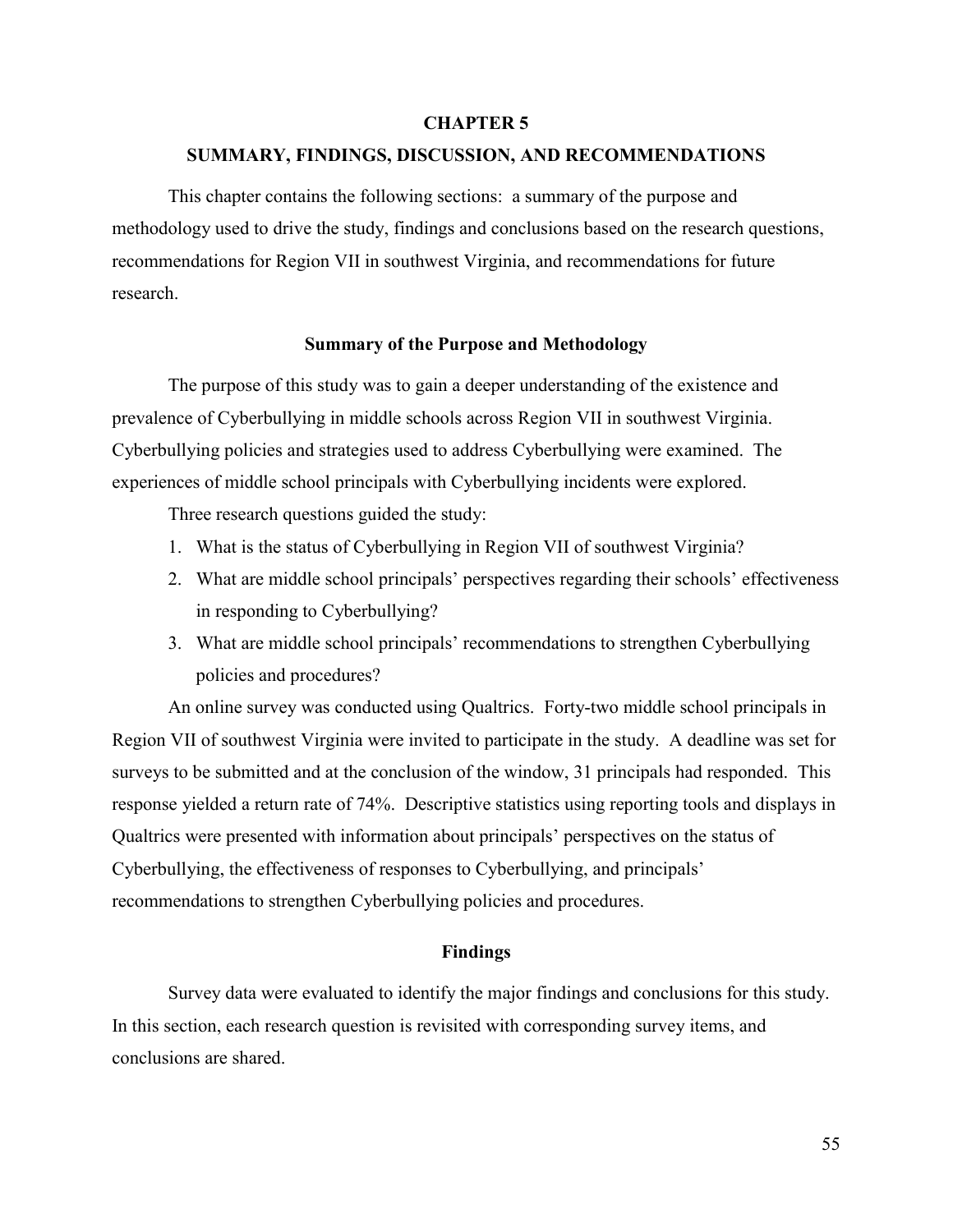# CHAPTER 5

# SUMMARY, FINDINGS, DISCUSSION, AND RECOMMENDATIONS

This chapter contains the following sections: a summary of the purpose and methodology used to drive the study, findings and conclusions based on the research questions, recommendations for Region VII in southwest Virginia, and recommendations for future research.

## Summary of the Purpose and Methodology

The purpose of this study was to gain a deeper understanding of the existence and prevalence of Cyberbullying in middle schools across Region VII in southwest Virginia. Cyberbullying policies and strategies used to address Cyberbullying were examined. The experiences of middle school principals with Cyberbullying incidents were explored.

Three research questions guided the study:

1. What is the status of Cyberbullying in Region VII of southwest Virginia?
2. What are middle school principals' perspectives regarding their schools' effectiveness in responding to Cyberbullying?
3. What are middle school principals' recommendations to strengthen Cyberbullying policies and procedures?

An online survey was conducted using Qualtrics. Forty-two middle school principals in Region VII of southwest Virginia were invited to participate in the study. A deadline was set for surveys to be submitted and at the conclusion of the window, 31 principals had responded. This response yielded a return rate of 74%. Descriptive statistics using reporting tools and displays in Qualtrics were presented with information about principals' perspectives on the status of Cyberbullying, the effectiveness of responses to Cyberbullying, and principals' recommendations to strengthen Cyberbullying policies and procedures.

## Findings

Survey data were evaluated to identify the major findings and conclusions for this study. In this section, each research question is revisited with corresponding survey items, and conclusions are shared.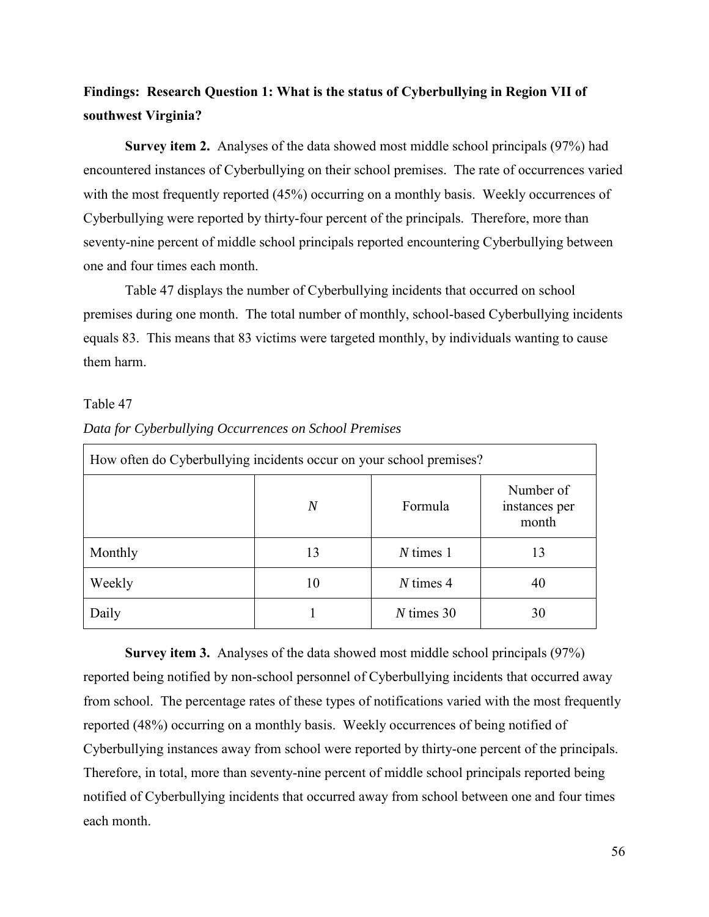**Findings: Research Question 1: What is the status of Cyberbullying in Region VII of southwest Virginia?**

**Survey item 2.** Analyses of the data showed most middle school principals (97%) had encountered instances of Cyberbullying on their school premises. The rate of occurrences varied with the most frequently reported (45%) occurring on a monthly basis. Weekly occurrences of Cyberbullying were reported by thirty-four percent of the principals. Therefore, more than seventy-nine percent of middle school principals reported encountering Cyberbullying between one and four times each month.

Table 47 displays the number of Cyberbullying incidents that occurred on school premises during one month. The total number of monthly, school-based Cyberbullying incidents equals 83. This means that 83 victims were targeted monthly, by individuals wanting to cause them harm.

Table 47

*Data for Cyberbullying Occurrences on School Premises*

| How often do Cyberbullying incidents occur on your school premises? | | | |
|---|---|---|---|
| | *N* | Formula | Number of instances per month |
| Monthly | 13 | *N* times 1 | 13 |
| Weekly | 10 | *N* times 4 | 40 |
| Daily | 1 | *N* times 30 | 30 |

**Survey item 3.** Analyses of the data showed most middle school principals (97%) reported being notified by non-school personnel of Cyberbullying incidents that occurred away from school. The percentage rates of these types of notifications varied with the most frequently reported (48%) occurring on a monthly basis. Weekly occurrences of being notified of Cyberbullying instances away from school were reported by thirty-one percent of the principals. Therefore, in total, more than seventy-nine percent of middle school principals reported being notified of Cyberbullying incidents that occurred away from school between one and four times each month.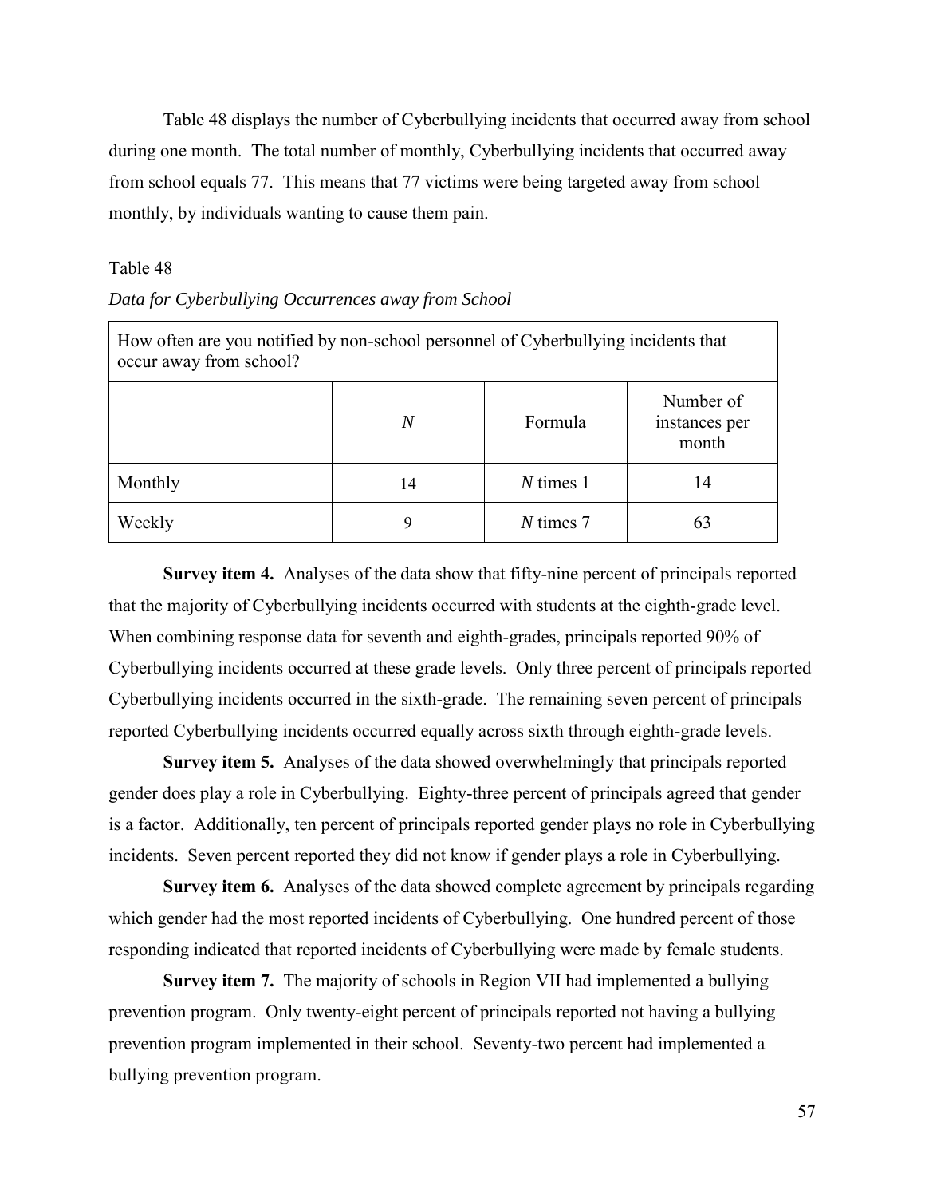Table 48 displays the number of Cyberbullying incidents that occurred away from school during one month. The total number of monthly, Cyberbullying incidents that occurred away from school equals 77. This means that 77 victims were being targeted away from school monthly, by individuals wanting to cause them pain.

Table 48

*Data for Cyberbullying Occurrences away from School*

| How often are you notified by non-school personnel of Cyberbullying incidents that occur away from school? | | | |
|---|---|---|---|
| | *N* | Formula | Number of instances per month |
| Monthly | 14 | *N* times 1 | 14 |
| Weekly | 9 | *N* times 7 | 63 |

**Survey item 4.** Analyses of the data show that fifty-nine percent of principals reported that the majority of Cyberbullying incidents occurred with students at the eighth-grade level. When combining response data for seventh and eighth-grades, principals reported 90% of Cyberbullying incidents occurred at these grade levels. Only three percent of principals reported Cyberbullying incidents occurred in the sixth-grade. The remaining seven percent of principals reported Cyberbullying incidents occurred equally across sixth through eighth-grade levels.

**Survey item 5.** Analyses of the data showed overwhelmingly that principals reported gender does play a role in Cyberbullying. Eighty-three percent of principals agreed that gender is a factor. Additionally, ten percent of principals reported gender plays no role in Cyberbullying incidents. Seven percent reported they did not know if gender plays a role in Cyberbullying.

**Survey item 6.** Analyses of the data showed complete agreement by principals regarding which gender had the most reported incidents of Cyberbullying. One hundred percent of those responding indicated that reported incidents of Cyberbullying were made by female students.

**Survey item 7.** The majority of schools in Region VII had implemented a bullying prevention program. Only twenty-eight percent of principals reported not having a bullying prevention program implemented in their school. Seventy-two percent had implemented a bullying prevention program.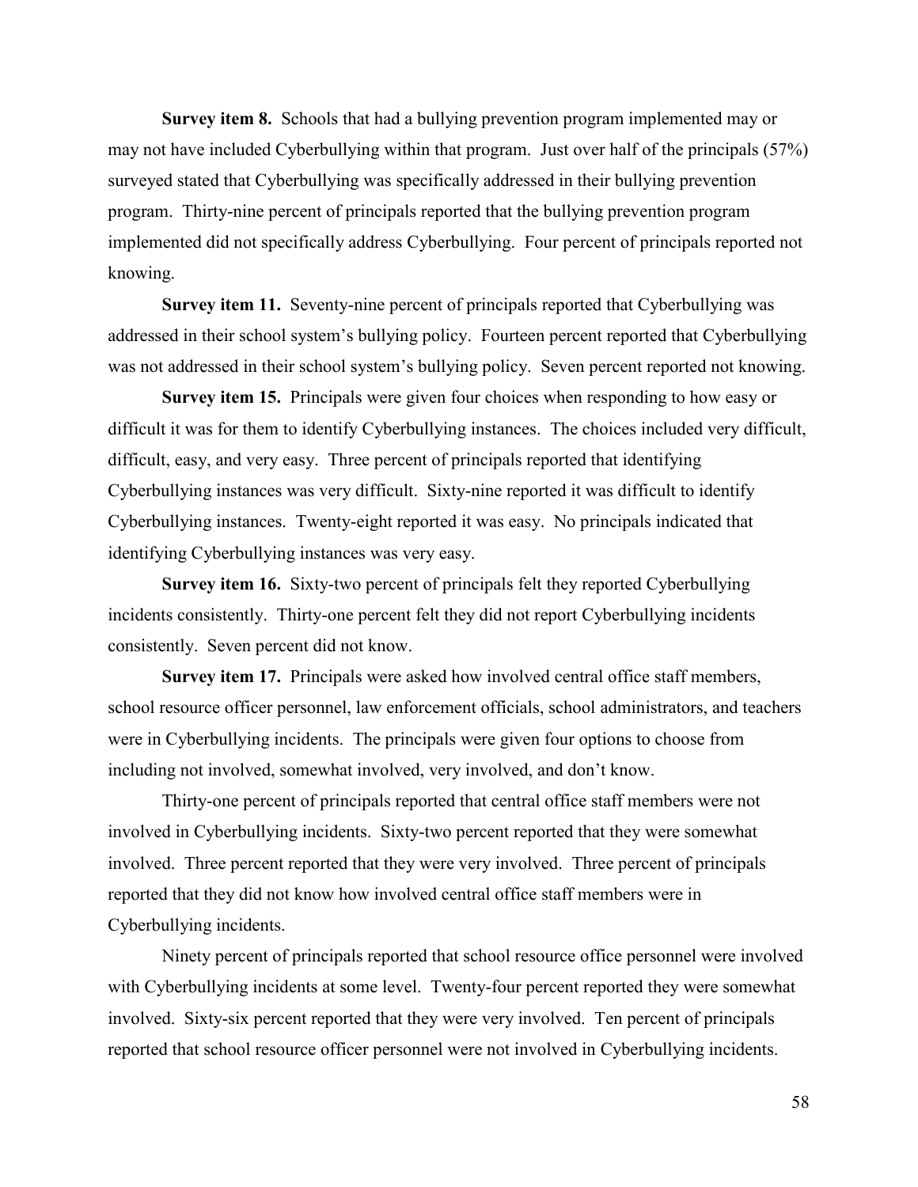**Survey item 8.** Schools that had a bullying prevention program implemented may or may not have included Cyberbullying within that program. Just over half of the principals (57%) surveyed stated that Cyberbullying was specifically addressed in their bullying prevention program. Thirty-nine percent of principals reported that the bullying prevention program implemented did not specifically address Cyberbullying. Four percent of principals reported not knowing.

**Survey item 11.** Seventy-nine percent of principals reported that Cyberbullying was addressed in their school system's bullying policy. Fourteen percent reported that Cyberbullying was not addressed in their school system's bullying policy. Seven percent reported not knowing.

**Survey item 15.** Principals were given four choices when responding to how easy or difficult it was for them to identify Cyberbullying instances. The choices included very difficult, difficult, easy, and very easy. Three percent of principals reported that identifying Cyberbullying instances was very difficult. Sixty-nine reported it was difficult to identify Cyberbullying instances. Twenty-eight reported it was easy. No principals indicated that identifying Cyberbullying instances was very easy.

**Survey item 16.** Sixty-two percent of principals felt they reported Cyberbullying incidents consistently. Thirty-one percent felt they did not report Cyberbullying incidents consistently. Seven percent did not know.

**Survey item 17.** Principals were asked how involved central office staff members, school resource officer personnel, law enforcement officials, school administrators, and teachers were in Cyberbullying incidents. The principals were given four options to choose from including not involved, somewhat involved, very involved, and don't know.

Thirty-one percent of principals reported that central office staff members were not involved in Cyberbullying incidents. Sixty-two percent reported that they were somewhat involved. Three percent reported that they were very involved. Three percent of principals reported that they did not know how involved central office staff members were in Cyberbullying incidents.

Ninety percent of principals reported that school resource office personnel were involved with Cyberbullying incidents at some level. Twenty-four percent reported they were somewhat involved. Sixty-six percent reported that they were very involved. Ten percent of principals reported that school resource officer personnel were not involved in Cyberbullying incidents.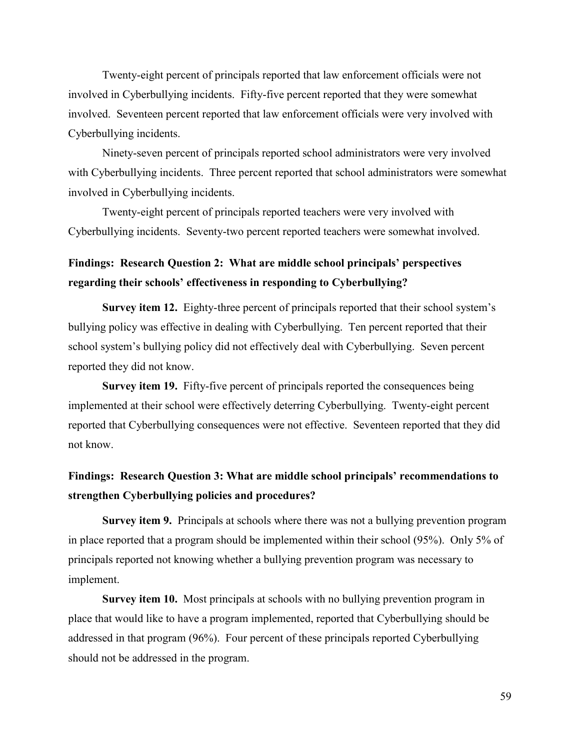Twenty-eight percent of principals reported that law enforcement officials were not involved in Cyberbullying incidents. Fifty-five percent reported that they were somewhat involved. Seventeen percent reported that law enforcement officials were very involved with Cyberbullying incidents.

Ninety-seven percent of principals reported school administrators were very involved with Cyberbullying incidents. Three percent reported that school administrators were somewhat involved in Cyberbullying incidents.

Twenty-eight percent of principals reported teachers were very involved with Cyberbullying incidents. Seventy-two percent reported teachers were somewhat involved.

### Findings: Research Question 2: What are middle school principals' perspectives regarding their schools' effectiveness in responding to Cyberbullying?

**Survey item 12.** Eighty-three percent of principals reported that their school system's bullying policy was effective in dealing with Cyberbullying. Ten percent reported that their school system's bullying policy did not effectively deal with Cyberbullying. Seven percent reported they did not know.

**Survey item 19.** Fifty-five percent of principals reported the consequences being implemented at their school were effectively deterring Cyberbullying. Twenty-eight percent reported that Cyberbullying consequences were not effective. Seventeen reported that they did not know.

### Findings: Research Question 3: What are middle school principals' recommendations to strengthen Cyberbullying policies and procedures?

**Survey item 9.** Principals at schools where there was not a bullying prevention program in place reported that a program should be implemented within their school (95%). Only 5% of principals reported not knowing whether a bullying prevention program was necessary to implement.

**Survey item 10.** Most principals at schools with no bullying prevention program in place that would like to have a program implemented, reported that Cyberbullying should be addressed in that program (96%). Four percent of these principals reported Cyberbullying should not be addressed in the program.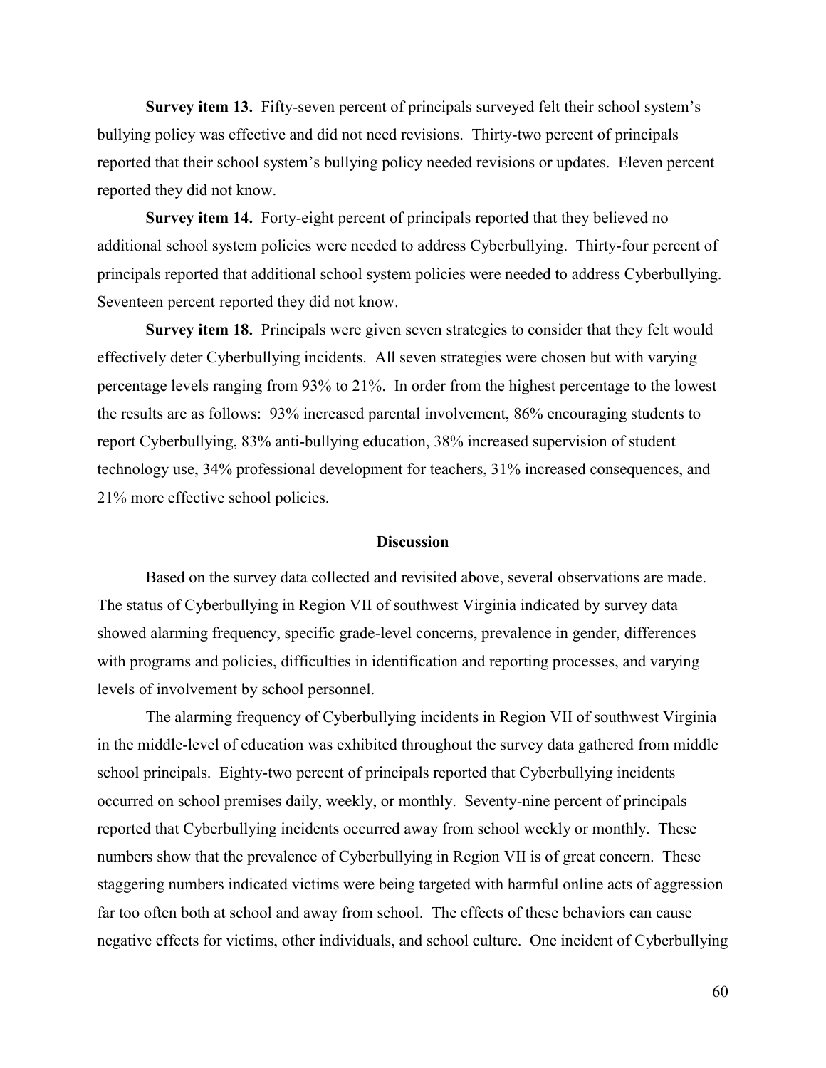**Survey item 13.** Fifty-seven percent of principals surveyed felt their school system's bullying policy was effective and did not need revisions. Thirty-two percent of principals reported that their school system's bullying policy needed revisions or updates. Eleven percent reported they did not know.

**Survey item 14.** Forty-eight percent of principals reported that they believed no additional school system policies were needed to address Cyberbullying. Thirty-four percent of principals reported that additional school system policies were needed to address Cyberbullying. Seventeen percent reported they did not know.

**Survey item 18.** Principals were given seven strategies to consider that they felt would effectively deter Cyberbullying incidents. All seven strategies were chosen but with varying percentage levels ranging from 93% to 21%. In order from the highest percentage to the lowest the results are as follows: 93% increased parental involvement, 86% encouraging students to report Cyberbullying, 83% anti-bullying education, 38% increased supervision of student technology use, 34% professional development for teachers, 31% increased consequences, and 21% more effective school policies.

## Discussion

Based on the survey data collected and revisited above, several observations are made. The status of Cyberbullying in Region VII of southwest Virginia indicated by survey data showed alarming frequency, specific grade-level concerns, prevalence in gender, differences with programs and policies, difficulties in identification and reporting processes, and varying levels of involvement by school personnel.

The alarming frequency of Cyberbullying incidents in Region VII of southwest Virginia in the middle-level of education was exhibited throughout the survey data gathered from middle school principals. Eighty-two percent of principals reported that Cyberbullying incidents occurred on school premises daily, weekly, or monthly. Seventy-nine percent of principals reported that Cyberbullying incidents occurred away from school weekly or monthly. These numbers show that the prevalence of Cyberbullying in Region VII is of great concern. These staggering numbers indicated victims were being targeted with harmful online acts of aggression far too often both at school and away from school. The effects of these behaviors can cause negative effects for victims, other individuals, and school culture. One incident of Cyberbullying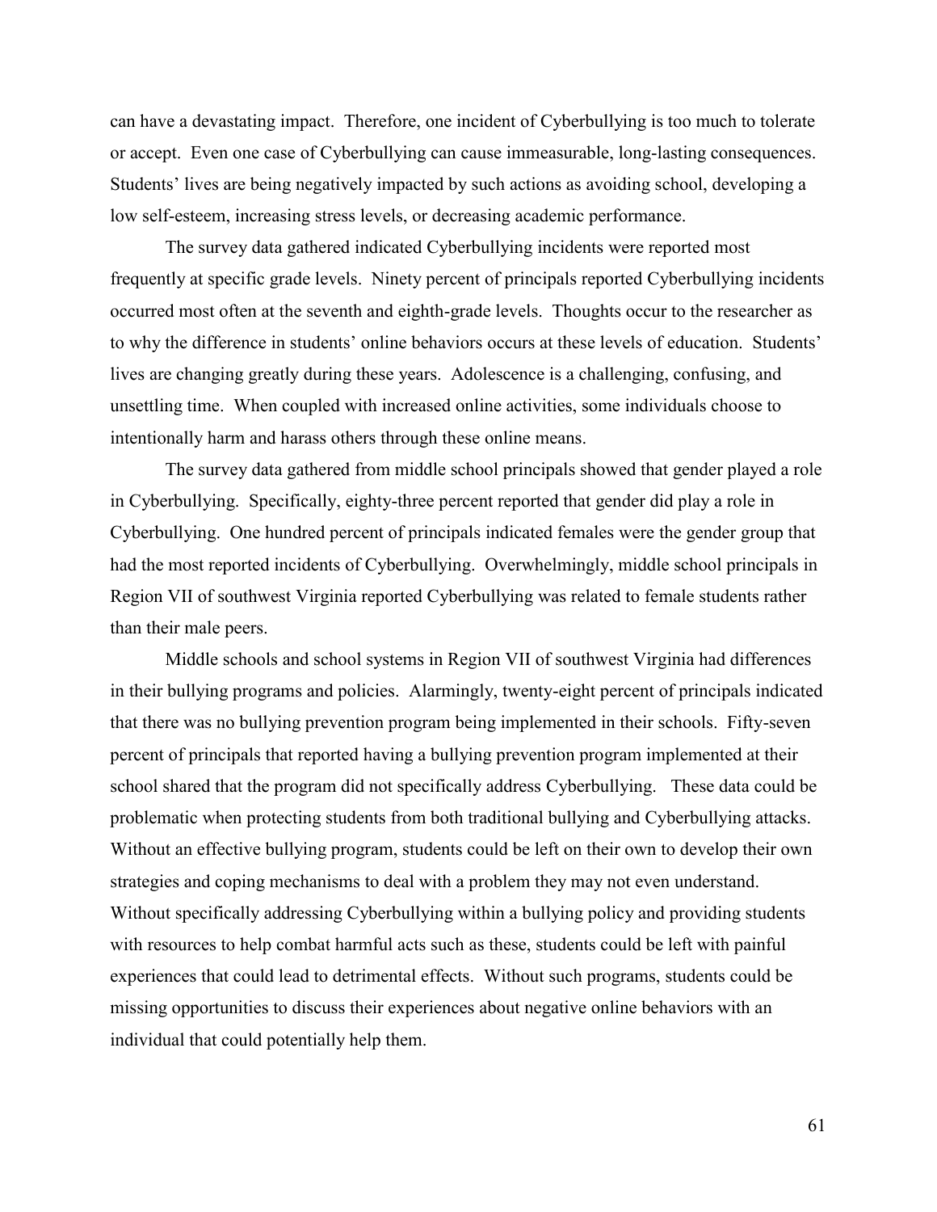can have a devastating impact. Therefore, one incident of Cyberbullying is too much to tolerate or accept. Even one case of Cyberbullying can cause immeasurable, long-lasting consequences. Students' lives are being negatively impacted by such actions as avoiding school, developing a low self-esteem, increasing stress levels, or decreasing academic performance.

The survey data gathered indicated Cyberbullying incidents were reported most frequently at specific grade levels. Ninety percent of principals reported Cyberbullying incidents occurred most often at the seventh and eighth-grade levels. Thoughts occur to the researcher as to why the difference in students' online behaviors occurs at these levels of education. Students' lives are changing greatly during these years. Adolescence is a challenging, confusing, and unsettling time. When coupled with increased online activities, some individuals choose to intentionally harm and harass others through these online means.

The survey data gathered from middle school principals showed that gender played a role in Cyberbullying. Specifically, eighty-three percent reported that gender did play a role in Cyberbullying. One hundred percent of principals indicated females were the gender group that had the most reported incidents of Cyberbullying. Overwhelmingly, middle school principals in Region VII of southwest Virginia reported Cyberbullying was related to female students rather than their male peers.

Middle schools and school systems in Region VII of southwest Virginia had differences in their bullying programs and policies. Alarmingly, twenty-eight percent of principals indicated that there was no bullying prevention program being implemented in their schools. Fifty-seven percent of principals that reported having a bullying prevention program implemented at their school shared that the program did not specifically address Cyberbullying. These data could be problematic when protecting students from both traditional bullying and Cyberbullying attacks. Without an effective bullying program, students could be left on their own to develop their own strategies and coping mechanisms to deal with a problem they may not even understand. Without specifically addressing Cyberbullying within a bullying policy and providing students with resources to help combat harmful acts such as these, students could be left with painful experiences that could lead to detrimental effects. Without such programs, students could be missing opportunities to discuss their experiences about negative online behaviors with an individual that could potentially help them.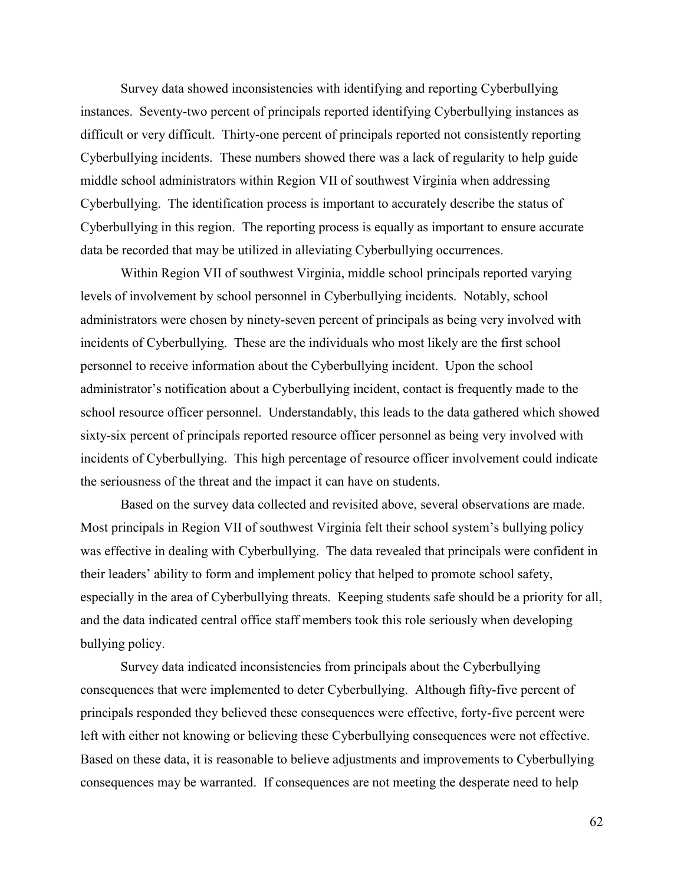Survey data showed inconsistencies with identifying and reporting Cyberbullying instances. Seventy-two percent of principals reported identifying Cyberbullying instances as difficult or very difficult. Thirty-one percent of principals reported not consistently reporting Cyberbullying incidents. These numbers showed there was a lack of regularity to help guide middle school administrators within Region VII of southwest Virginia when addressing Cyberbullying. The identification process is important to accurately describe the status of Cyberbullying in this region. The reporting process is equally as important to ensure accurate data be recorded that may be utilized in alleviating Cyberbullying occurrences.

Within Region VII of southwest Virginia, middle school principals reported varying levels of involvement by school personnel in Cyberbullying incidents. Notably, school administrators were chosen by ninety-seven percent of principals as being very involved with incidents of Cyberbullying. These are the individuals who most likely are the first school personnel to receive information about the Cyberbullying incident. Upon the school administrator's notification about a Cyberbullying incident, contact is frequently made to the school resource officer personnel. Understandably, this leads to the data gathered which showed sixty-six percent of principals reported resource officer personnel as being very involved with incidents of Cyberbullying. This high percentage of resource officer involvement could indicate the seriousness of the threat and the impact it can have on students.

Based on the survey data collected and revisited above, several observations are made. Most principals in Region VII of southwest Virginia felt their school system's bullying policy was effective in dealing with Cyberbullying. The data revealed that principals were confident in their leaders' ability to form and implement policy that helped to promote school safety, especially in the area of Cyberbullying threats. Keeping students safe should be a priority for all, and the data indicated central office staff members took this role seriously when developing bullying policy.

Survey data indicated inconsistencies from principals about the Cyberbullying consequences that were implemented to deter Cyberbullying. Although fifty-five percent of principals responded they believed these consequences were effective, forty-five percent were left with either not knowing or believing these Cyberbullying consequences were not effective. Based on these data, it is reasonable to believe adjustments and improvements to Cyberbullying consequences may be warranted. If consequences are not meeting the desperate need to help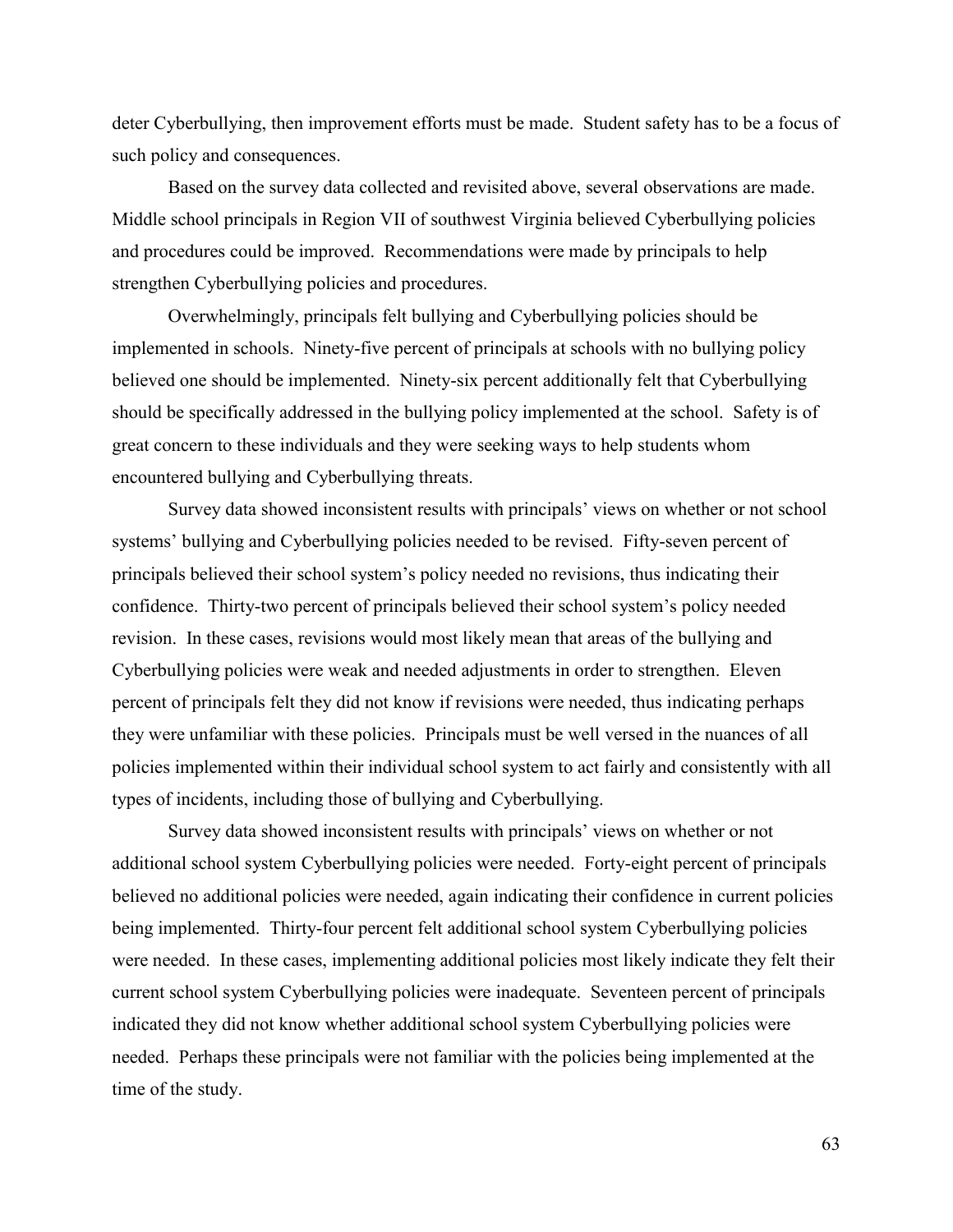deter Cyberbullying, then improvement efforts must be made. Student safety has to be a focus of such policy and consequences.

Based on the survey data collected and revisited above, several observations are made. Middle school principals in Region VII of southwest Virginia believed Cyberbullying policies and procedures could be improved. Recommendations were made by principals to help strengthen Cyberbullying policies and procedures.

Overwhelmingly, principals felt bullying and Cyberbullying policies should be implemented in schools. Ninety-five percent of principals at schools with no bullying policy believed one should be implemented. Ninety-six percent additionally felt that Cyberbullying should be specifically addressed in the bullying policy implemented at the school. Safety is of great concern to these individuals and they were seeking ways to help students whom encountered bullying and Cyberbullying threats.

Survey data showed inconsistent results with principals' views on whether or not school systems' bullying and Cyberbullying policies needed to be revised. Fifty-seven percent of principals believed their school system's policy needed no revisions, thus indicating their confidence. Thirty-two percent of principals believed their school system's policy needed revision. In these cases, revisions would most likely mean that areas of the bullying and Cyberbullying policies were weak and needed adjustments in order to strengthen. Eleven percent of principals felt they did not know if revisions were needed, thus indicating perhaps they were unfamiliar with these policies. Principals must be well versed in the nuances of all policies implemented within their individual school system to act fairly and consistently with all types of incidents, including those of bullying and Cyberbullying.

Survey data showed inconsistent results with principals' views on whether or not additional school system Cyberbullying policies were needed. Forty-eight percent of principals believed no additional policies were needed, again indicating their confidence in current policies being implemented. Thirty-four percent felt additional school system Cyberbullying policies were needed. In these cases, implementing additional policies most likely indicate they felt their current school system Cyberbullying policies were inadequate. Seventeen percent of principals indicated they did not know whether additional school system Cyberbullying policies were needed. Perhaps these principals were not familiar with the policies being implemented at the time of the study.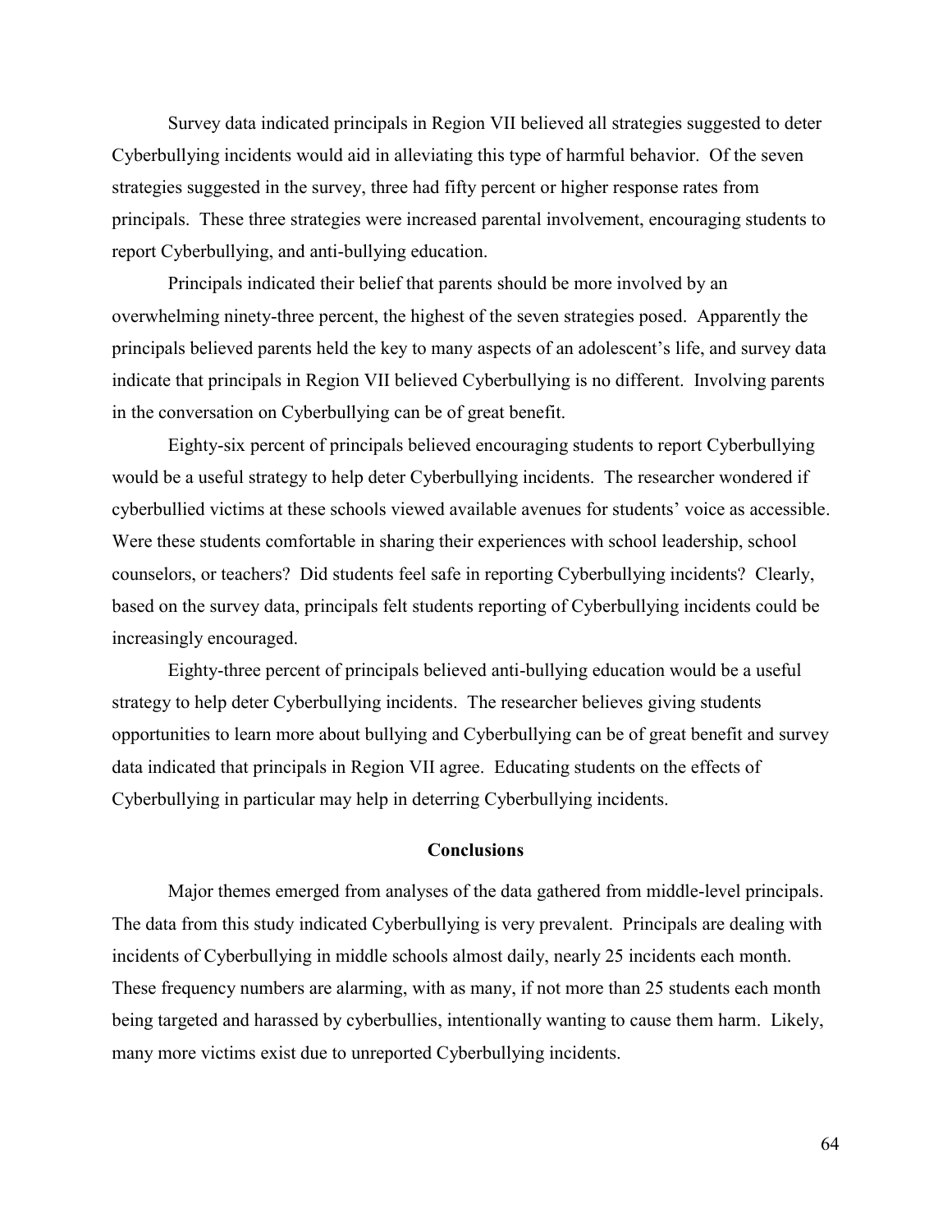Survey data indicated principals in Region VII believed all strategies suggested to deter Cyberbullying incidents would aid in alleviating this type of harmful behavior. Of the seven strategies suggested in the survey, three had fifty percent or higher response rates from principals. These three strategies were increased parental involvement, encouraging students to report Cyberbullying, and anti-bullying education.

Principals indicated their belief that parents should be more involved by an overwhelming ninety-three percent, the highest of the seven strategies posed. Apparently the principals believed parents held the key to many aspects of an adolescent's life, and survey data indicate that principals in Region VII believed Cyberbullying is no different. Involving parents in the conversation on Cyberbullying can be of great benefit.

Eighty-six percent of principals believed encouraging students to report Cyberbullying would be a useful strategy to help deter Cyberbullying incidents. The researcher wondered if cyberbullied victims at these schools viewed available avenues for students' voice as accessible. Were these students comfortable in sharing their experiences with school leadership, school counselors, or teachers? Did students feel safe in reporting Cyberbullying incidents? Clearly, based on the survey data, principals felt students reporting of Cyberbullying incidents could be increasingly encouraged.

Eighty-three percent of principals believed anti-bullying education would be a useful strategy to help deter Cyberbullying incidents. The researcher believes giving students opportunities to learn more about bullying and Cyberbullying can be of great benefit and survey data indicated that principals in Region VII agree. Educating students on the effects of Cyberbullying in particular may help in deterring Cyberbullying incidents.

## Conclusions

Major themes emerged from analyses of the data gathered from middle-level principals. The data from this study indicated Cyberbullying is very prevalent. Principals are dealing with incidents of Cyberbullying in middle schools almost daily, nearly 25 incidents each month. These frequency numbers are alarming, with as many, if not more than 25 students each month being targeted and harassed by cyberbullies, intentionally wanting to cause them harm. Likely, many more victims exist due to unreported Cyberbullying incidents.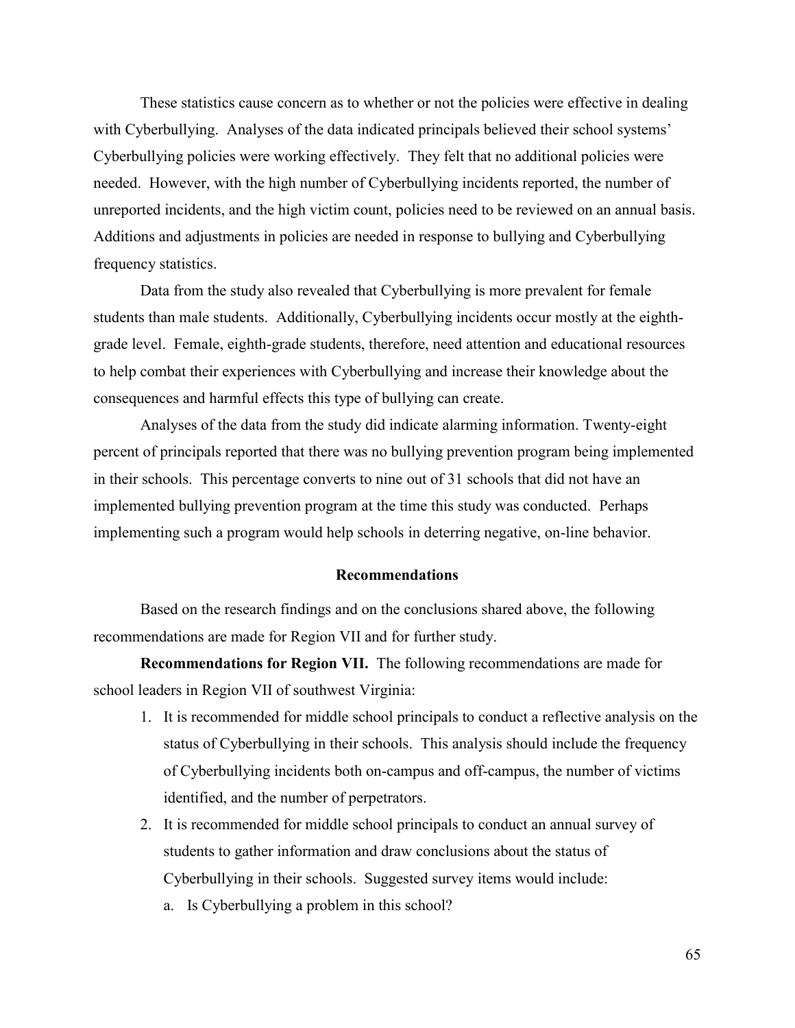These statistics cause concern as to whether or not the policies were effective in dealing with Cyberbullying. Analyses of the data indicated principals believed their school systems' Cyberbullying policies were working effectively. They felt that no additional policies were needed. However, with the high number of Cyberbullying incidents reported, the number of unreported incidents, and the high victim count, policies need to be reviewed on an annual basis. Additions and adjustments in policies are needed in response to bullying and Cyberbullying frequency statistics.

Data from the study also revealed that Cyberbullying is more prevalent for female students than male students. Additionally, Cyberbullying incidents occur mostly at the eighth-grade level. Female, eighth-grade students, therefore, need attention and educational resources to help combat their experiences with Cyberbullying and increase their knowledge about the consequences and harmful effects this type of bullying can create.

Analyses of the data from the study did indicate alarming information. Twenty-eight percent of principals reported that there was no bullying prevention program being implemented in their schools. This percentage converts to nine out of 31 schools that did not have an implemented bullying prevention program at the time this study was conducted. Perhaps implementing such a program would help schools in deterring negative, on-line behavior.

## Recommendations

Based on the research findings and on the conclusions shared above, the following recommendations are made for Region VII and for further study.

**Recommendations for Region VII.** The following recommendations are made for school leaders in Region VII of southwest Virginia:

1. It is recommended for middle school principals to conduct a reflective analysis on the status of Cyberbullying in their schools. This analysis should include the frequency of Cyberbullying incidents both on-campus and off-campus, the number of victims identified, and the number of perpetrators.
2. It is recommended for middle school principals to conduct an annual survey of students to gather information and draw conclusions about the status of Cyberbullying in their schools. Suggested survey items would include:
   a. Is Cyberbullying a problem in this school?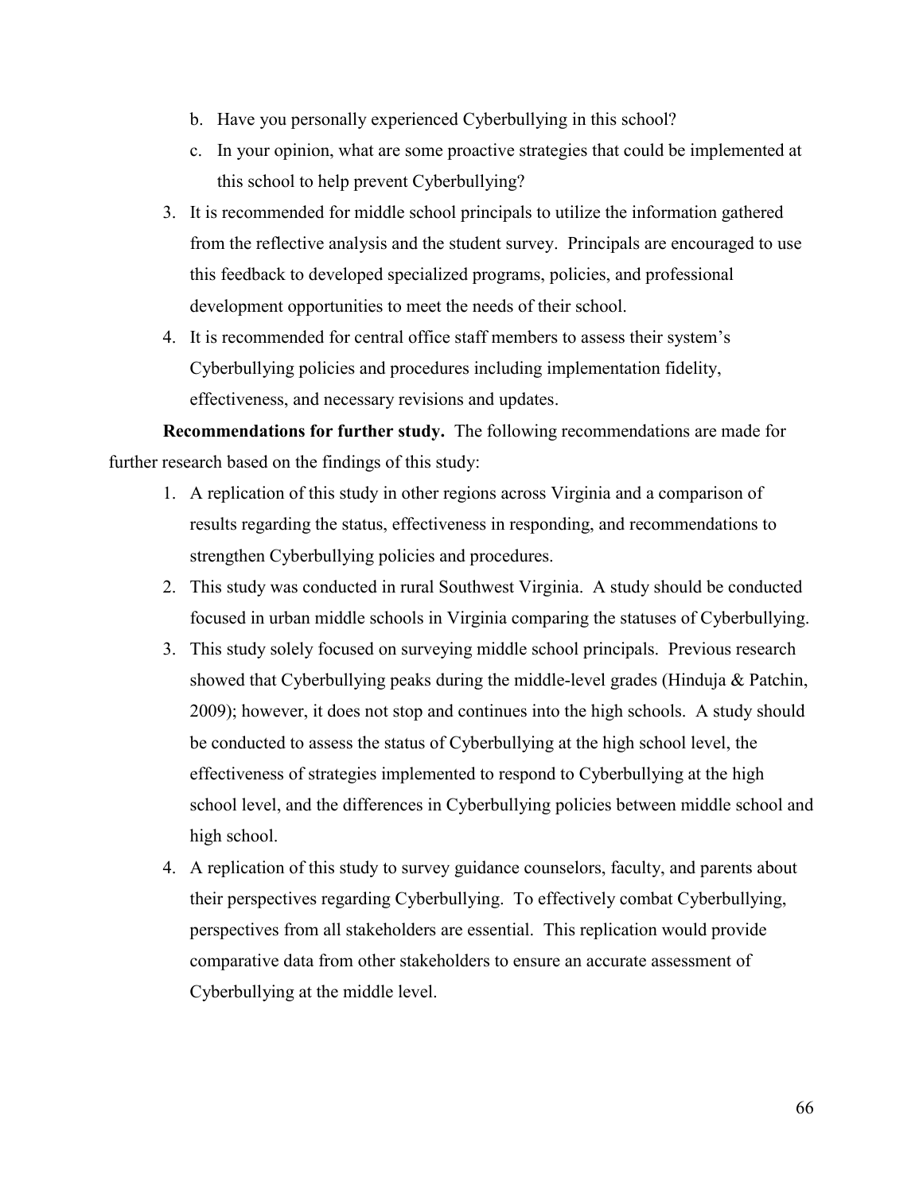b. Have you personally experienced Cyberbullying in this school?
   c. In your opinion, what are some proactive strategies that could be implemented at this school to help prevent Cyberbullying?

3. It is recommended for middle school principals to utilize the information gathered from the reflective analysis and the student survey. Principals are encouraged to use this feedback to developed specialized programs, policies, and professional development opportunities to meet the needs of their school.
4. It is recommended for central office staff members to assess their system's Cyberbullying policies and procedures including implementation fidelity, effectiveness, and necessary revisions and updates.

**Recommendations for further study.** The following recommendations are made for further research based on the findings of this study:

1. A replication of this study in other regions across Virginia and a comparison of results regarding the status, effectiveness in responding, and recommendations to strengthen Cyberbullying policies and procedures.
2. This study was conducted in rural Southwest Virginia. A study should be conducted focused in urban middle schools in Virginia comparing the statuses of Cyberbullying.
3. This study solely focused on surveying middle school principals. Previous research showed that Cyberbullying peaks during the middle-level grades (Hinduja & Patchin, 2009); however, it does not stop and continues into the high schools. A study should be conducted to assess the status of Cyberbullying at the high school level, the effectiveness of strategies implemented to respond to Cyberbullying at the high school level, and the differences in Cyberbullying policies between middle school and high school.
4. A replication of this study to survey guidance counselors, faculty, and parents about their perspectives regarding Cyberbullying. To effectively combat Cyberbullying, perspectives from all stakeholders are essential. This replication would provide comparative data from other stakeholders to ensure an accurate assessment of Cyberbullying at the middle level.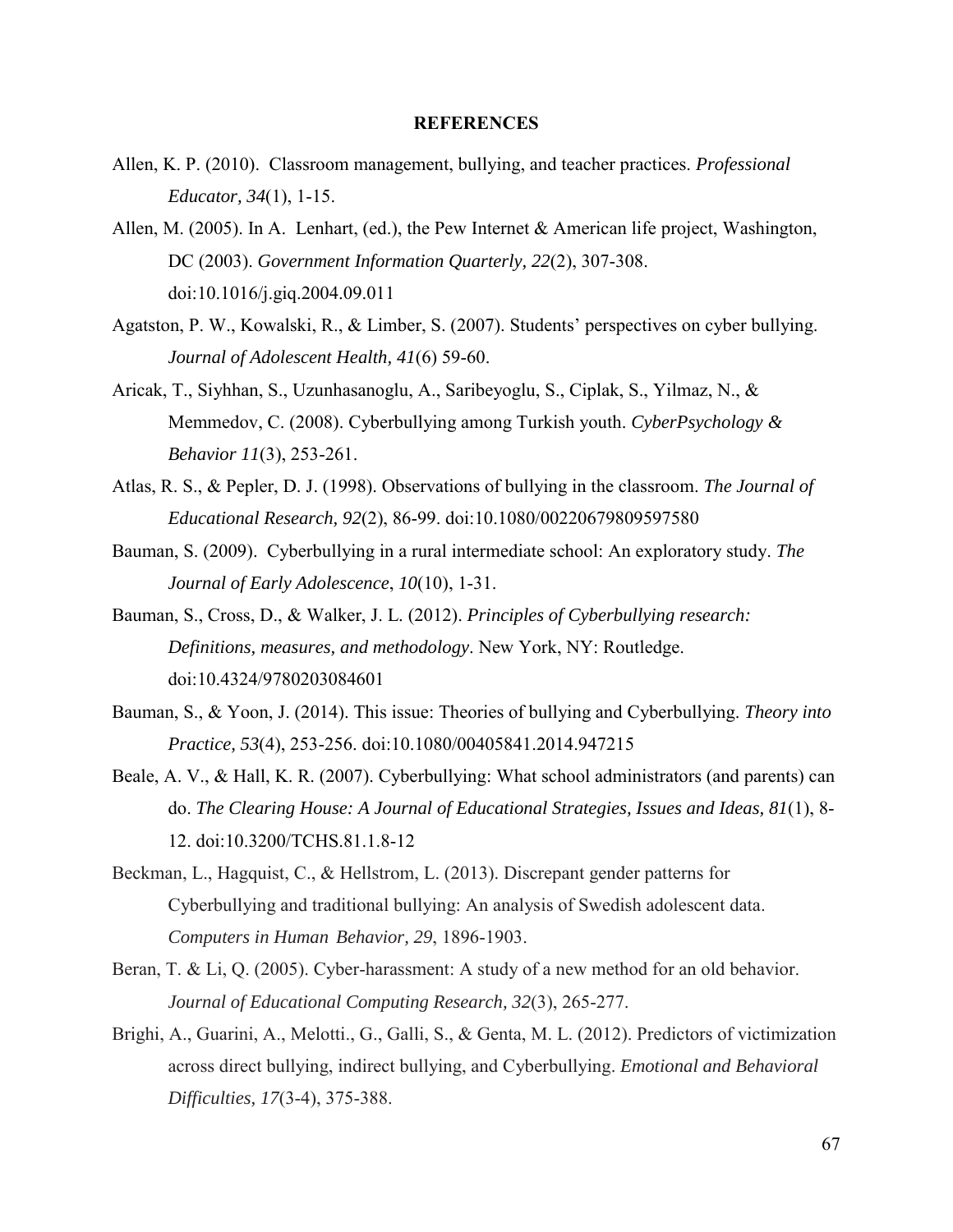# REFERENCES

Allen, K. P. (2010). Classroom management, bullying, and teacher practices. *Professional Educator, 34*(1), 1-15.

Allen, M. (2005). In A. Lenhart, (ed.), the Pew Internet & American life project, Washington, DC (2003). *Government Information Quarterly, 22*(2), 307-308. doi:10.1016/j.giq.2004.09.011

Agatston, P. W., Kowalski, R., & Limber, S. (2007). Students' perspectives on cyber bullying. *Journal of Adolescent Health, 41*(6) 59-60.

Aricak, T., Siyhhan, S., Uzunhasanoglu, A., Saribeyoglu, S., Ciplak, S., Yilmaz, N., & Memmedov, C. (2008). Cyberbullying among Turkish youth. *CyberPsychology & Behavior 11*(3), 253-261.

Atlas, R. S., & Pepler, D. J. (1998). Observations of bullying in the classroom. *The Journal of Educational Research, 92*(2), 86-99. doi:10.1080/00220679809597580

Bauman, S. (2009). Cyberbullying in a rural intermediate school: An exploratory study. *The Journal of Early Adolescence*, *10*(10), 1-31.

Bauman, S., Cross, D., & Walker, J. L. (2012). *Principles of Cyberbullying research: Definitions, measures, and methodology*. New York, NY: Routledge. doi:10.4324/9780203084601

Bauman, S., & Yoon, J. (2014). This issue: Theories of bullying and Cyberbullying. *Theory into Practice, 53*(4), 253-256. doi:10.1080/00405841.2014.947215

Beale, A. V., & Hall, K. R. (2007). Cyberbullying: What school administrators (and parents) can do. *The Clearing House: A Journal of Educational Strategies, Issues and Ideas, 81*(1), 8-12. doi:10.3200/TCHS.81.1.8-12

Beckman, L., Hagquist, C., & Hellstrom, L. (2013). Discrepant gender patterns for Cyberbullying and traditional bullying: An analysis of Swedish adolescent data. *Computers in Human Behavior, 29*, 1896-1903.

Beran, T. & Li, Q. (2005). Cyber-harassment: A study of a new method for an old behavior. *Journal of Educational Computing Research, 32*(3), 265-277.

Brighi, A., Guarini, A., Melotti., G., Galli, S., & Genta, M. L. (2012). Predictors of victimization across direct bullying, indirect bullying, and Cyberbullying. *Emotional and Behavioral Difficulties, 17*(3-4), 375-388.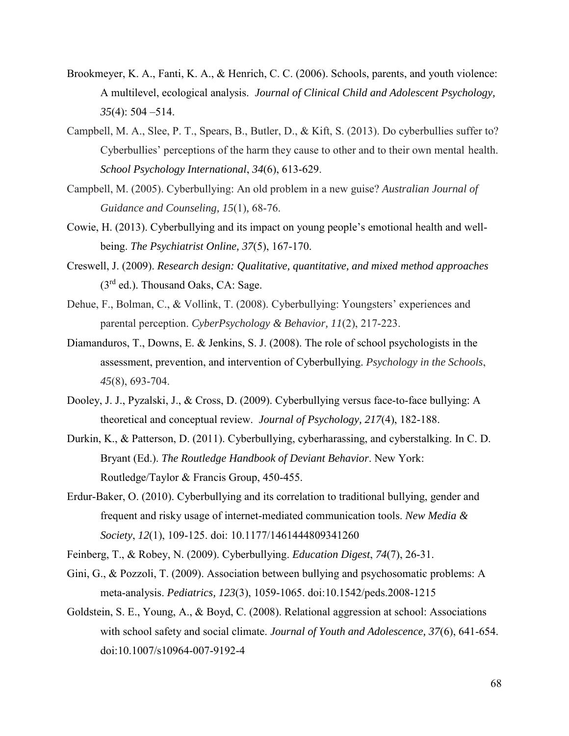Brookmeyer, K. A., Fanti, K. A., & Henrich, C. C. (2006). Schools, parents, and youth violence: A multilevel, ecological analysis. *Journal of Clinical Child and Adolescent Psychology, 35*(4): 504 –514.

Campbell, M. A., Slee, P. T., Spears, B., Butler, D., & Kift, S. (2013). Do cyberbullies suffer to? Cyberbullies' perceptions of the harm they cause to other and to their own mental health. *School Psychology International*, *34*(6), 613-629.

Campbell, M. (2005). Cyberbullying: An old problem in a new guise? *Australian Journal of Guidance and Counseling, 15*(1)*,* 68-76.

Cowie, H. (2013). Cyberbullying and its impact on young people's emotional health and well-being. *The Psychiatrist Online, 37*(5), 167-170.

Creswell, J. (2009). *Research design: Qualitative, quantitative, and mixed method approaches* (3rd ed.). Thousand Oaks, CA: Sage.

Dehue, F., Bolman, C., & Vollink, T. (2008). Cyberbullying: Youngsters' experiences and parental perception. *CyberPsychology & Behavior, 11*(2), 217-223.

Diamanduros, T., Downs, E. & Jenkins, S. J. (2008). The role of school psychologists in the assessment, prevention, and intervention of Cyberbullying. *Psychology in the Schools*, *45*(8), 693-704.

Dooley, J. J., Pyzalski, J., & Cross, D. (2009). Cyberbullying versus face-to-face bullying: A theoretical and conceptual review. *Journal of Psychology, 217*(4), 182-188.

Durkin, K., & Patterson, D. (2011). Cyberbullying, cyberharassing, and cyberstalking. In C. D. Bryant (Ed.). *The Routledge Handbook of Deviant Behavior*. New York: Routledge/Taylor & Francis Group, 450-455.

Erdur-Baker, O. (2010). Cyberbullying and its correlation to traditional bullying, gender and frequent and risky usage of internet-mediated communication tools. *New Media & Society*, *12*(1), 109-125. doi: 10.1177/1461444809341260

Feinberg, T., & Robey, N. (2009). Cyberbullying. *Education Digest*, *74*(7), 26-31.

Gini, G., & Pozzoli, T. (2009). Association between bullying and psychosomatic problems: A meta-analysis. *Pediatrics, 123*(3), 1059-1065. doi:10.1542/peds.2008-1215

Goldstein, S. E., Young, A., & Boyd, C. (2008). Relational aggression at school: Associations with school safety and social climate. *Journal of Youth and Adolescence, 37*(6), 641-654. doi:10.1007/s10964-007-9192-4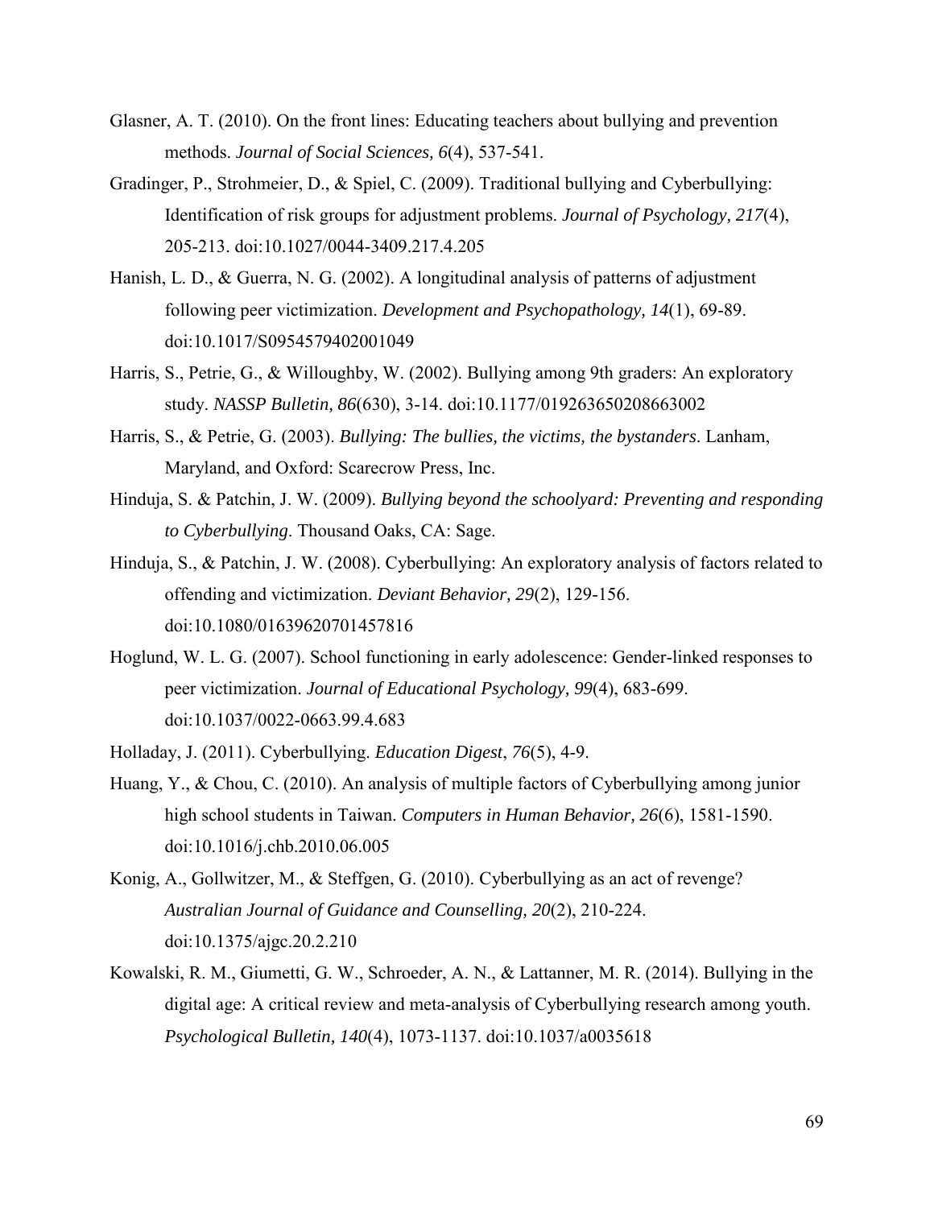Glasner, A. T. (2010). On the front lines: Educating teachers about bullying and prevention methods. *Journal of Social Sciences, 6*(4), 537-541.

Gradinger, P., Strohmeier, D., & Spiel, C. (2009). Traditional bullying and Cyberbullying: Identification of risk groups for adjustment problems. *Journal of Psychology, 217*(4), 205-213. doi:10.1027/0044-3409.217.4.205

Hanish, L. D., & Guerra, N. G. (2002). A longitudinal analysis of patterns of adjustment following peer victimization. *Development and Psychopathology, 14*(1), 69-89. doi:10.1017/S0954579402001049

Harris, S., Petrie, G., & Willoughby, W. (2002). Bullying among 9th graders: An exploratory study. *NASSP Bulletin, 86*(630), 3-14. doi:10.1177/019263650208663002

Harris, S., & Petrie, G. (2003). *Bullying: The bullies, the victims, the bystanders*. Lanham, Maryland, and Oxford: Scarecrow Press, Inc.

Hinduja, S. & Patchin, J. W. (2009). *Bullying beyond the schoolyard: Preventing and responding to Cyberbullying*. Thousand Oaks, CA: Sage.

Hinduja, S., & Patchin, J. W. (2008). Cyberbullying: An exploratory analysis of factors related to offending and victimization. *Deviant Behavior, 29*(2), 129-156. doi:10.1080/01639620701457816

Hoglund, W. L. G. (2007). School functioning in early adolescence: Gender-linked responses to peer victimization. *Journal of Educational Psychology, 99*(4), 683-699. doi:10.1037/0022-0663.99.4.683

Holladay, J. (2011). Cyberbullying. *Education Digest*, *76*(5), 4-9.

Huang, Y., & Chou, C. (2010). An analysis of multiple factors of Cyberbullying among junior high school students in Taiwan. *Computers in Human Behavior, 26*(6), 1581-1590. doi:10.1016/j.chb.2010.06.005

Konig, A., Gollwitzer, M., & Steffgen, G. (2010). Cyberbullying as an act of revenge? *Australian Journal of Guidance and Counselling, 20*(2), 210-224. doi:10.1375/ajgc.20.2.210

Kowalski, R. M., Giumetti, G. W., Schroeder, A. N., & Lattanner, M. R. (2014). Bullying in the digital age: A critical review and meta-analysis of Cyberbullying research among youth. *Psychological Bulletin, 140*(4), 1073-1137. doi:10.1037/a0035618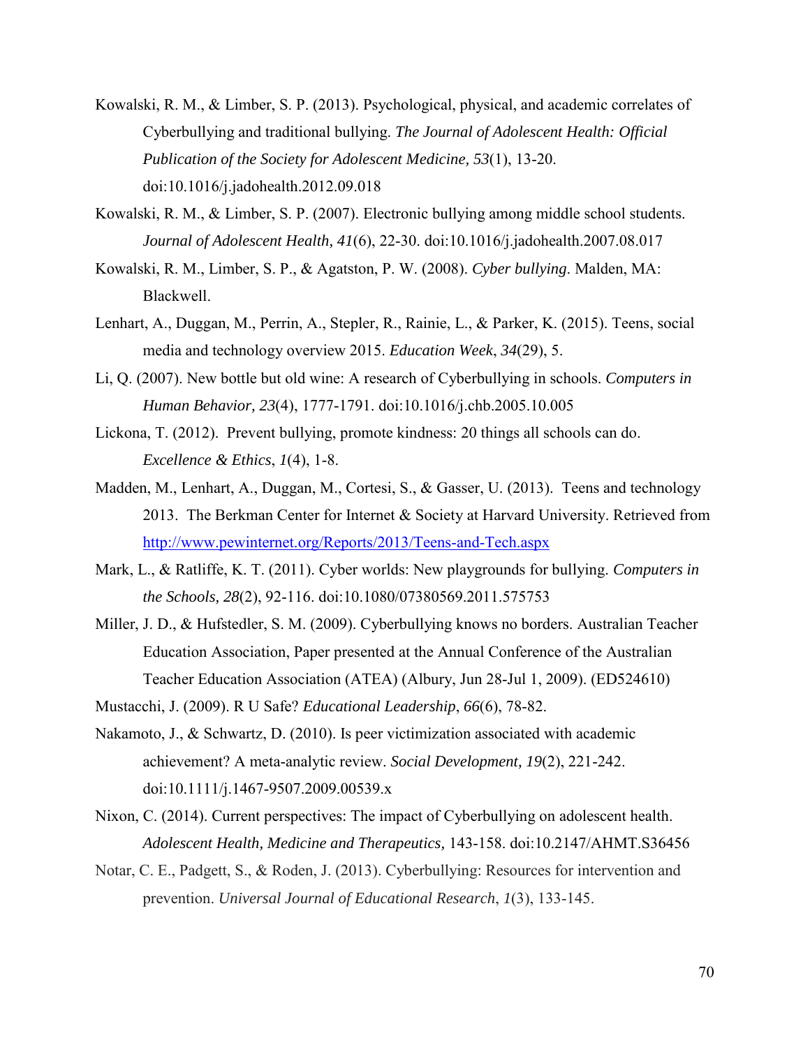Kowalski, R. M., & Limber, S. P. (2013). Psychological, physical, and academic correlates of Cyberbullying and traditional bullying. *The Journal of Adolescent Health: Official Publication of the Society for Adolescent Medicine, 53*(1), 13-20. doi:10.1016/j.jadohealth.2012.09.018

Kowalski, R. M., & Limber, S. P. (2007). Electronic bullying among middle school students. *Journal of Adolescent Health, 41*(6), 22-30. doi:10.1016/j.jadohealth.2007.08.017

Kowalski, R. M., Limber, S. P., & Agatston, P. W. (2008). *Cyber bullying*. Malden, MA: Blackwell.

Lenhart, A., Duggan, M., Perrin, A., Stepler, R., Rainie, L., & Parker, K. (2015). Teens, social media and technology overview 2015. *Education Week*, *34*(29), 5.

Li, Q. (2007). New bottle but old wine: A research of Cyberbullying in schools. *Computers in Human Behavior, 23*(4), 1777-1791. doi:10.1016/j.chb.2005.10.005

Lickona, T. (2012). Prevent bullying, promote kindness: 20 things all schools can do. *Excellence & Ethics*, *1*(4), 1-8.

Madden, M., Lenhart, A., Duggan, M., Cortesi, S., & Gasser, U. (2013). Teens and technology 2013. The Berkman Center for Internet & Society at Harvard University. Retrieved from http://www.pewinternet.org/Reports/2013/Teens-and-Tech.aspx

Mark, L., & Ratliffe, K. T. (2011). Cyber worlds: New playgrounds for bullying. *Computers in the Schools, 28*(2), 92-116. doi:10.1080/07380569.2011.575753

Miller, J. D., & Hufstedler, S. M. (2009). Cyberbullying knows no borders. Australian Teacher Education Association, Paper presented at the Annual Conference of the Australian Teacher Education Association (ATEA) (Albury, Jun 28-Jul 1, 2009). (ED524610)

Mustacchi, J. (2009). R U Safe? *Educational Leadership*, *66*(6), 78-82.

Nakamoto, J., & Schwartz, D. (2010). Is peer victimization associated with academic achievement? A meta-analytic review. *Social Development, 19*(2), 221-242. doi:10.1111/j.1467-9507.2009.00539.x

Nixon, C. (2014). Current perspectives: The impact of Cyberbullying on adolescent health. *Adolescent Health, Medicine and Therapeutics,* 143-158. doi:10.2147/AHMT.S36456

Notar, C. E., Padgett, S., & Roden, J. (2013). Cyberbullying: Resources for intervention and prevention. *Universal Journal of Educational Research*, *1*(3), 133-145.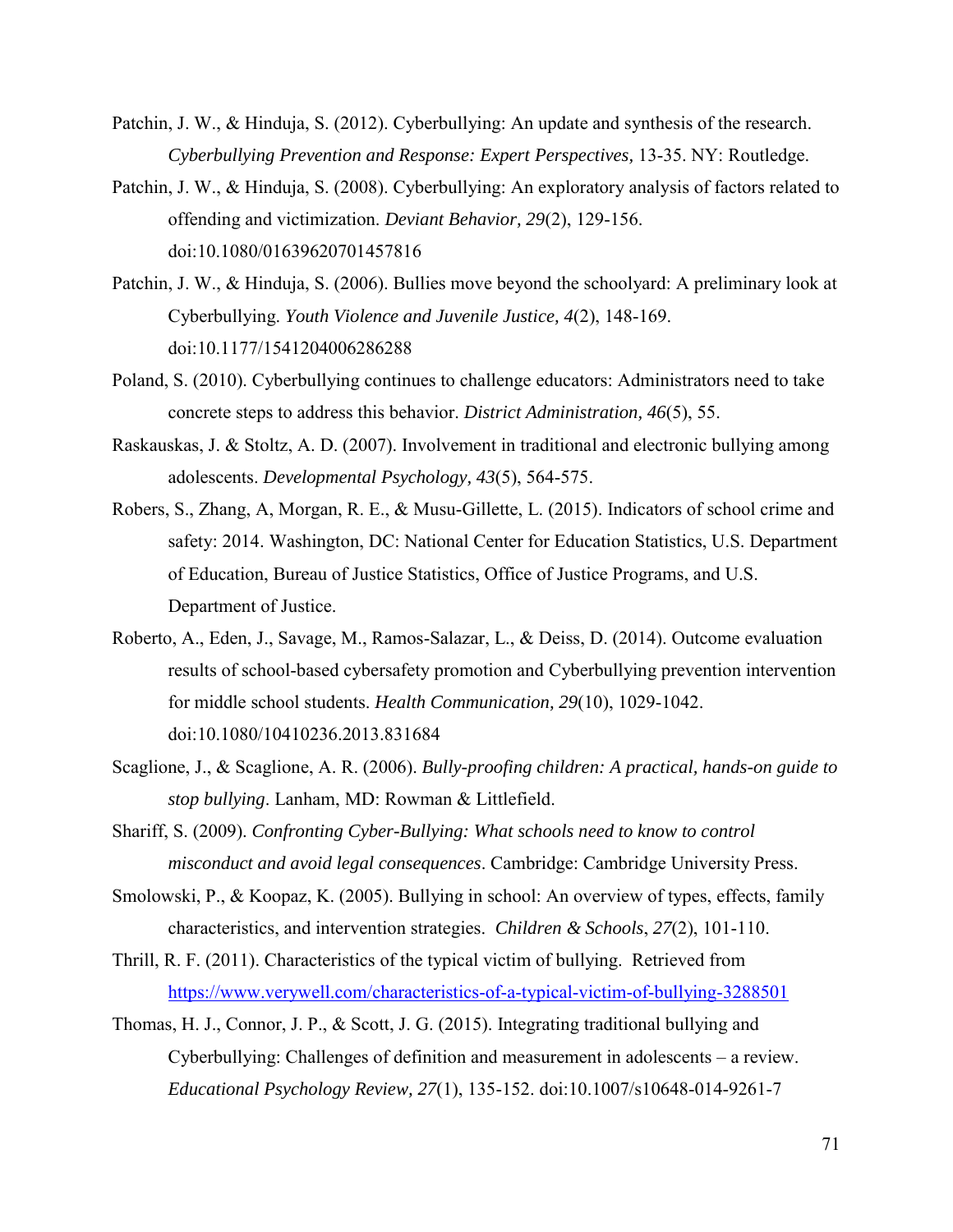Patchin, J. W., & Hinduja, S. (2012). Cyberbullying: An update and synthesis of the research. *Cyberbullying Prevention and Response: Expert Perspectives,* 13-35. NY: Routledge.

Patchin, J. W., & Hinduja, S. (2008). Cyberbullying: An exploratory analysis of factors related to offending and victimization. *Deviant Behavior, 29*(2), 129-156. doi:10.1080/01639620701457816

Patchin, J. W., & Hinduja, S. (2006). Bullies move beyond the schoolyard: A preliminary look at Cyberbullying. *Youth Violence and Juvenile Justice, 4*(2), 148-169. doi:10.1177/1541204006286288

Poland, S. (2010). Cyberbullying continues to challenge educators: Administrators need to take concrete steps to address this behavior. *District Administration, 46*(5), 55.

Raskauskas, J. & Stoltz, A. D. (2007). Involvement in traditional and electronic bullying among adolescents. *Developmental Psychology, 43*(5), 564-575.

Robers, S., Zhang, A, Morgan, R. E., & Musu-Gillette, L. (2015). Indicators of school crime and safety: 2014. Washington, DC: National Center for Education Statistics, U.S. Department of Education, Bureau of Justice Statistics, Office of Justice Programs, and U.S. Department of Justice.

Roberto, A., Eden, J., Savage, M., Ramos-Salazar, L., & Deiss, D. (2014). Outcome evaluation results of school-based cybersafety promotion and Cyberbullying prevention intervention for middle school students. *Health Communication, 29*(10), 1029-1042. doi:10.1080/10410236.2013.831684

Scaglione, J., & Scaglione, A. R. (2006). *Bully-proofing children: A practical, hands-on guide to stop bullying*. Lanham, MD: Rowman & Littlefield.

Shariff, S. (2009). *Confronting Cyber-Bullying: What schools need to know to control misconduct and avoid legal consequences*. Cambridge: Cambridge University Press.

Smolowski, P., & Koopaz, K. (2005). Bullying in school: An overview of types, effects, family characteristics, and intervention strategies. *Children & Schools*, *27*(2), 101-110.

Thrill, R. F. (2011). Characteristics of the typical victim of bullying. Retrieved from https://www.verywell.com/characteristics-of-a-typical-victim-of-bullying-3288501

Thomas, H. J., Connor, J. P., & Scott, J. G. (2015). Integrating traditional bullying and Cyberbullying: Challenges of definition and measurement in adolescents – a review. *Educational Psychology Review, 27*(1), 135-152. doi:10.1007/s10648-014-9261-7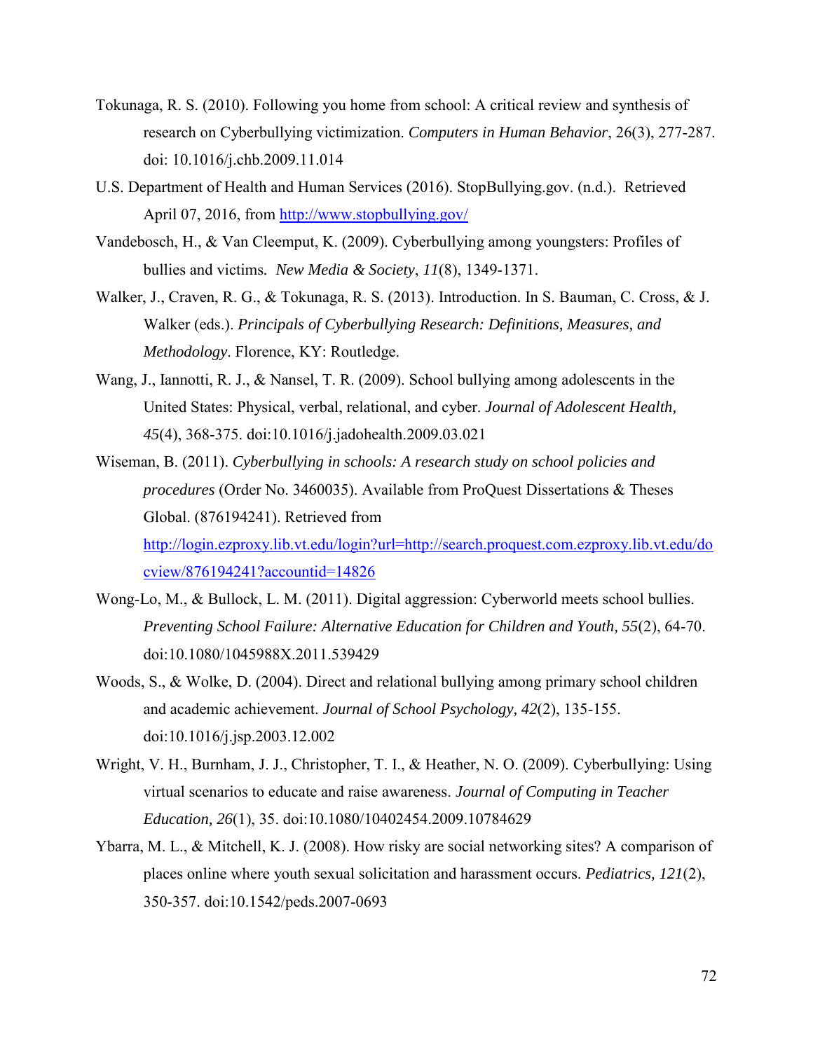Tokunaga, R. S. (2010). Following you home from school: A critical review and synthesis of research on Cyberbullying victimization. *Computers in Human Behavior*, 26(3), 277-287. doi: 10.1016/j.chb.2009.11.014

U.S. Department of Health and Human Services (2016). StopBullying.gov. (n.d.). Retrieved April 07, 2016, from [http://www.stopbullying.gov/](http://www.stopbullying.gov/)

Vandebosch, H., & Van Cleemput, K. (2009). Cyberbullying among youngsters: Profiles of bullies and victims. *New Media & Society*, *11*(8), 1349-1371.

Walker, J., Craven, R. G., & Tokunaga, R. S. (2013). Introduction. In S. Bauman, C. Cross, & J. Walker (eds.). *Principals of Cyberbullying Research: Definitions, Measures, and Methodology*. Florence, KY: Routledge.

Wang, J., Iannotti, R. J., & Nansel, T. R. (2009). School bullying among adolescents in the United States: Physical, verbal, relational, and cyber. *Journal of Adolescent Health, 45*(4), 368-375. doi:10.1016/j.jadohealth.2009.03.021

Wiseman, B. (2011). *Cyberbullying in schools: A research study on school policies and procedures* (Order No. 3460035). Available from ProQuest Dissertations & Theses Global. (876194241). Retrieved from [http://login.ezproxy.lib.vt.edu/login?url=http://search.proquest.com.ezproxy.lib.vt.edu/docview/876194241?accountid=14826](http://login.ezproxy.lib.vt.edu/login?url=http://search.proquest.com.ezproxy.lib.vt.edu/docview/876194241?accountid=14826)

Wong-Lo, M., & Bullock, L. M. (2011). Digital aggression: Cyberworld meets school bullies. *Preventing School Failure: Alternative Education for Children and Youth, 55*(2), 64-70. doi:10.1080/1045988X.2011.539429

Woods, S., & Wolke, D. (2004). Direct and relational bullying among primary school children and academic achievement. *Journal of School Psychology, 42*(2), 135-155. doi:10.1016/j.jsp.2003.12.002

Wright, V. H., Burnham, J. J., Christopher, T. I., & Heather, N. O. (2009). Cyberbullying: Using virtual scenarios to educate and raise awareness. *Journal of Computing in Teacher Education, 26*(1), 35. doi:10.1080/10402454.2009.10784629

Ybarra, M. L., & Mitchell, K. J. (2008). How risky are social networking sites? A comparison of places online where youth sexual solicitation and harassment occurs. *Pediatrics, 121*(2), 350-357. doi:10.1542/peds.2007-0693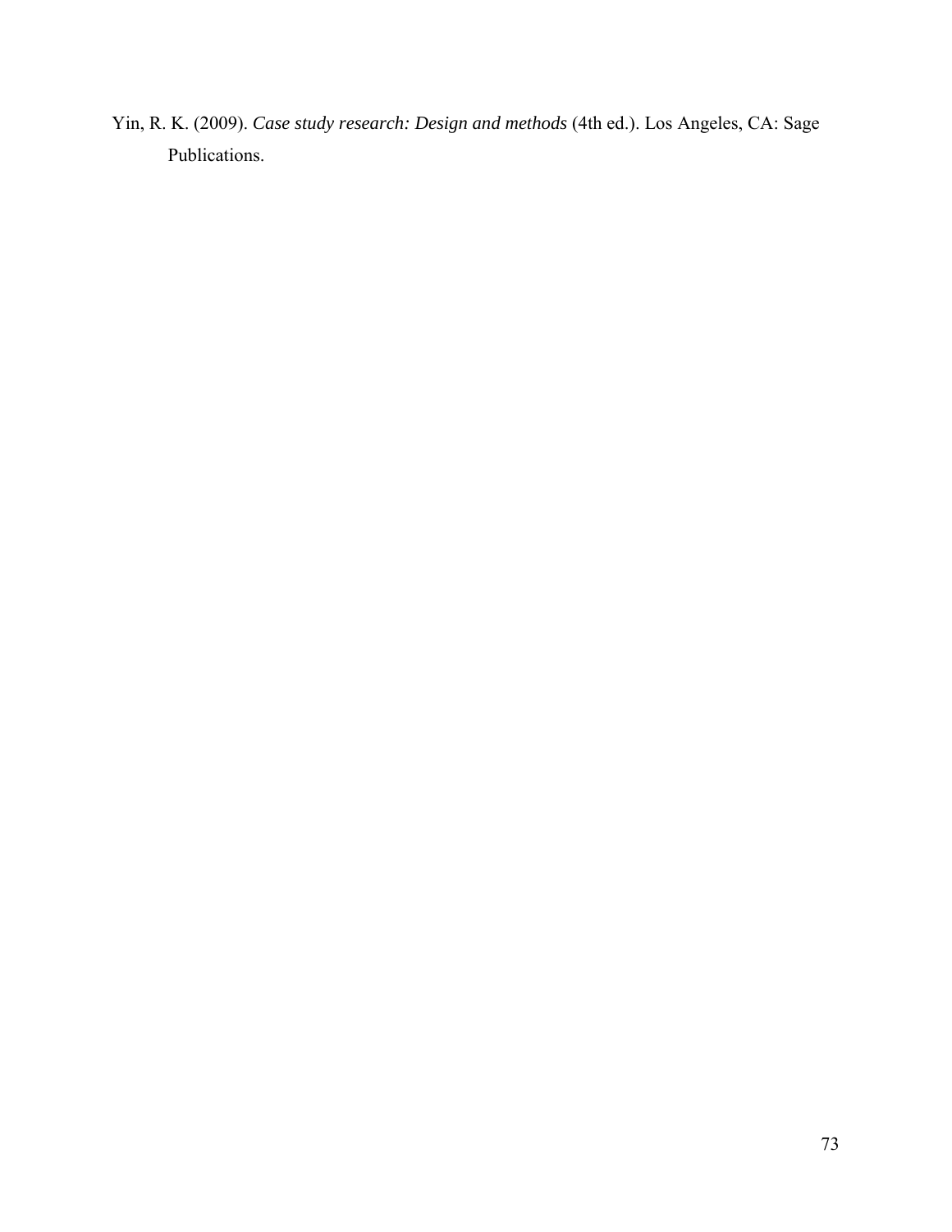Yin, R. K. (2009). *Case study research: Design and methods* (4th ed.). Los Angeles, CA: Sage Publications.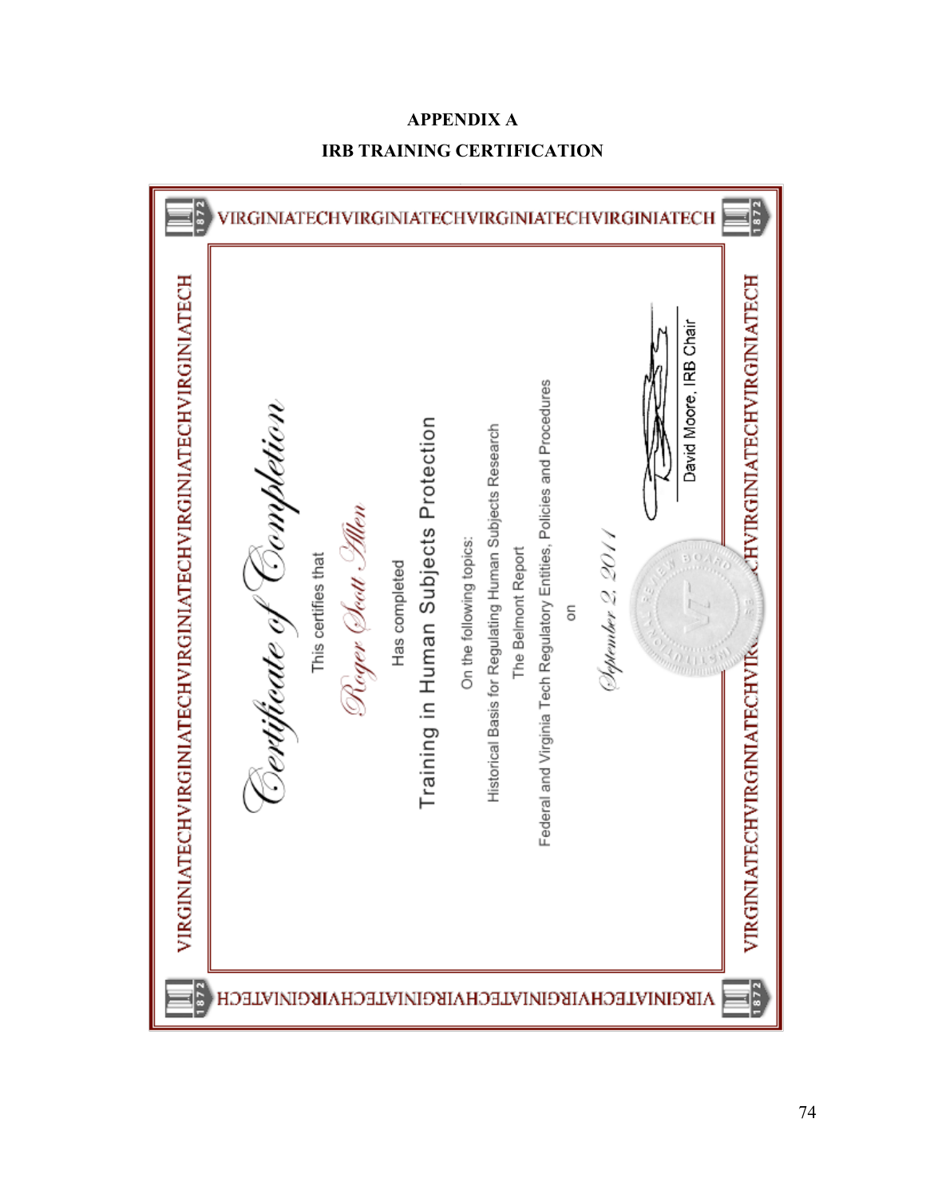# APPENDIX A

## IRB TRAINING CERTIFICATION

VIRGINIATECHVIRGINIATECHVIRGINIATECHVIRGINIATECH

*Certificate of Completion*

This certifies that

*Roger Scott Allen*

Has completed

Training in Human Subjects Protection

On the following topics:

Historical Basis for Regulating Human Subjects Research

The Belmont Report

Federal and Virginia Tech Regulatory Entities, Policies and Procedures

on

*September 2, 2011*

David Moore, IRB Chair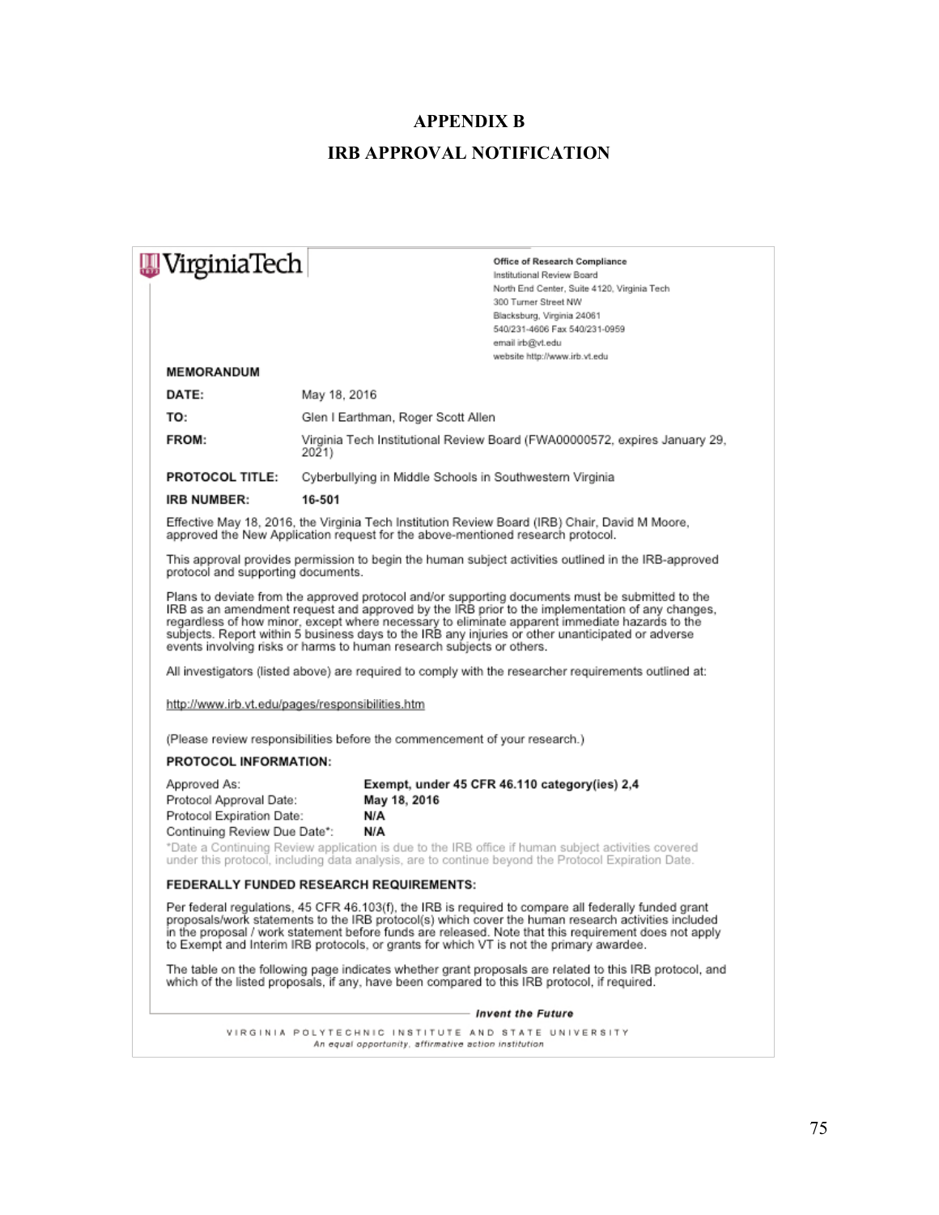## APPENDIX B

## IRB APPROVAL NOTIFICATION

VirginiaTech

**Office of Research Compliance**
Institutional Review Board
North End Center, Suite 4120, Virginia Tech
300 Turner Street NW
Blacksburg, Virginia 24061
540/231-4606 Fax 540/231-0959
email irb@vt.edu
website http://www.irb.vt.edu

**MEMORANDUM**

**DATE:** May 18, 2016

**TO:** Glen I Earthman, Roger Scott Allen

**FROM:** Virginia Tech Institutional Review Board (FWA00000572, expires January 29, 2021)

**PROTOCOL TITLE:** Cyberbullying in Middle Schools in Southwestern Virginia

**IRB NUMBER:** 16-501

Effective May 18, 2016, the Virginia Tech Institution Review Board (IRB) Chair, David M Moore, approved the New Application request for the above-mentioned research protocol.

This approval provides permission to begin the human subject activities outlined in the IRB-approved protocol and supporting documents.

Plans to deviate from the approved protocol and/or supporting documents must be submitted to the IRB as an amendment request and approved by the IRB prior to the implementation of any changes, regardless of how minor, except where necessary to eliminate apparent immediate hazards to the subjects. Report within 5 business days to the IRB any injuries or other unanticipated or adverse events involving risks or harms to human research subjects or others.

All investigators (listed above) are required to comply with the researcher requirements outlined at:

http://www.irb.vt.edu/pages/responsibilities.htm

(Please review responsibilities before the commencement of your research.)

**PROTOCOL INFORMATION:**

Approved As: **Exempt, under 45 CFR 46.110 category(ies) 2,4**
Protocol Approval Date: **May 18, 2016**
Protocol Expiration Date: **N/A**
Continuing Review Due Date*: **N/A**

*Date a Continuing Review application is due to the IRB office if human subject activities covered under this protocol, including data analysis, are to continue beyond the Protocol Expiration Date.

**FEDERALLY FUNDED RESEARCH REQUIREMENTS:**

Per federal regulations, 45 CFR 46.103(f), the IRB is required to compare all federally funded grant proposals/work statements to the IRB protocol(s) which cover the human research activities included in the proposal / work statement before funds are released. Note that this requirement does not apply to Exempt and Interim IRB protocols, or grants for which VT is not the primary awardee.

The table on the following page indicates whether grant proposals are related to this IRB protocol, and which of the listed proposals, if any, have been compared to this IRB protocol, if required.

*Invent the Future*

VIRGINIA POLYTECHNIC INSTITUTE AND STATE UNIVERSITY
*An equal opportunity, affirmative action institution*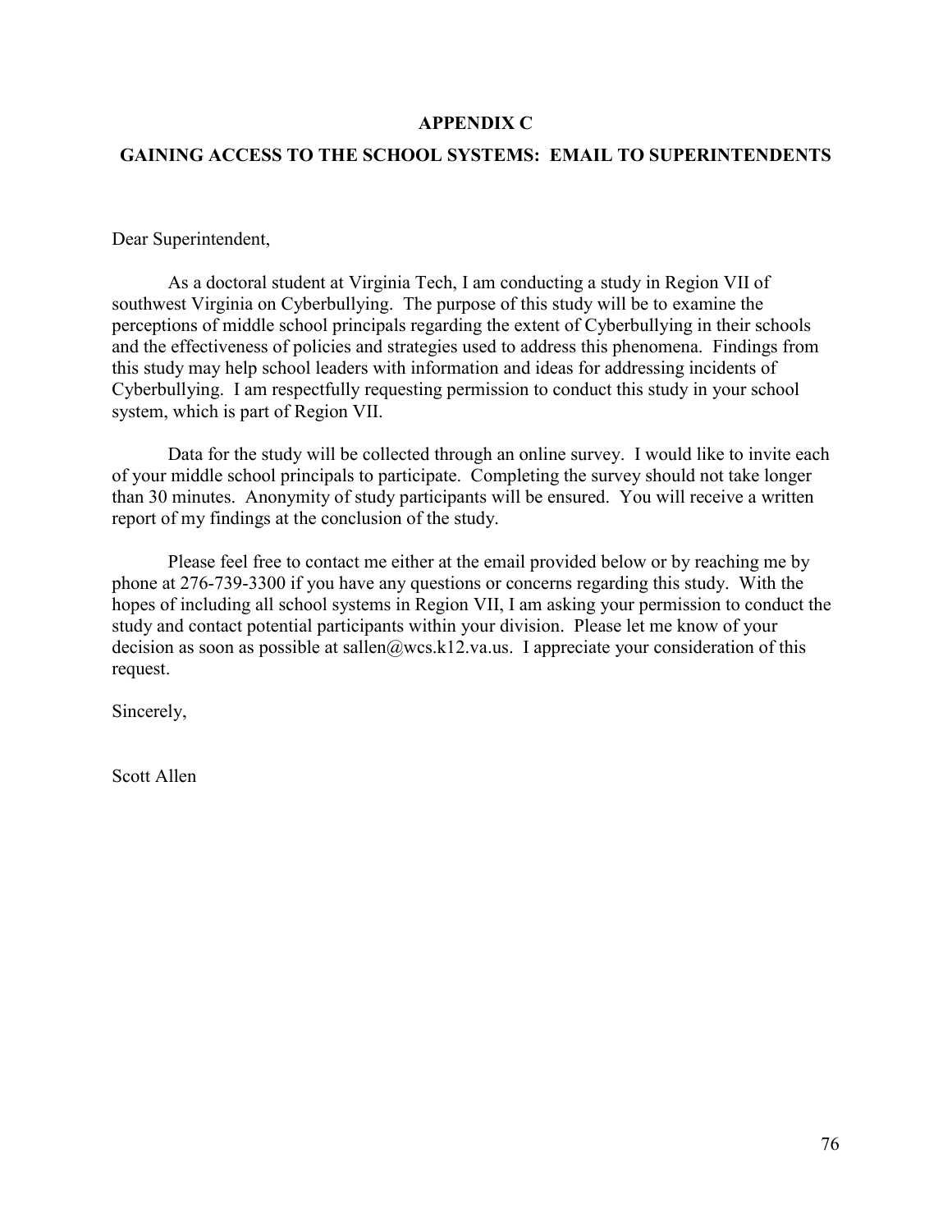# APPENDIX C

## GAINING ACCESS TO THE SCHOOL SYSTEMS: EMAIL TO SUPERINTENDENTS

Dear Superintendent,

As a doctoral student at Virginia Tech, I am conducting a study in Region VII of southwest Virginia on Cyberbullying. The purpose of this study will be to examine the perceptions of middle school principals regarding the extent of Cyberbullying in their schools and the effectiveness of policies and strategies used to address this phenomena. Findings from this study may help school leaders with information and ideas for addressing incidents of Cyberbullying. I am respectfully requesting permission to conduct this study in your school system, which is part of Region VII.

Data for the study will be collected through an online survey. I would like to invite each of your middle school principals to participate. Completing the survey should not take longer than 30 minutes. Anonymity of study participants will be ensured. You will receive a written report of my findings at the conclusion of the study.

Please feel free to contact me either at the email provided below or by reaching me by phone at 276-739-3300 if you have any questions or concerns regarding this study. With the hopes of including all school systems in Region VII, I am asking your permission to conduct the study and contact potential participants within your division. Please let me know of your decision as soon as possible at sallen@wcs.k12.va.us. I appreciate your consideration of this request.

Sincerely,

Scott Allen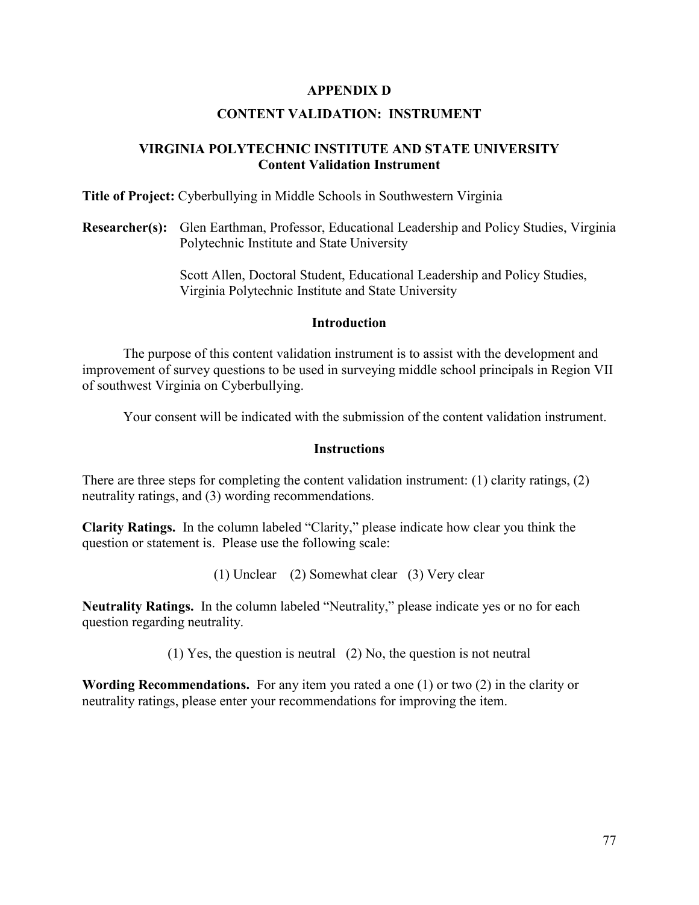# APPENDIX D

## CONTENT VALIDATION: INSTRUMENT

### VIRGINIA POLYTECHNIC INSTITUTE AND STATE UNIVERSITY
### Content Validation Instrument

**Title of Project:** Cyberbullying in Middle Schools in Southwestern Virginia

**Researcher(s):** Glen Earthman, Professor, Educational Leadership and Policy Studies, Virginia Polytechnic Institute and State University

Scott Allen, Doctoral Student, Educational Leadership and Policy Studies, Virginia Polytechnic Institute and State University

### Introduction

The purpose of this content validation instrument is to assist with the development and improvement of survey questions to be used in surveying middle school principals in Region VII of southwest Virginia on Cyberbullying.

Your consent will be indicated with the submission of the content validation instrument.

### Instructions

There are three steps for completing the content validation instrument: (1) clarity ratings, (2) neutrality ratings, and (3) wording recommendations.

**Clarity Ratings.** In the column labeled "Clarity," please indicate how clear you think the question or statement is. Please use the following scale:

(1) Unclear (2) Somewhat clear (3) Very clear

**Neutrality Ratings.** In the column labeled "Neutrality," please indicate yes or no for each question regarding neutrality.

(1) Yes, the question is neutral (2) No, the question is not neutral

**Wording Recommendations.** For any item you rated a one (1) or two (2) in the clarity or neutrality ratings, please enter your recommendations for improving the item.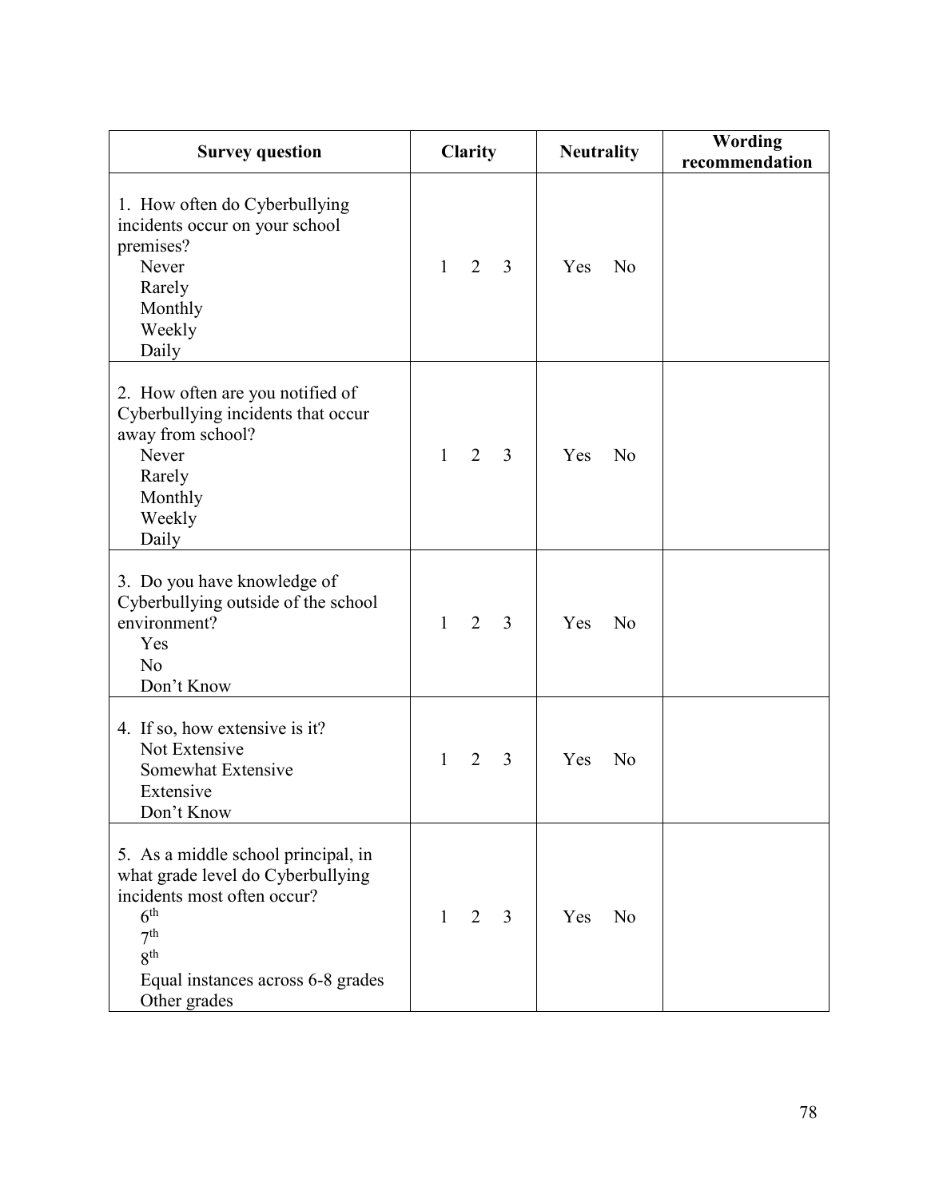| Survey question | Clarity | Neutrality | Wording recommendation |
|---|---|---|---|
| 1. How often do Cyberbullying incidents occur on your school premises?<br>Never<br>Rarely<br>Monthly<br>Weekly<br>Daily | 1 2 3 | Yes No | |
| 2. How often are you notified of Cyberbullying incidents that occur away from school?<br>Never<br>Rarely<br>Monthly<br>Weekly<br>Daily | 1 2 3 | Yes No | |
| 3. Do you have knowledge of Cyberbullying outside of the school environment?<br>Yes<br>No<br>Don't Know | 1 2 3 | Yes No | |
| 4. If so, how extensive is it?<br>Not Extensive<br>Somewhat Extensive<br>Extensive<br>Don't Know | 1 2 3 | Yes No | |
| 5. As a middle school principal, in what grade level do Cyberbullying incidents most often occur?<br>6th<br>7th<br>8th<br>Equal instances across 6-8 grades<br>Other grades | 1 2 3 | Yes No | |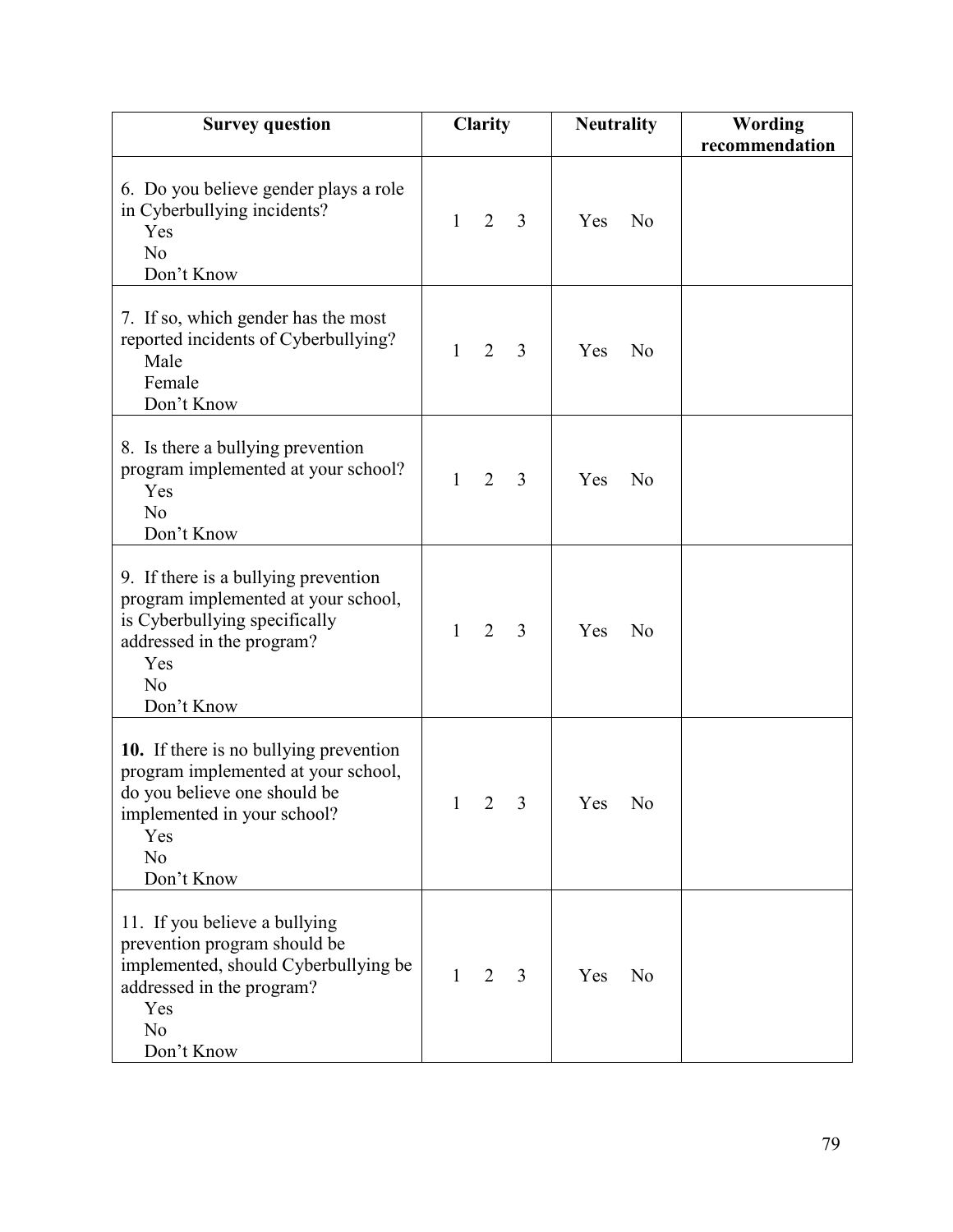| Survey question | Clarity | Neutrality | Wording recommendation |
|---|---|---|---|
| 6. Do you believe gender plays a role in Cyberbullying incidents?<br>Yes<br>No<br>Don't Know | 1 2 3 | Yes No | |
| 7. If so, which gender has the most reported incidents of Cyberbullying?<br>Male<br>Female<br>Don't Know | 1 2 3 | Yes No | |
| 8. Is there a bullying prevention program implemented at your school?<br>Yes<br>No<br>Don't Know | 1 2 3 | Yes No | |
| 9. If there is a bullying prevention program implemented at your school, is Cyberbullying specifically addressed in the program?<br>Yes<br>No<br>Don't Know | 1 2 3 | Yes No | |
| **10.** If there is no bullying prevention program implemented at your school, do you believe one should be implemented in your school?<br>Yes<br>No<br>Don't Know | 1 2 3 | Yes No | |
| 11. If you believe a bullying prevention program should be implemented, should Cyberbullying be addressed in the program?<br>Yes<br>No<br>Don't Know | 1 2 3 | Yes No | |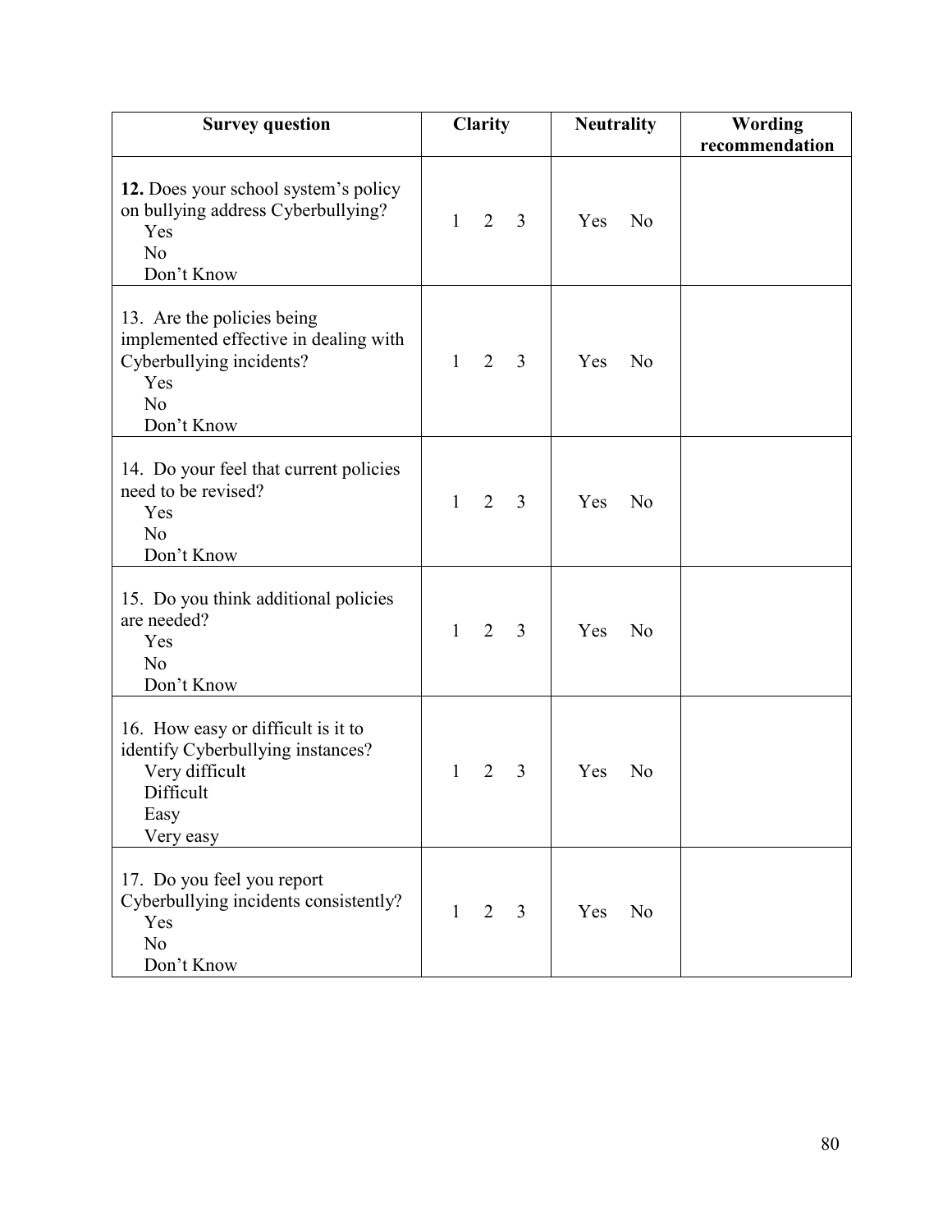| Survey question | Clarity | Neutrality | Wording recommendation |
|---|---|---|---|
| **12.** Does your school system's policy on bullying address Cyberbullying?<br>Yes<br>No<br>Don't Know | 1 2 3 | Yes No | |
| 13. Are the policies being implemented effective in dealing with Cyberbullying incidents?<br>Yes<br>No<br>Don't Know | 1 2 3 | Yes No | |
| 14. Do your feel that current policies need to be revised?<br>Yes<br>No<br>Don't Know | 1 2 3 | Yes No | |
| 15. Do you think additional policies are needed?<br>Yes<br>No<br>Don't Know | 1 2 3 | Yes No | |
| 16. How easy or difficult is it to identify Cyberbullying instances?<br>Very difficult<br>Difficult<br>Easy<br>Very easy | 1 2 3 | Yes No | |
| 17. Do you feel you report Cyberbullying incidents consistently?<br>Yes<br>No<br>Don't Know | 1 2 3 | Yes No | |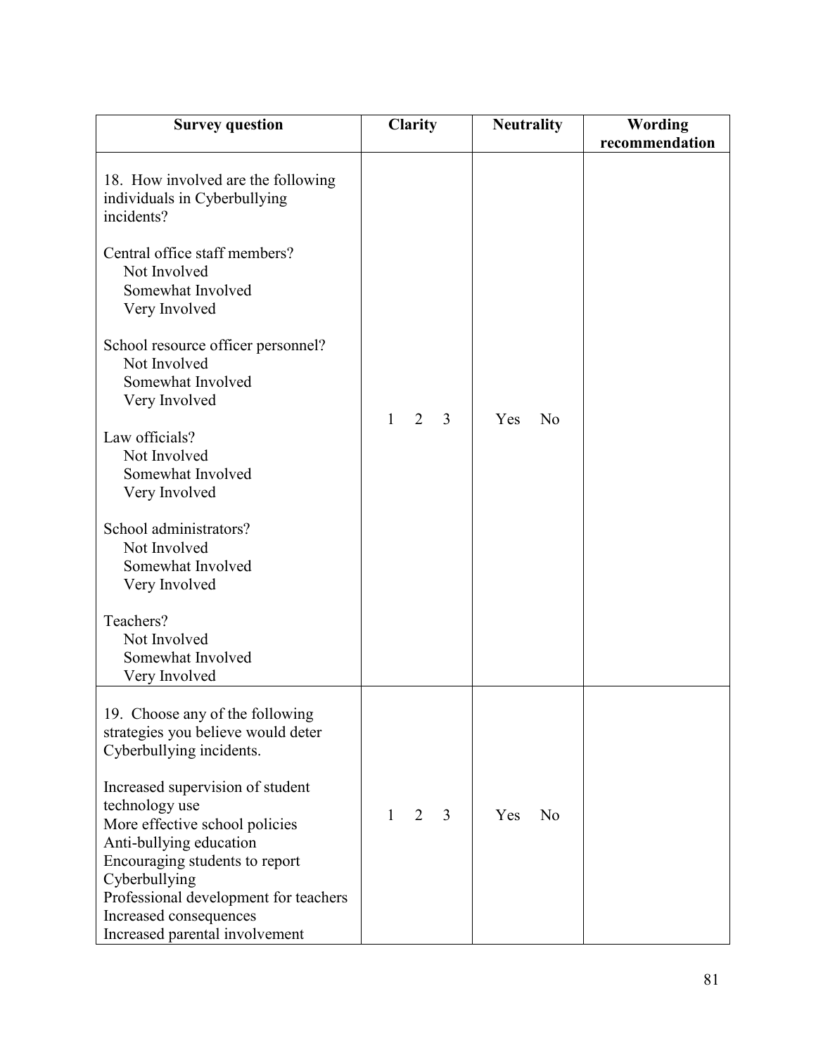| Survey question | Clarity | Neutrality | Wording recommendation |
| --- | --- | --- | --- |
| 18. How involved are the following individuals in Cyberbullying incidents?<br><br>Central office staff members?<br>Not Involved<br>Somewhat Involved<br>Very Involved<br><br>School resource officer personnel?<br>Not Involved<br>Somewhat Involved<br>Very Involved<br><br>Law officials?<br>Not Involved<br>Somewhat Involved<br>Very Involved<br><br>School administrators?<br>Not Involved<br>Somewhat Involved<br>Very Involved<br><br>Teachers?<br>Not Involved<br>Somewhat Involved<br>Very Involved | 1 2 3 | Yes No | |
| 19. Choose any of the following strategies you believe would deter Cyberbullying incidents.<br><br>Increased supervision of student technology use<br>More effective school policies<br>Anti-bullying education<br>Encouraging students to report Cyberbullying<br>Professional development for teachers<br>Increased consequences<br>Increased parental involvement | 1 2 3 | Yes No | |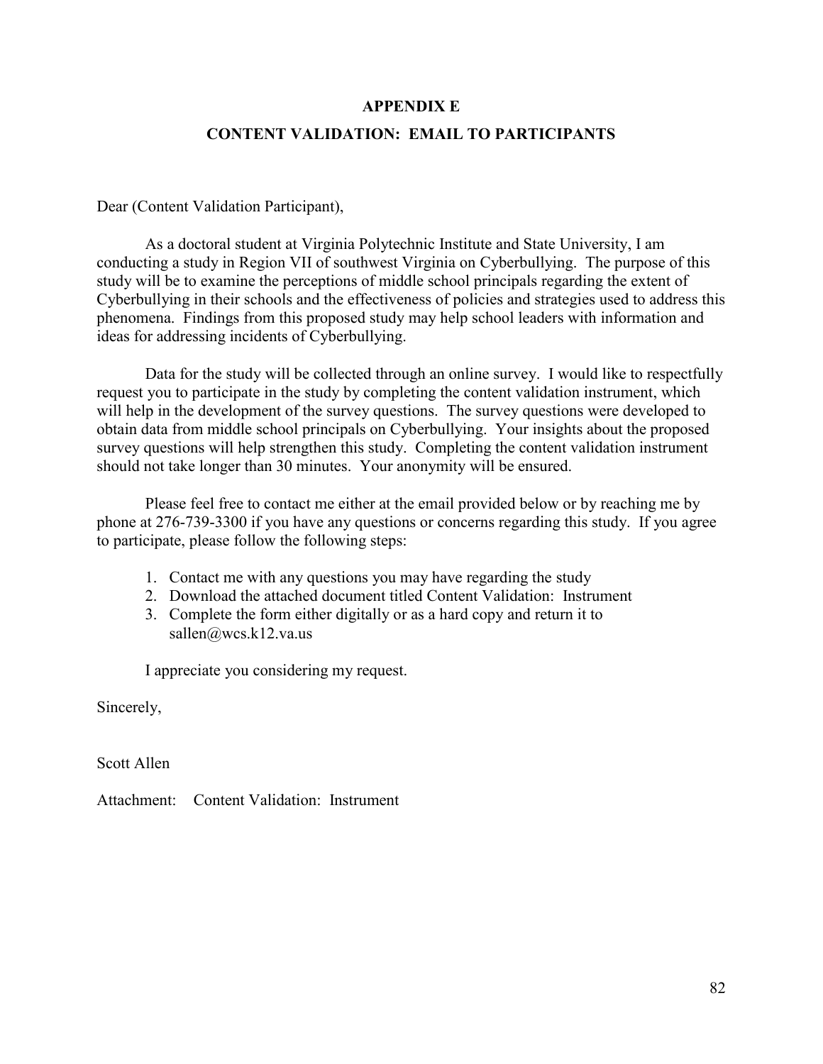# APPENDIX E

## CONTENT VALIDATION: EMAIL TO PARTICIPANTS

Dear (Content Validation Participant),

As a doctoral student at Virginia Polytechnic Institute and State University, I am conducting a study in Region VII of southwest Virginia on Cyberbullying. The purpose of this study will be to examine the perceptions of middle school principals regarding the extent of Cyberbullying in their schools and the effectiveness of policies and strategies used to address this phenomena. Findings from this proposed study may help school leaders with information and ideas for addressing incidents of Cyberbullying.

Data for the study will be collected through an online survey. I would like to respectfully request you to participate in the study by completing the content validation instrument, which will help in the development of the survey questions. The survey questions were developed to obtain data from middle school principals on Cyberbullying. Your insights about the proposed survey questions will help strengthen this study. Completing the content validation instrument should not take longer than 30 minutes. Your anonymity will be ensured.

Please feel free to contact me either at the email provided below or by reaching me by phone at 276-739-3300 if you have any questions or concerns regarding this study. If you agree to participate, please follow the following steps:

1. Contact me with any questions you may have regarding the study
2. Download the attached document titled Content Validation: Instrument
3. Complete the form either digitally or as a hard copy and return it to sallen@wcs.k12.va.us

I appreciate you considering my request.

Sincerely,

Scott Allen

Attachment: Content Validation: Instrument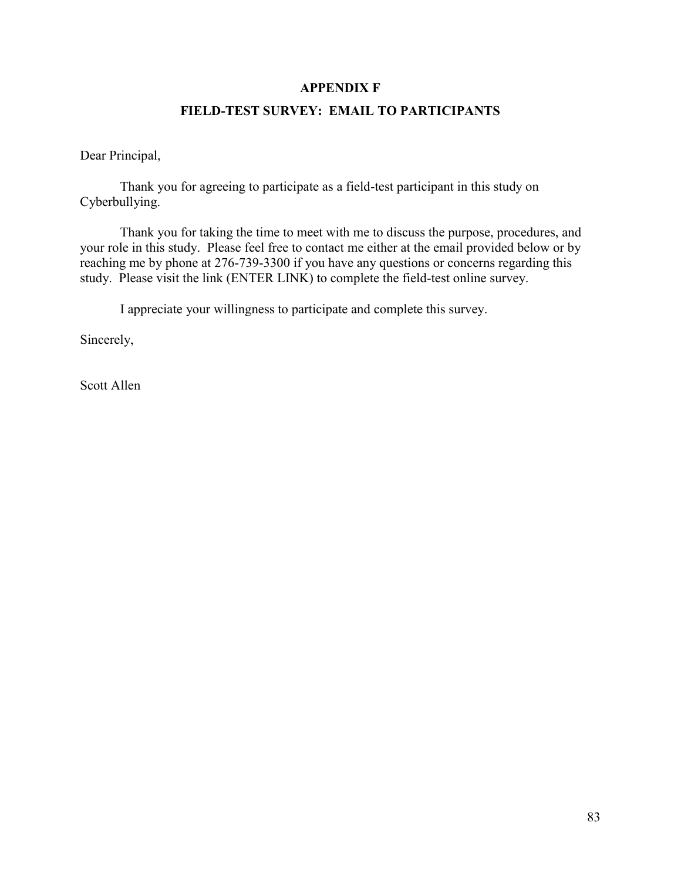## APPENDIX F

## FIELD-TEST SURVEY: EMAIL TO PARTICIPANTS

Dear Principal,

Thank you for agreeing to participate as a field-test participant in this study on Cyberbullying.

Thank you for taking the time to meet with me to discuss the purpose, procedures, and your role in this study. Please feel free to contact me either at the email provided below or by reaching me by phone at 276-739-3300 if you have any questions or concerns regarding this study. Please visit the link (ENTER LINK) to complete the field-test online survey.

I appreciate your willingness to participate and complete this survey.

Sincerely,

Scott Allen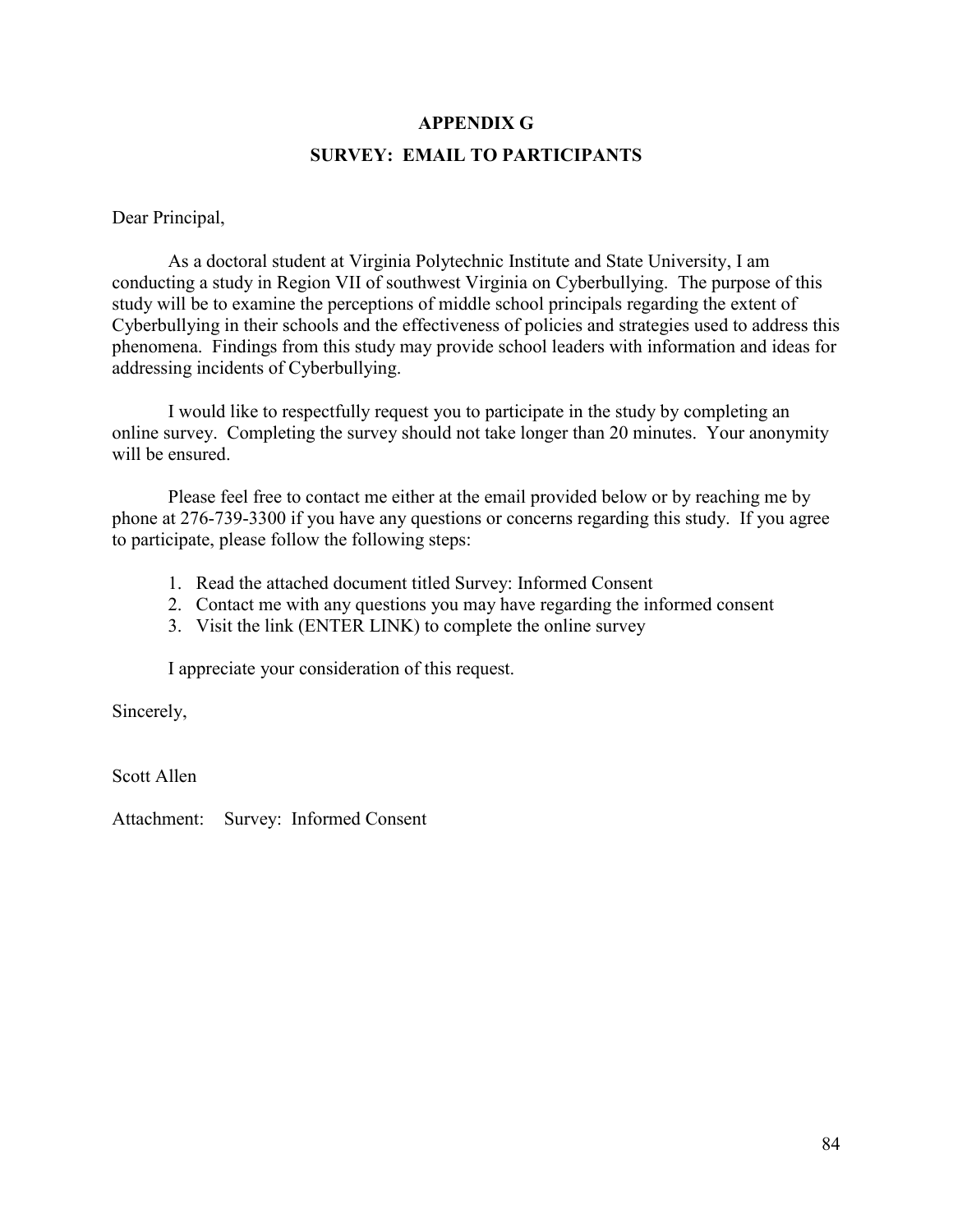# APPENDIX G

## SURVEY: EMAIL TO PARTICIPANTS

Dear Principal,

As a doctoral student at Virginia Polytechnic Institute and State University, I am conducting a study in Region VII of southwest Virginia on Cyberbullying. The purpose of this study will be to examine the perceptions of middle school principals regarding the extent of Cyberbullying in their schools and the effectiveness of policies and strategies used to address this phenomena. Findings from this study may provide school leaders with information and ideas for addressing incidents of Cyberbullying.

I would like to respectfully request you to participate in the study by completing an online survey. Completing the survey should not take longer than 20 minutes. Your anonymity will be ensured.

Please feel free to contact me either at the email provided below or by reaching me by phone at 276-739-3300 if you have any questions or concerns regarding this study. If you agree to participate, please follow the following steps:

1. Read the attached document titled Survey: Informed Consent
2. Contact me with any questions you may have regarding the informed consent
3. Visit the link (ENTER LINK) to complete the online survey

I appreciate your consideration of this request.

Sincerely,

Scott Allen

Attachment: Survey: Informed Consent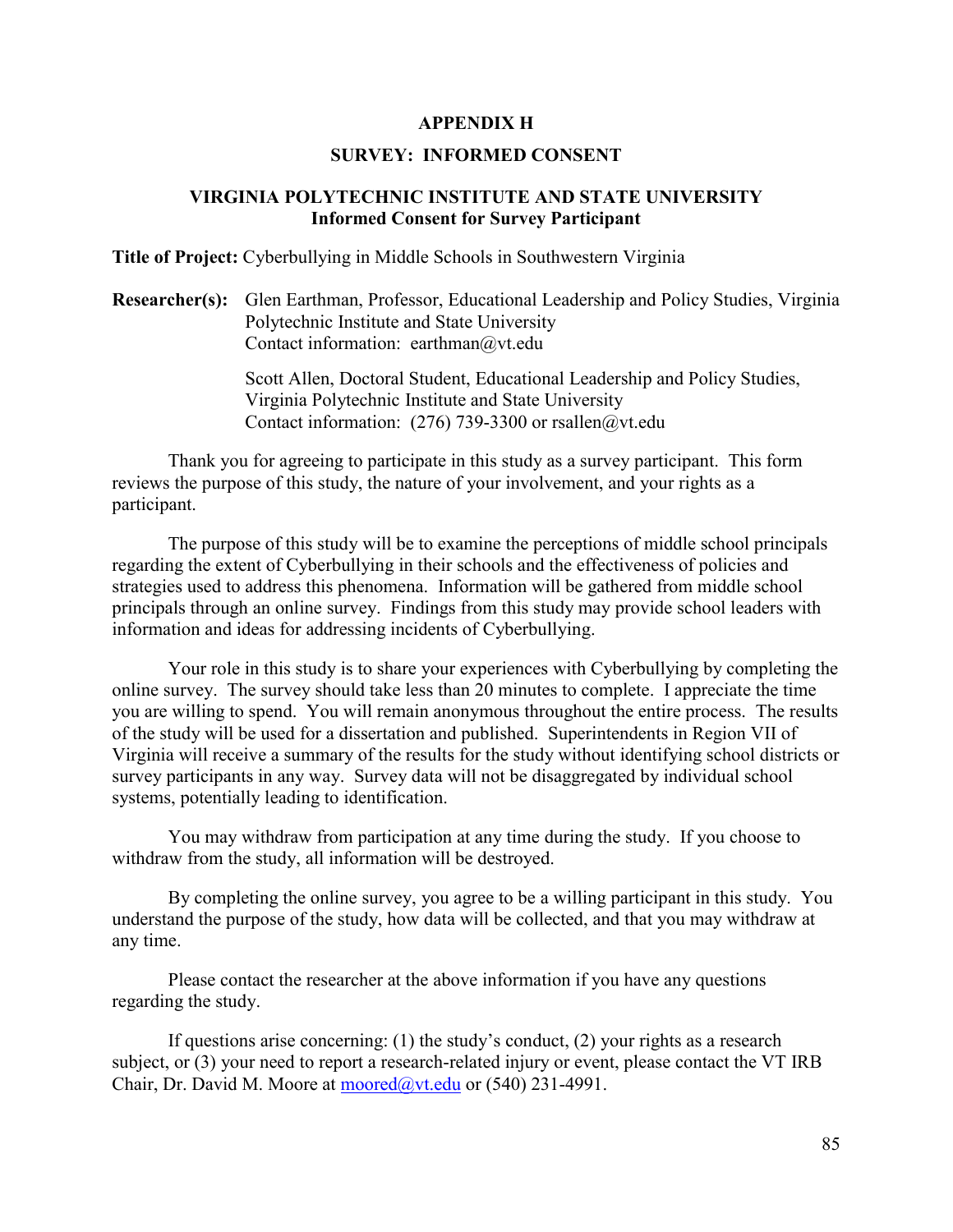# APPENDIX H

## SURVEY: INFORMED CONSENT

### VIRGINIA POLYTECHNIC INSTITUTE AND STATE UNIVERSITY
### Informed Consent for Survey Participant

**Title of Project:** Cyberbullying in Middle Schools in Southwestern Virginia

**Researcher(s):** Glen Earthman, Professor, Educational Leadership and Policy Studies, Virginia Polytechnic Institute and State University
Contact information: earthman@vt.edu

Scott Allen, Doctoral Student, Educational Leadership and Policy Studies, Virginia Polytechnic Institute and State University
Contact information: (276) 739-3300 or rsallen@vt.edu

Thank you for agreeing to participate in this study as a survey participant. This form reviews the purpose of this study, the nature of your involvement, and your rights as a participant.

The purpose of this study will be to examine the perceptions of middle school principals regarding the extent of Cyberbullying in their schools and the effectiveness of policies and strategies used to address this phenomena. Information will be gathered from middle school principals through an online survey. Findings from this study may provide school leaders with information and ideas for addressing incidents of Cyberbullying.

Your role in this study is to share your experiences with Cyberbullying by completing the online survey. The survey should take less than 20 minutes to complete. I appreciate the time you are willing to spend. You will remain anonymous throughout the entire process. The results of the study will be used for a dissertation and published. Superintendents in Region VII of Virginia will receive a summary of the results for the study without identifying school districts or survey participants in any way. Survey data will not be disaggregated by individual school systems, potentially leading to identification.

You may withdraw from participation at any time during the study. If you choose to withdraw from the study, all information will be destroyed.

By completing the online survey, you agree to be a willing participant in this study. You understand the purpose of the study, how data will be collected, and that you may withdraw at any time.

Please contact the researcher at the above information if you have any questions regarding the study.

If questions arise concerning: (1) the study's conduct, (2) your rights as a research subject, or (3) your need to report a research-related injury or event, please contact the VT IRB Chair, Dr. David M. Moore at moored@vt.edu or (540) 231-4991.